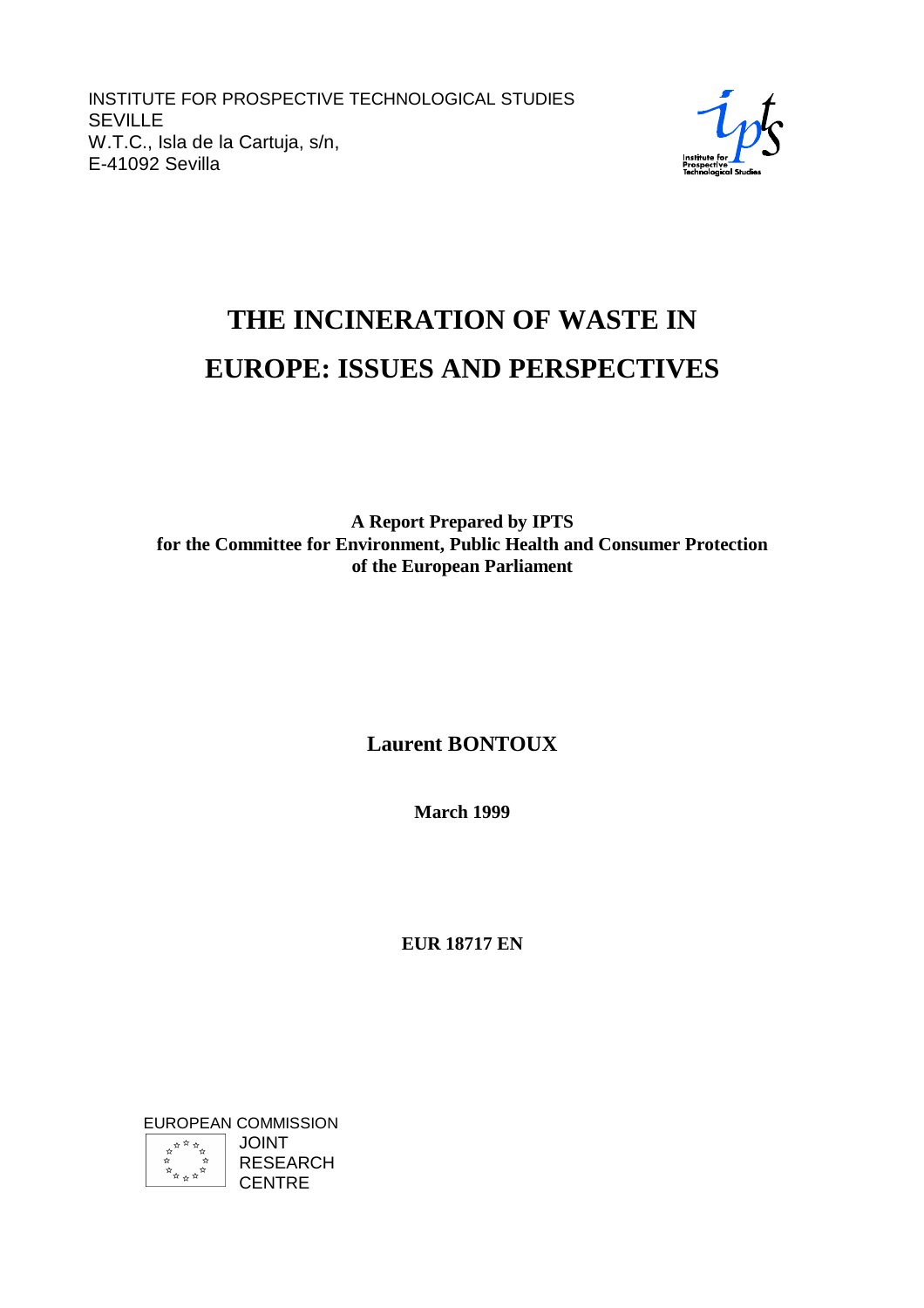INSTITUTE FOR PROSPECTIVE TECHNOLOGICAL STUDIES
SEVILLE
W.T.C., Isla de la Cartuja, s/n,
E-41092 Sevilla

# THE INCINERATION OF WASTE IN EUROPE: ISSUES AND PERSPECTIVES

**A Report Prepared by IPTS
for the Committee for Environment, Public Health and Consumer Protection
of the European Parliament**

**Laurent BONTOUX**

**March 1999**

**EUR 18717 EN**

EUROPEAN COMMISSION
JOINT
RESEARCH
CENTRE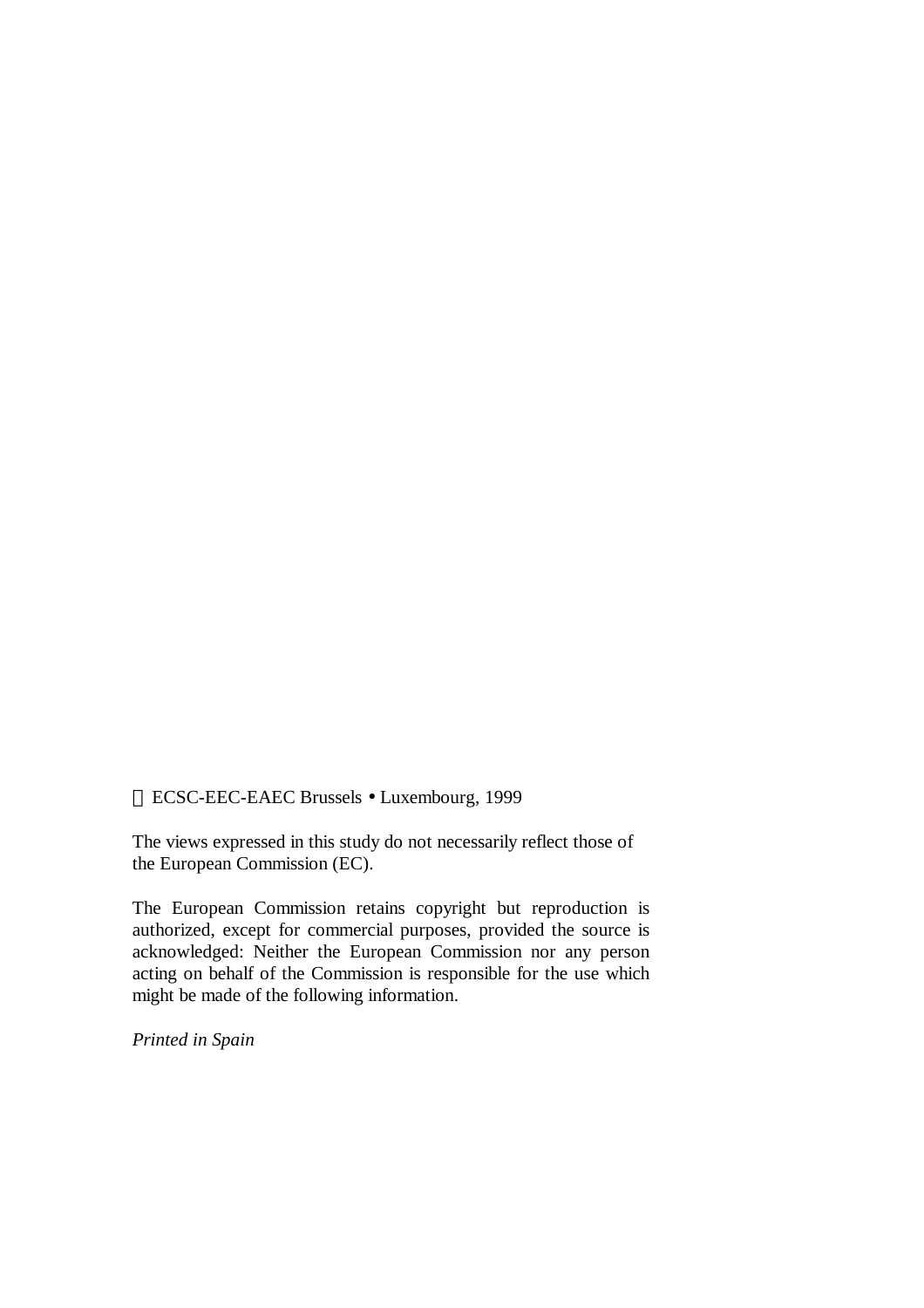© ECSC-EEC-EAEC Brussels • Luxembourg, 1999

The views expressed in this study do not necessarily reflect those of the European Commission (EC).

The European Commission retains copyright but reproduction is authorized, except for commercial purposes, provided the source is acknowledged: Neither the European Commission nor any person acting on behalf of the Commission is responsible for the use which might be made of the following information.

*Printed in Spain*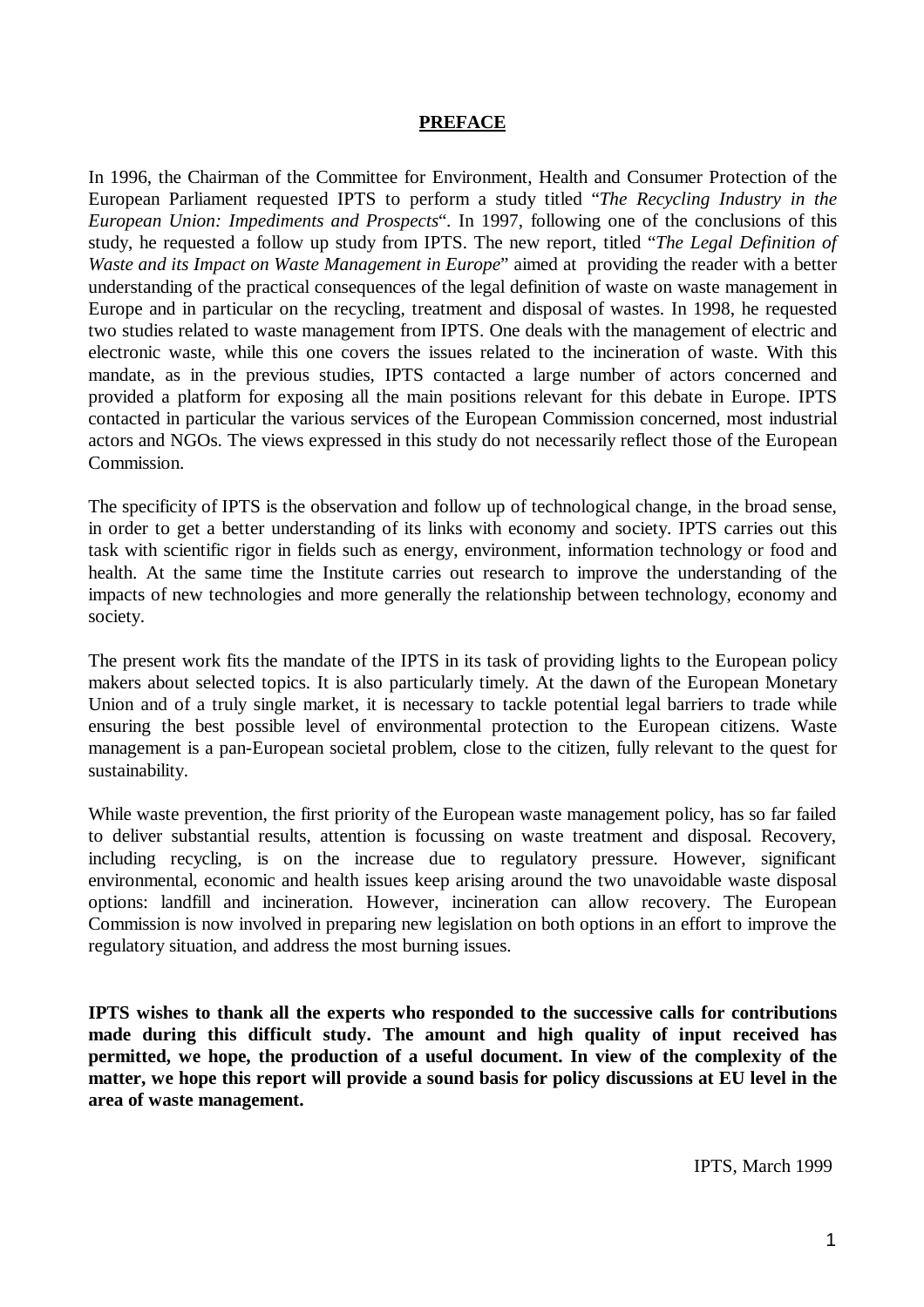## PREFACE

In 1996, the Chairman of the Committee for Environment, Health and Consumer Protection of the European Parliament requested IPTS to perform a study titled "*The Recycling Industry in the European Union: Impediments and Prospects*". In 1997, following one of the conclusions of this study, he requested a follow up study from IPTS. The new report, titled "*The Legal Definition of Waste and its Impact on Waste Management in Europe*" aimed at providing the reader with a better understanding of the practical consequences of the legal definition of waste on waste management in Europe and in particular on the recycling, treatment and disposal of wastes. In 1998, he requested two studies related to waste management from IPTS. One deals with the management of electric and electronic waste, while this one covers the issues related to the incineration of waste. With this mandate, as in the previous studies, IPTS contacted a large number of actors concerned and provided a platform for exposing all the main positions relevant for this debate in Europe. IPTS contacted in particular the various services of the European Commission concerned, most industrial actors and NGOs. The views expressed in this study do not necessarily reflect those of the European Commission.

The specificity of IPTS is the observation and follow up of technological change, in the broad sense, in order to get a better understanding of its links with economy and society. IPTS carries out this task with scientific rigor in fields such as energy, environment, information technology or food and health. At the same time the Institute carries out research to improve the understanding of the impacts of new technologies and more generally the relationship between technology, economy and society.

The present work fits the mandate of the IPTS in its task of providing lights to the European policy makers about selected topics. It is also particularly timely. At the dawn of the European Monetary Union and of a truly single market, it is necessary to tackle potential legal barriers to trade while ensuring the best possible level of environmental protection to the European citizens. Waste management is a pan-European societal problem, close to the citizen, fully relevant to the quest for sustainability.

While waste prevention, the first priority of the European waste management policy, has so far failed to deliver substantial results, attention is focussing on waste treatment and disposal. Recovery, including recycling, is on the increase due to regulatory pressure. However, significant environmental, economic and health issues keep arising around the two unavoidable waste disposal options: landfill and incineration. However, incineration can allow recovery. The European Commission is now involved in preparing new legislation on both options in an effort to improve the regulatory situation, and address the most burning issues.

**IPTS wishes to thank all the experts who responded to the successive calls for contributions made during this difficult study. The amount and high quality of input received has permitted, we hope, the production of a useful document. In view of the complexity of the matter, we hope this report will provide a sound basis for policy discussions at EU level in the area of waste management.**

IPTS, March 1999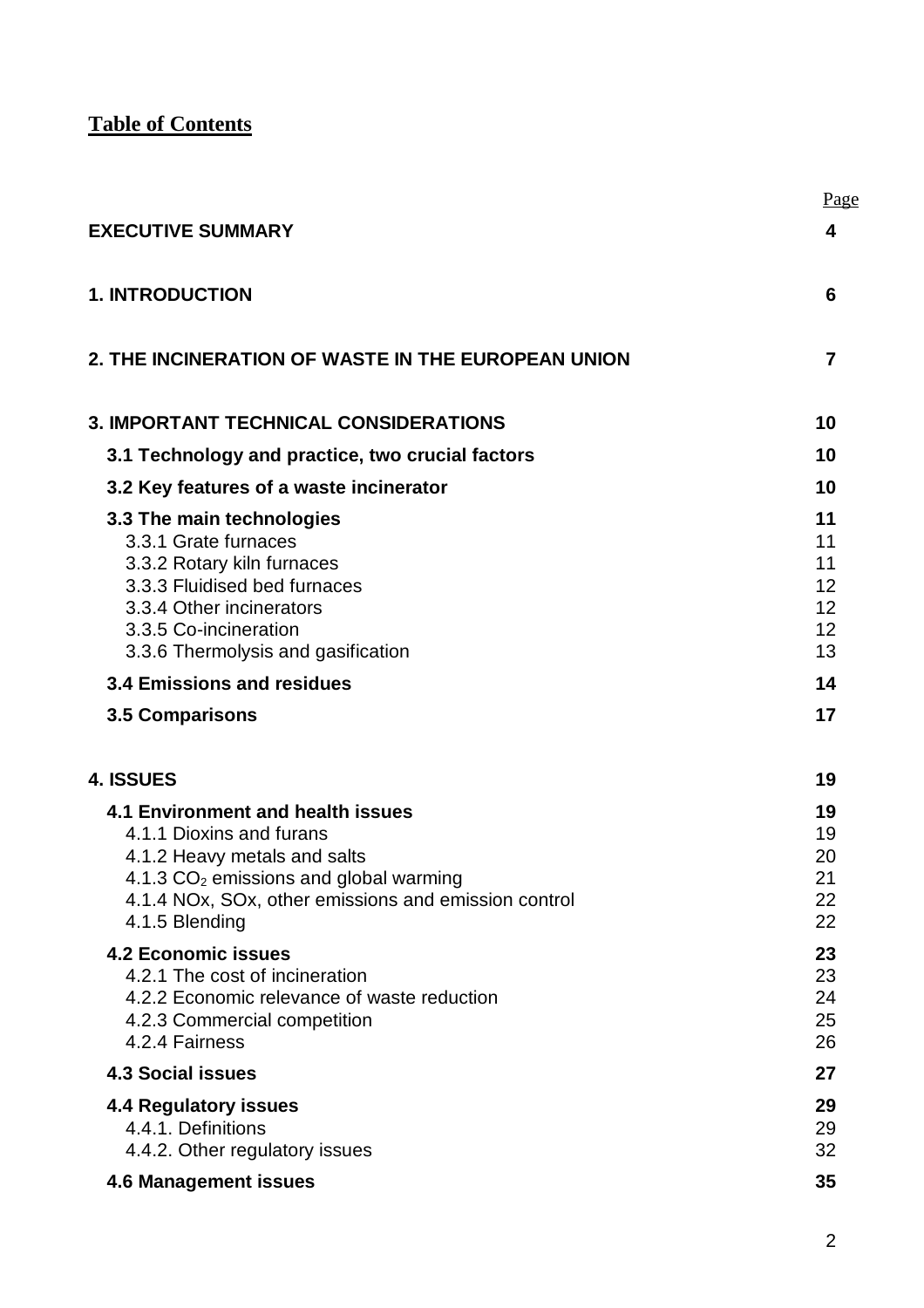# Table of Contents

| | Page |
|---|---|
| **EXECUTIVE SUMMARY** | **4** |
| **1. INTRODUCTION** | **6** |
| **2. THE INCINERATION OF WASTE IN THE EUROPEAN UNION** | **7** |
| **3. IMPORTANT TECHNICAL CONSIDERATIONS** | **10** |
| **3.1 Technology and practice, two crucial factors** | **10** |
| **3.2 Key features of a waste incinerator** | **10** |
| **3.3 The main technologies** | **11** |
| 3.3.1 Grate furnaces | 11 |
| 3.3.2 Rotary kiln furnaces | 11 |
| 3.3.3 Fluidised bed furnaces | 12 |
| 3.3.4 Other incinerators | 12 |
| 3.3.5 Co-incineration | 12 |
| 3.3.6 Thermolysis and gasification | 13 |
| **3.4 Emissions and residues** | **14** |
| **3.5 Comparisons** | **17** |
| **4. ISSUES** | **19** |
| **4.1 Environment and health issues** | **19** |
| 4.1.1 Dioxins and furans | 19 |
| 4.1.2 Heavy metals and salts | 20 |
| 4.1.3 $CO_2$ emissions and global warming | 21 |
| 4.1.4 NOx, SOx, other emissions and emission control | 22 |
| 4.1.5 Blending | 22 |
| **4.2 Economic issues** | **23** |
| 4.2.1 The cost of incineration | 23 |
| 4.2.2 Economic relevance of waste reduction | 24 |
| 4.2.3 Commercial competition | 25 |
| 4.2.4 Fairness | 26 |
| **4.3 Social issues** | **27** |
| **4.4 Regulatory issues** | **29** |
| 4.4.1. Definitions | 29 |
| 4.4.2. Other regulatory issues | 32 |
| **4.6 Management issues** | **35** |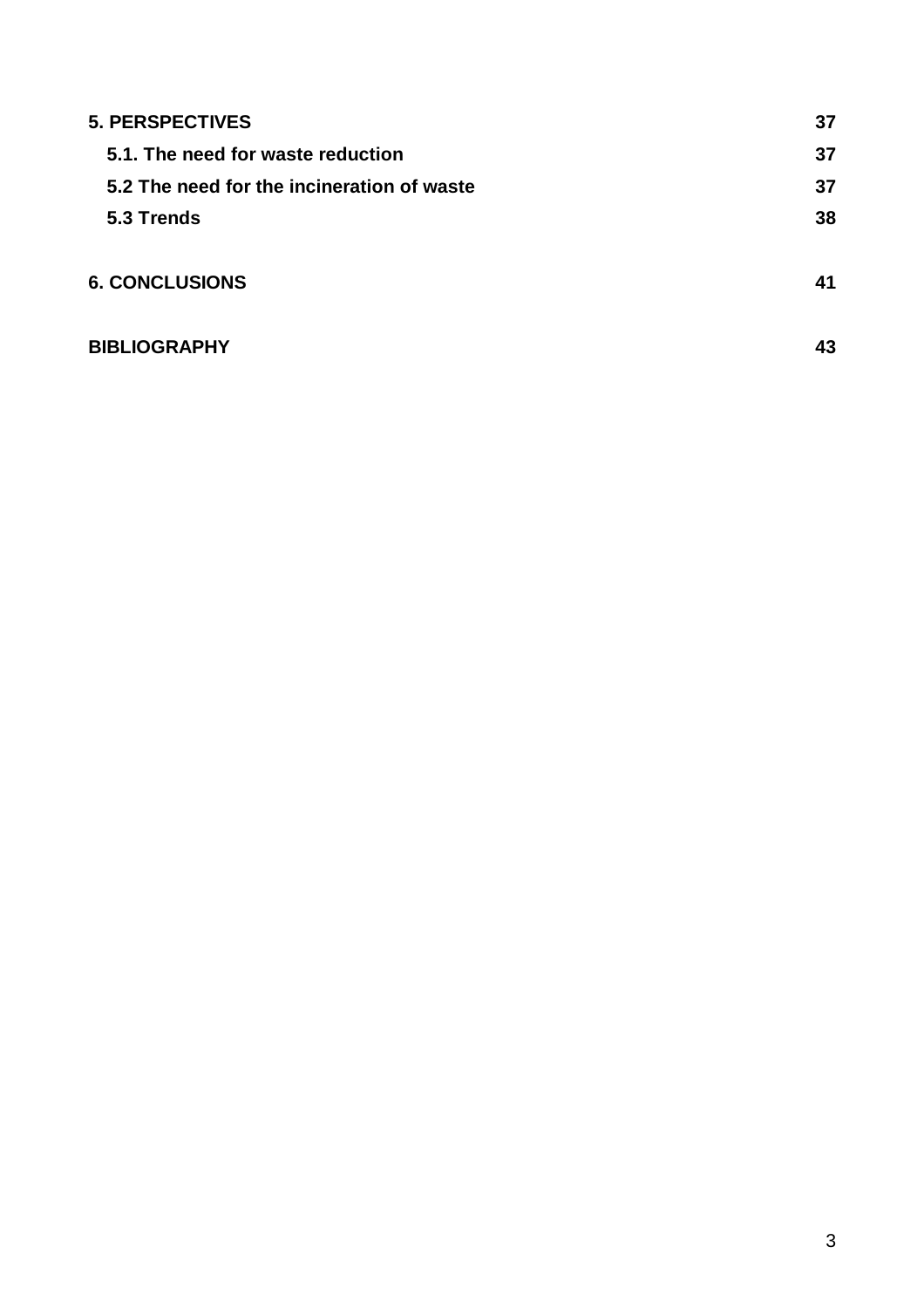**5. PERSPECTIVES** **37**

**5.1. The need for waste reduction** **37**

**5.2 The need for the incineration of waste** **37**

**5.3 Trends** **38**

**6. CONCLUSIONS** **41**

**BIBLIOGRAPHY** **43**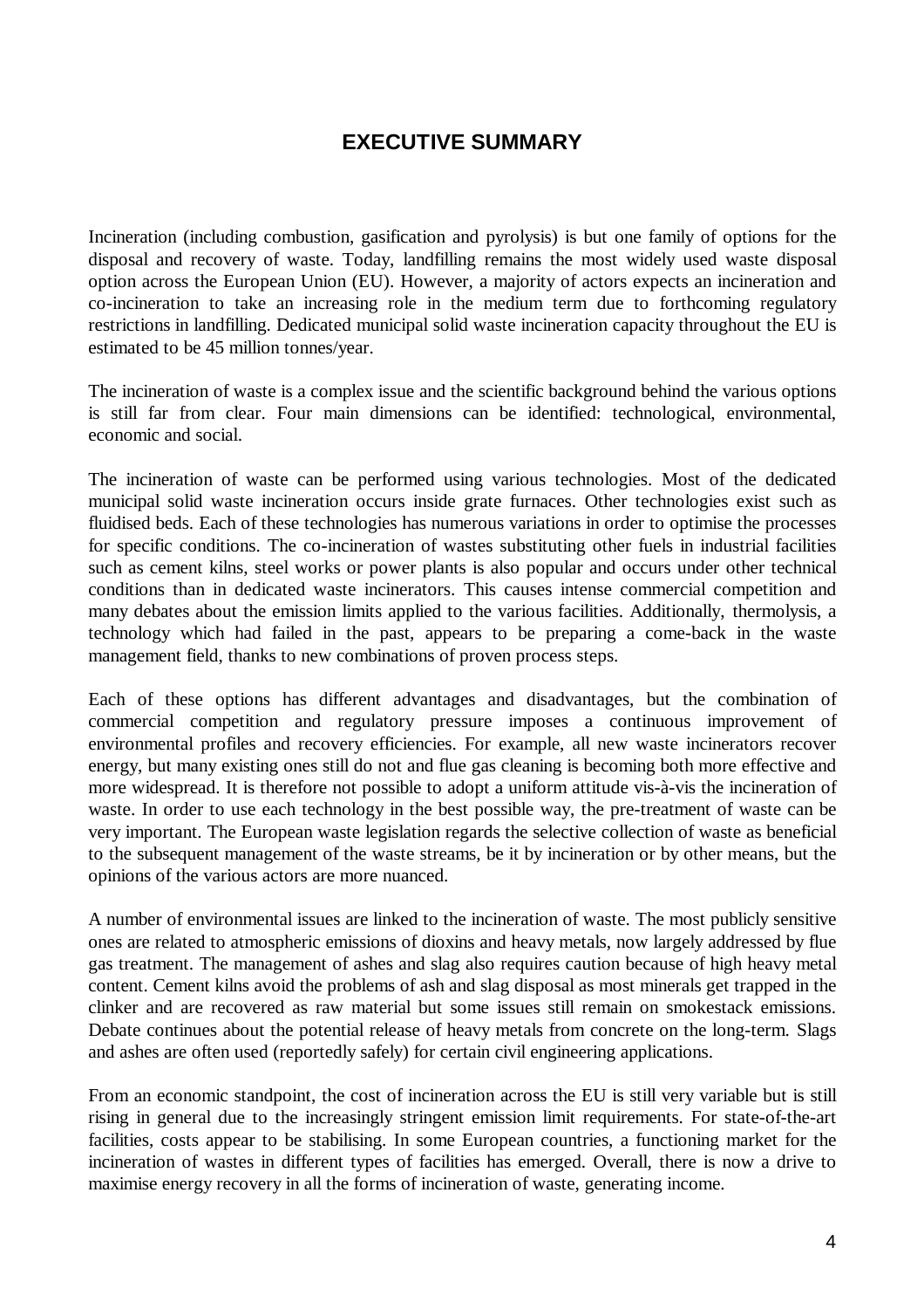# EXECUTIVE SUMMARY

Incineration (including combustion, gasification and pyrolysis) is but one family of options for the disposal and recovery of waste. Today, landfilling remains the most widely used waste disposal option across the European Union (EU). However, a majority of actors expects an incineration and co-incineration to take an increasing role in the medium term due to forthcoming regulatory restrictions in landfilling. Dedicated municipal solid waste incineration capacity throughout the EU is estimated to be 45 million tonnes/year.

The incineration of waste is a complex issue and the scientific background behind the various options is still far from clear. Four main dimensions can be identified: technological, environmental, economic and social.

The incineration of waste can be performed using various technologies. Most of the dedicated municipal solid waste incineration occurs inside grate furnaces. Other technologies exist such as fluidised beds. Each of these technologies has numerous variations in order to optimise the processes for specific conditions. The co-incineration of wastes substituting other fuels in industrial facilities such as cement kilns, steel works or power plants is also popular and occurs under other technical conditions than in dedicated waste incinerators. This causes intense commercial competition and many debates about the emission limits applied to the various facilities. Additionally, thermolysis, a technology which had failed in the past, appears to be preparing a come-back in the waste management field, thanks to new combinations of proven process steps.

Each of these options has different advantages and disadvantages, but the combination of commercial competition and regulatory pressure imposes a continuous improvement of environmental profiles and recovery efficiencies. For example, all new waste incinerators recover energy, but many existing ones still do not and flue gas cleaning is becoming both more effective and more widespread. It is therefore not possible to adopt a uniform attitude vis-à-vis the incineration of waste. In order to use each technology in the best possible way, the pre-treatment of waste can be very important. The European waste legislation regards the selective collection of waste as beneficial to the subsequent management of the waste streams, be it by incineration or by other means, but the opinions of the various actors are more nuanced.

A number of environmental issues are linked to the incineration of waste. The most publicly sensitive ones are related to atmospheric emissions of dioxins and heavy metals, now largely addressed by flue gas treatment. The management of ashes and slag also requires caution because of high heavy metal content. Cement kilns avoid the problems of ash and slag disposal as most minerals get trapped in the clinker and are recovered as raw material but some issues still remain on smokestack emissions. Debate continues about the potential release of heavy metals from concrete on the long-term. Slags and ashes are often used (reportedly safely) for certain civil engineering applications.

From an economic standpoint, the cost of incineration across the EU is still very variable but is still rising in general due to the increasingly stringent emission limit requirements. For state-of-the-art facilities, costs appear to be stabilising. In some European countries, a functioning market for the incineration of wastes in different types of facilities has emerged. Overall, there is now a drive to maximise energy recovery in all the forms of incineration of waste, generating income.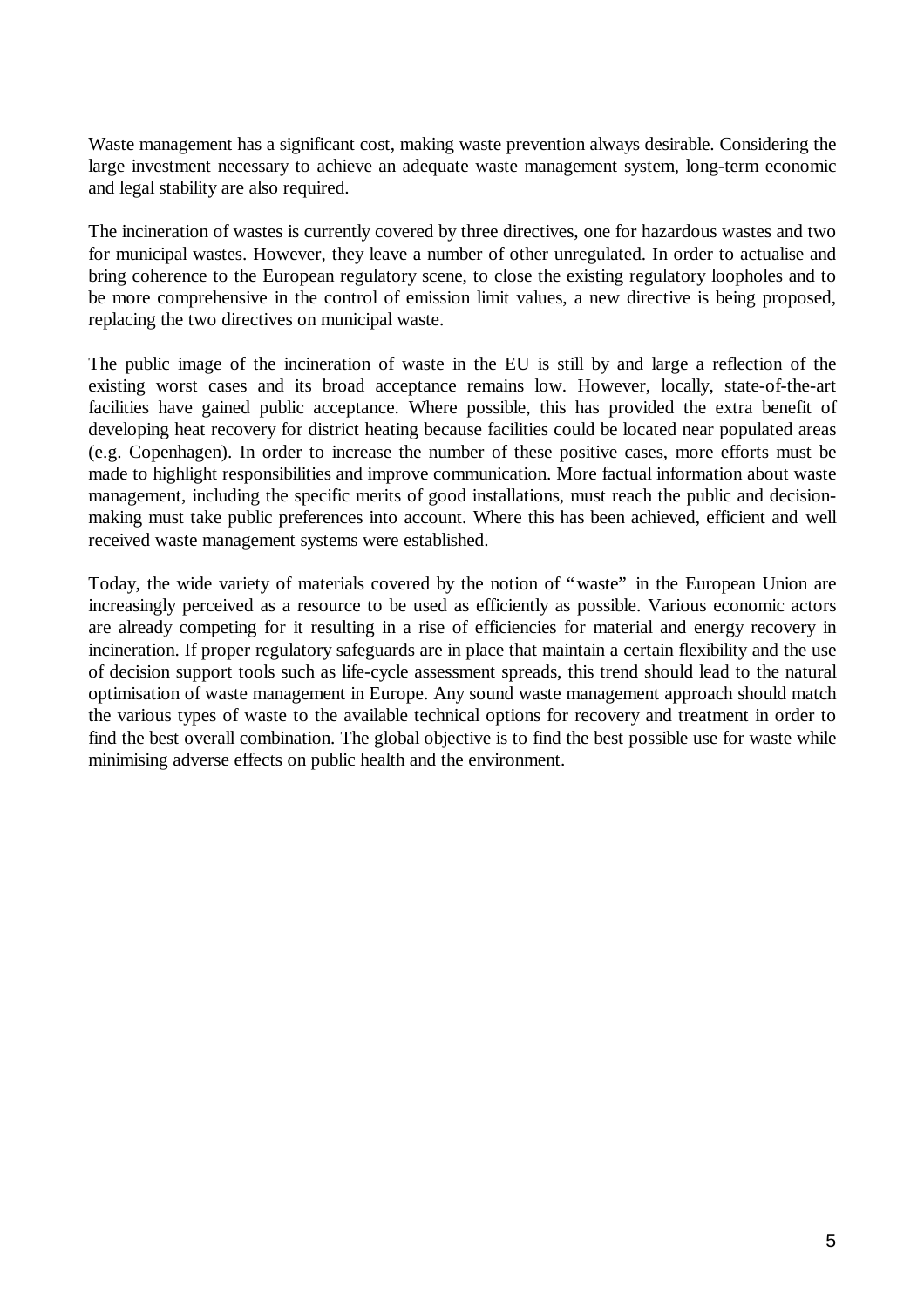Waste management has a significant cost, making waste prevention always desirable. Considering the large investment necessary to achieve an adequate waste management system, long-term economic and legal stability are also required.

The incineration of wastes is currently covered by three directives, one for hazardous wastes and two for municipal wastes. However, they leave a number of other unregulated. In order to actualise and bring coherence to the European regulatory scene, to close the existing regulatory loopholes and to be more comprehensive in the control of emission limit values, a new directive is being proposed, replacing the two directives on municipal waste.

The public image of the incineration of waste in the EU is still by and large a reflection of the existing worst cases and its broad acceptance remains low. However, locally, state-of-the-art facilities have gained public acceptance. Where possible, this has provided the extra benefit of developing heat recovery for district heating because facilities could be located near populated areas (e.g. Copenhagen). In order to increase the number of these positive cases, more efforts must be made to highlight responsibilities and improve communication. More factual information about waste management, including the specific merits of good installations, must reach the public and decision-making must take public preferences into account. Where this has been achieved, efficient and well received waste management systems were established.

Today, the wide variety of materials covered by the notion of "waste" in the European Union are increasingly perceived as a resource to be used as efficiently as possible. Various economic actors are already competing for it resulting in a rise of efficiencies for material and energy recovery in incineration. If proper regulatory safeguards are in place that maintain a certain flexibility and the use of decision support tools such as life-cycle assessment spreads, this trend should lead to the natural optimisation of waste management in Europe. Any sound waste management approach should match the various types of waste to the available technical options for recovery and treatment in order to find the best overall combination. The global objective is to find the best possible use for waste while minimising adverse effects on public health and the environment.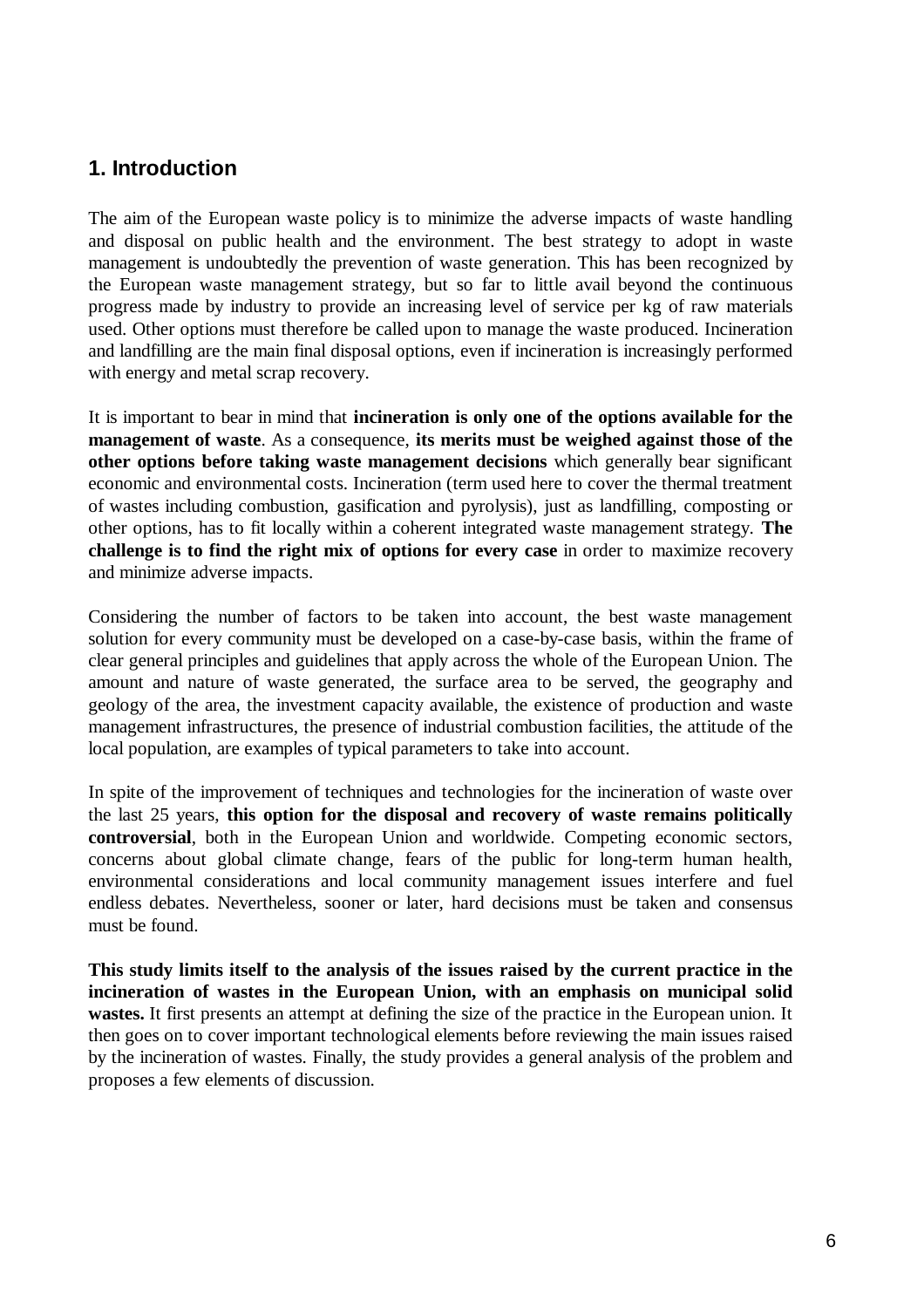## 1. Introduction

The aim of the European waste policy is to minimize the adverse impacts of waste handling and disposal on public health and the environment. The best strategy to adopt in waste management is undoubtedly the prevention of waste generation. This has been recognized by the European waste management strategy, but so far to little avail beyond the continuous progress made by industry to provide an increasing level of service per kg of raw materials used. Other options must therefore be called upon to manage the waste produced. Incineration and landfilling are the main final disposal options, even if incineration is increasingly performed with energy and metal scrap recovery.

It is important to bear in mind that **incineration is only one of the options available for the management of waste**. As a consequence, **its merits must be weighed against those of the other options before taking waste management decisions** which generally bear significant economic and environmental costs. Incineration (term used here to cover the thermal treatment of wastes including combustion, gasification and pyrolysis), just as landfilling, composting or other options, has to fit locally within a coherent integrated waste management strategy. **The challenge is to find the right mix of options for every case** in order to maximize recovery and minimize adverse impacts.

Considering the number of factors to be taken into account, the best waste management solution for every community must be developed on a case-by-case basis, within the frame of clear general principles and guidelines that apply across the whole of the European Union. The amount and nature of waste generated, the surface area to be served, the geography and geology of the area, the investment capacity available, the existence of production and waste management infrastructures, the presence of industrial combustion facilities, the attitude of the local population, are examples of typical parameters to take into account.

In spite of the improvement of techniques and technologies for the incineration of waste over the last 25 years, **this option for the disposal and recovery of waste remains politically controversial**, both in the European Union and worldwide. Competing economic sectors, concerns about global climate change, fears of the public for long-term human health, environmental considerations and local community management issues interfere and fuel endless debates. Nevertheless, sooner or later, hard decisions must be taken and consensus must be found.

**This study limits itself to the analysis of the issues raised by the current practice in the incineration of wastes in the European Union, with an emphasis on municipal solid wastes.** It first presents an attempt at defining the size of the practice in the European union. It then goes on to cover important technological elements before reviewing the main issues raised by the incineration of wastes. Finally, the study provides a general analysis of the problem and proposes a few elements of discussion.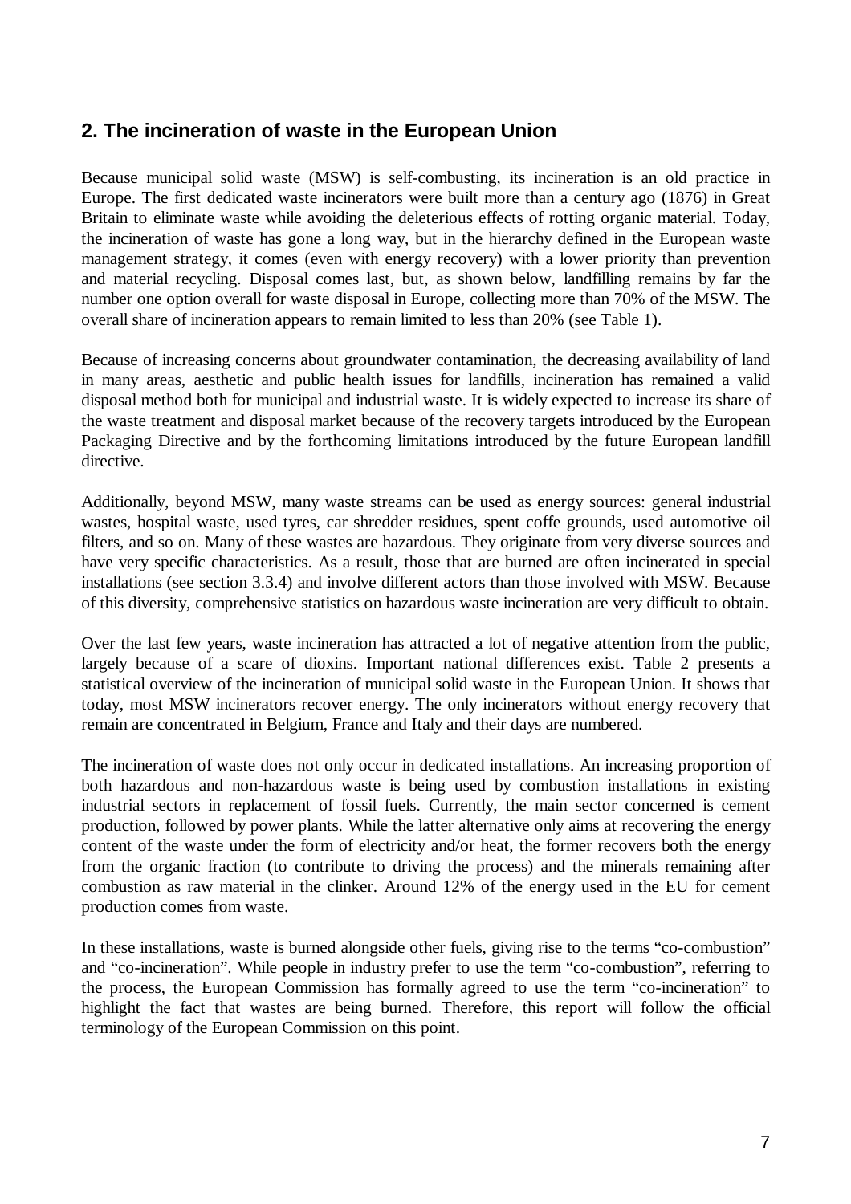## 2. The incineration of waste in the European Union

Because municipal solid waste (MSW) is self-combusting, its incineration is an old practice in Europe. The first dedicated waste incinerators were built more than a century ago (1876) in Great Britain to eliminate waste while avoiding the deleterious effects of rotting organic material. Today, the incineration of waste has gone a long way, but in the hierarchy defined in the European waste management strategy, it comes (even with energy recovery) with a lower priority than prevention and material recycling. Disposal comes last, but, as shown below, landfilling remains by far the number one option overall for waste disposal in Europe, collecting more than 70% of the MSW. The overall share of incineration appears to remain limited to less than 20% (see Table 1).

Because of increasing concerns about groundwater contamination, the decreasing availability of land in many areas, aesthetic and public health issues for landfills, incineration has remained a valid disposal method both for municipal and industrial waste. It is widely expected to increase its share of the waste treatment and disposal market because of the recovery targets introduced by the European Packaging Directive and by the forthcoming limitations introduced by the future European landfill directive.

Additionally, beyond MSW, many waste streams can be used as energy sources: general industrial wastes, hospital waste, used tyres, car shredder residues, spent coffe grounds, used automotive oil filters, and so on. Many of these wastes are hazardous. They originate from very diverse sources and have very specific characteristics. As a result, those that are burned are often incinerated in special installations (see section 3.3.4) and involve different actors than those involved with MSW. Because of this diversity, comprehensive statistics on hazardous waste incineration are very difficult to obtain.

Over the last few years, waste incineration has attracted a lot of negative attention from the public, largely because of a scare of dioxins. Important national differences exist. Table 2 presents a statistical overview of the incineration of municipal solid waste in the European Union. It shows that today, most MSW incinerators recover energy. The only incinerators without energy recovery that remain are concentrated in Belgium, France and Italy and their days are numbered.

The incineration of waste does not only occur in dedicated installations. An increasing proportion of both hazardous and non-hazardous waste is being used by combustion installations in existing industrial sectors in replacement of fossil fuels. Currently, the main sector concerned is cement production, followed by power plants. While the latter alternative only aims at recovering the energy content of the waste under the form of electricity and/or heat, the former recovers both the energy from the organic fraction (to contribute to driving the process) and the minerals remaining after combustion as raw material in the clinker. Around 12% of the energy used in the EU for cement production comes from waste.

In these installations, waste is burned alongside other fuels, giving rise to the terms "co-combustion" and "co-incineration". While people in industry prefer to use the term "co-combustion", referring to the process, the European Commission has formally agreed to use the term "co-incineration" to highlight the fact that wastes are being burned. Therefore, this report will follow the official terminology of the European Commission on this point.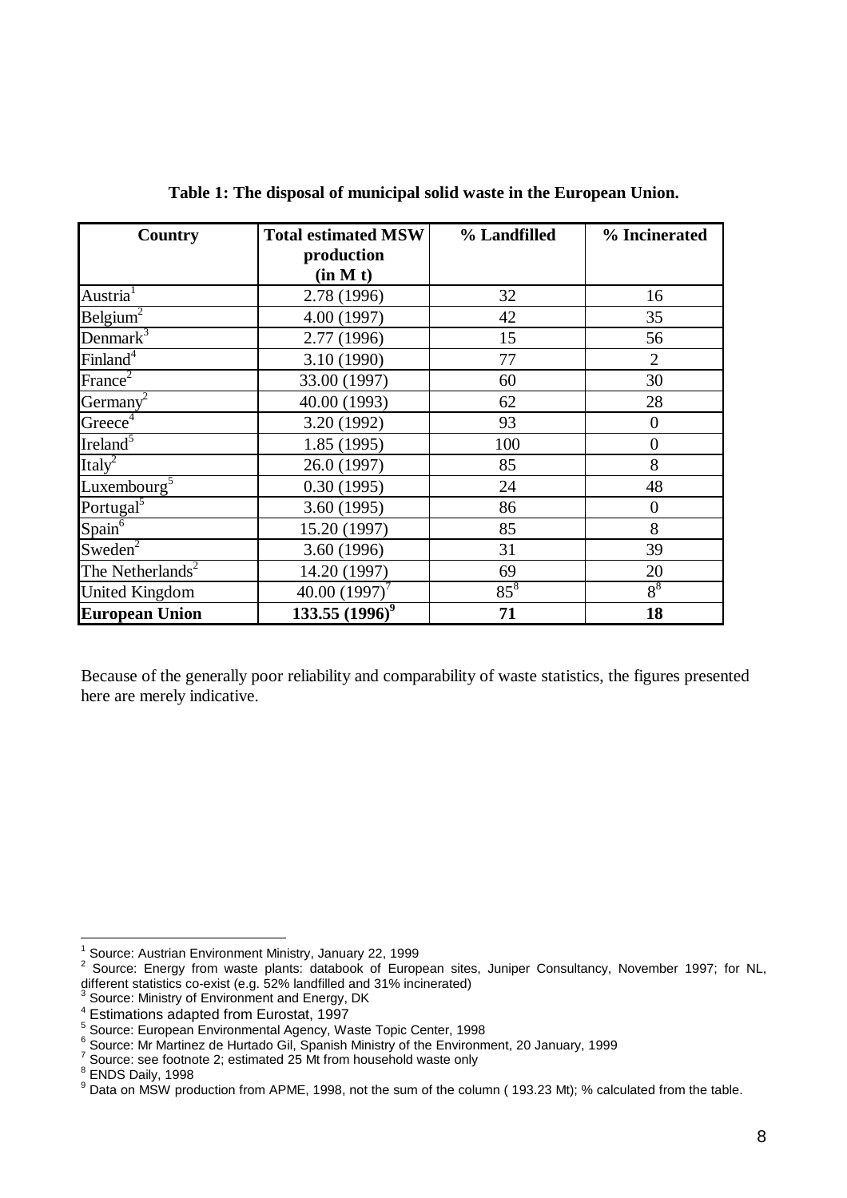**Table 1: The disposal of municipal solid waste in the European Union.**

| Country | Total estimated MSW production (in M t) | % Landfilled | % Incinerated |
|---|---|---|---|
| Austria[1] | 2.78 (1996) | 32 | 16 |
| Belgium[2] | 4.00 (1997) | 42 | 35 |
| Denmark[3] | 2.77 (1996) | 15 | 56 |
| Finland[4] | 3.10 (1990) | 77 | 2 |
| France[2] | 33.00 (1997) | 60 | 30 |
| Germany[2] | 40.00 (1993) | 62 | 28 |
| Greece[4] | 3.20 (1992) | 93 | 0 |
| Ireland[5] | 1.85 (1995) | 100 | 0 |
| Italy[2] | 26.0 (1997) | 85 | 8 |
| Luxembourg[5] | 0.30 (1995) | 24 | 48 |
| Portugal[5] | 3.60 (1995) | 86 | 0 |
| Spain[6] | 15.20 (1997) | 85 | 8 |
| Sweden[2] | 3.60 (1996) | 31 | 39 |
| The Netherlands[2] | 14.20 (1997) | 69 | 20 |
| United Kingdom | 40.00 (1997)[7] | 85[8] | 8[8] |
| **European Union** | **133.55 (1996)[9]** | **71** | **18** |

Because of the generally poor reliability and comparability of waste statistics, the figures presented here are merely indicative.

---

[1] Source: Austrian Environment Ministry, January 22, 1999

[2] Source: Energy from waste plants: databook of European sites, Juniper Consultancy, November 1997; for NL, different statistics co-exist (e.g. 52% landfilled and 31% incinerated)

[3] Source: Ministry of Environment and Energy, DK

[4] Estimations adapted from Eurostat, 1997

[5] Source: European Environmental Agency, Waste Topic Center, 1998

[6] Source: Mr Martinez de Hurtado Gil, Spanish Ministry of the Environment, 20 January, 1999

[7] Source: see footnote 2; estimated 25 Mt from household waste only

[8] ENDS Daily, 1998

[9] Data on MSW production from APME, 1998, not the sum of the column ( 193.23 Mt); % calculated from the table.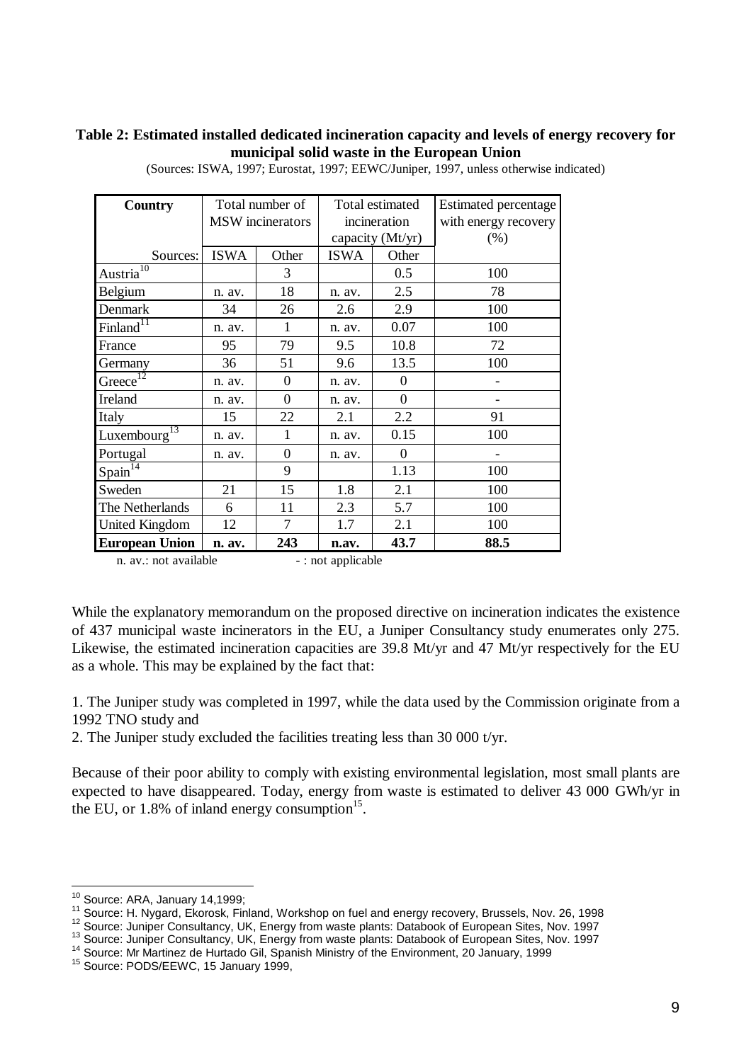**Table 2: Estimated installed dedicated incineration capacity and levels of energy recovery for municipal solid waste in the European Union**

(Sources: ISWA, 1997; Eurostat, 1997; EEWC/Juniper, 1997, unless otherwise indicated)

| Country | Total number of MSW incinerators | | Total estimated incineration capacity (Mt/yr) | | Estimated percentage with energy recovery (%) |
|---|---|---|---|---|---|
| Sources: | ISWA | Other | ISWA | Other | |
| Austria[10] | | 3 | | 0.5 | 100 |
| Belgium | n. av. | 18 | n. av. | 2.5 | 78 |
| Denmark | 34 | 26 | 2.6 | 2.9 | 100 |
| Finland[11] | n. av. | 1 | n. av. | 0.07 | 100 |
| France | 95 | 79 | 9.5 | 10.8 | 72 |
| Germany | 36 | 51 | 9.6 | 13.5 | 100 |
| Greece[12] | n. av. | 0 | n. av. | 0 | - |
| Ireland | n. av. | 0 | n. av. | 0 | - |
| Italy | 15 | 22 | 2.1 | 2.2 | 91 |
| Luxembourg[13] | n. av. | 1 | n. av. | 0.15 | 100 |
| Portugal | n. av. | 0 | n. av. | 0 | - |
| Spain[14] | | 9 | | 1.13 | 100 |
| Sweden | 21 | 15 | 1.8 | 2.1 | 100 |
| The Netherlands | 6 | 11 | 2.3 | 5.7 | 100 |
| United Kingdom | 12 | 7 | 1.7 | 2.1 | 100 |
| **European Union** | **n. av.** | **243** | **n.av.** | **43.7** | **88.5** |

n. av.: not available - : not applicable

While the explanatory memorandum on the proposed directive on incineration indicates the existence of 437 municipal waste incinerators in the EU, a Juniper Consultancy study enumerates only 275. Likewise, the estimated incineration capacities are 39.8 Mt/yr and 47 Mt/yr respectively for the EU as a whole. This may be explained by the fact that:

1. The Juniper study was completed in 1997, while the data used by the Commission originate from a 1992 TNO study and
2. The Juniper study excluded the facilities treating less than 30 000 t/yr.

Because of their poor ability to comply with existing environmental legislation, most small plants are expected to have disappeared. Today, energy from waste is estimated to deliver 43 000 GWh/yr in the EU, or 1.8% of inland energy consumption[15].

---

[10] Source: ARA, January 14,1999;
[11] Source: H. Nygard, Ekorosk, Finland, Workshop on fuel and energy recovery, Brussels, Nov. 26, 1998
[12] Source: Juniper Consultancy, UK, Energy from waste plants: Databook of European Sites, Nov. 1997
[13] Source: Juniper Consultancy, UK, Energy from waste plants: Databook of European Sites, Nov. 1997
[14] Source: Mr Martinez de Hurtado Gil, Spanish Ministry of the Environment, 20 January, 1999
[15] Source: PODS/EEWC, 15 January 1999,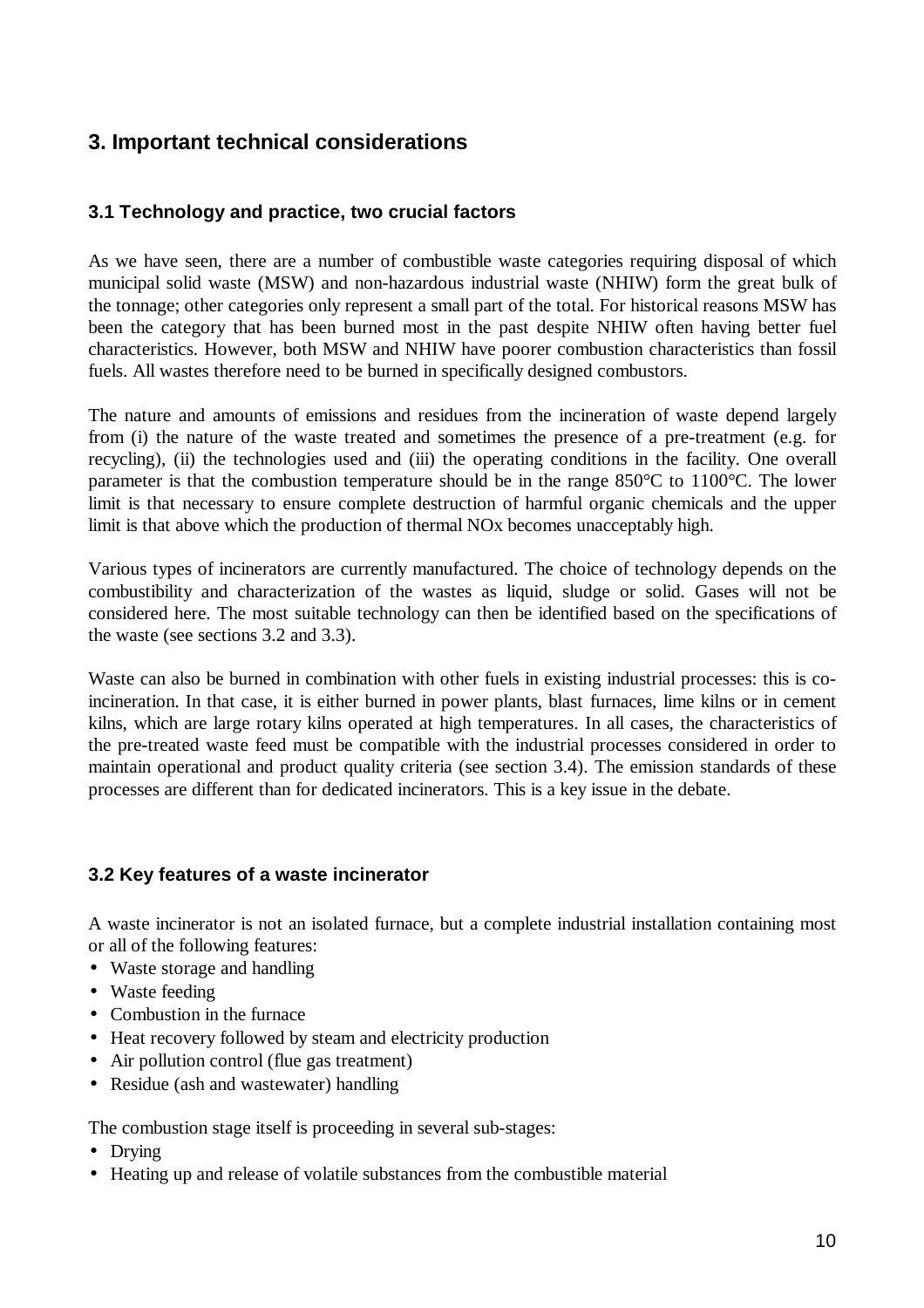## 3. Important technical considerations

### 3.1 Technology and practice, two crucial factors

As we have seen, there are a number of combustible waste categories requiring disposal of which municipal solid waste (MSW) and non-hazardous industrial waste (NHIW) form the great bulk of the tonnage; other categories only represent a small part of the total. For historical reasons MSW has been the category that has been burned most in the past despite NHIW often having better fuel characteristics. However, both MSW and NHIW have poorer combustion characteristics than fossil fuels. All wastes therefore need to be burned in specifically designed combustors.

The nature and amounts of emissions and residues from the incineration of waste depend largely from (i) the nature of the waste treated and sometimes the presence of a pre-treatment (e.g. for recycling), (ii) the technologies used and (iii) the operating conditions in the facility. One overall parameter is that the combustion temperature should be in the range 850°C to 1100°C. The lower limit is that necessary to ensure complete destruction of harmful organic chemicals and the upper limit is that above which the production of thermal NOx becomes unacceptably high.

Various types of incinerators are currently manufactured. The choice of technology depends on the combustibility and characterization of the wastes as liquid, sludge or solid. Gases will not be considered here. The most suitable technology can then be identified based on the specifications of the waste (see sections 3.2 and 3.3).

Waste can also be burned in combination with other fuels in existing industrial processes: this is co-incineration. In that case, it is either burned in power plants, blast furnaces, lime kilns or in cement kilns, which are large rotary kilns operated at high temperatures. In all cases, the characteristics of the pre-treated waste feed must be compatible with the industrial processes considered in order to maintain operational and product quality criteria (see section 3.4). The emission standards of these processes are different than for dedicated incinerators. This is a key issue in the debate.

### 3.2 Key features of a waste incinerator

A waste incinerator is not an isolated furnace, but a complete industrial installation containing most or all of the following features:

- Waste storage and handling
- Waste feeding
- Combustion in the furnace
- Heat recovery followed by steam and electricity production
- Air pollution control (flue gas treatment)
- Residue (ash and wastewater) handling

The combustion stage itself is proceeding in several sub-stages:

- Drying
- Heating up and release of volatile substances from the combustible material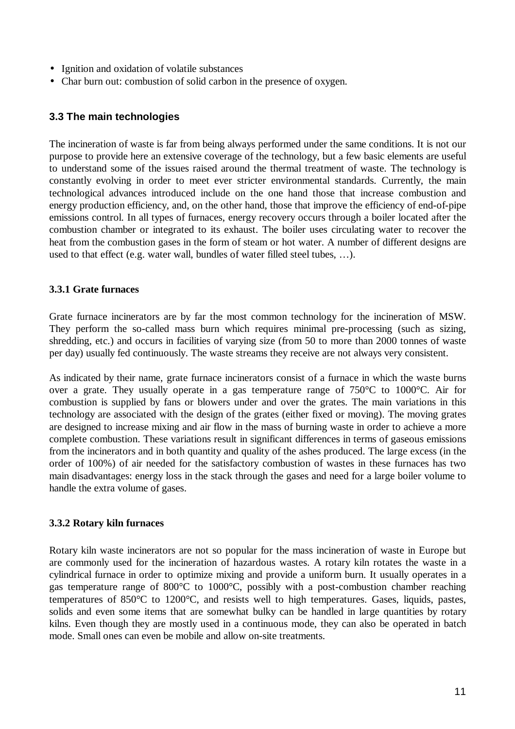- Ignition and oxidation of volatile substances
- Char burn out: combustion of solid carbon in the presence of oxygen.

### 3.3 The main technologies

The incineration of waste is far from being always performed under the same conditions. It is not our purpose to provide here an extensive coverage of the technology, but a few basic elements are useful to understand some of the issues raised around the thermal treatment of waste. The technology is constantly evolving in order to meet ever stricter environmental standards. Currently, the main technological advances introduced include on the one hand those that increase combustion and energy production efficiency, and, on the other hand, those that improve the efficiency of end-of-pipe emissions control. In all types of furnaces, energy recovery occurs through a boiler located after the combustion chamber or integrated to its exhaust. The boiler uses circulating water to recover the heat from the combustion gases in the form of steam or hot water. A number of different designs are used to that effect (e.g. water wall, bundles of water filled steel tubes, …).

#### 3.3.1 Grate furnaces

Grate furnace incinerators are by far the most common technology for the incineration of MSW. They perform the so-called mass burn which requires minimal pre-processing (such as sizing, shredding, etc.) and occurs in facilities of varying size (from 50 to more than 2000 tonnes of waste per day) usually fed continuously. The waste streams they receive are not always very consistent.

As indicated by their name, grate furnace incinerators consist of a furnace in which the waste burns over a grate. They usually operate in a gas temperature range of 750°C to 1000°C. Air for combustion is supplied by fans or blowers under and over the grates. The main variations in this technology are associated with the design of the grates (either fixed or moving). The moving grates are designed to increase mixing and air flow in the mass of burning waste in order to achieve a more complete combustion. These variations result in significant differences in terms of gaseous emissions from the incinerators and in both quantity and quality of the ashes produced. The large excess (in the order of 100%) of air needed for the satisfactory combustion of wastes in these furnaces has two main disadvantages: energy loss in the stack through the gases and need for a large boiler volume to handle the extra volume of gases.

#### 3.3.2 Rotary kiln furnaces

Rotary kiln waste incinerators are not so popular for the mass incineration of waste in Europe but are commonly used for the incineration of hazardous wastes. A rotary kiln rotates the waste in a cylindrical furnace in order to optimize mixing and provide a uniform burn. It usually operates in a gas temperature range of 800°C to 1000°C, possibly with a post-combustion chamber reaching temperatures of 850°C to 1200°C, and resists well to high temperatures. Gases, liquids, pastes, solids and even some items that are somewhat bulky can be handled in large quantities by rotary kilns. Even though they are mostly used in a continuous mode, they can also be operated in batch mode. Small ones can even be mobile and allow on-site treatments.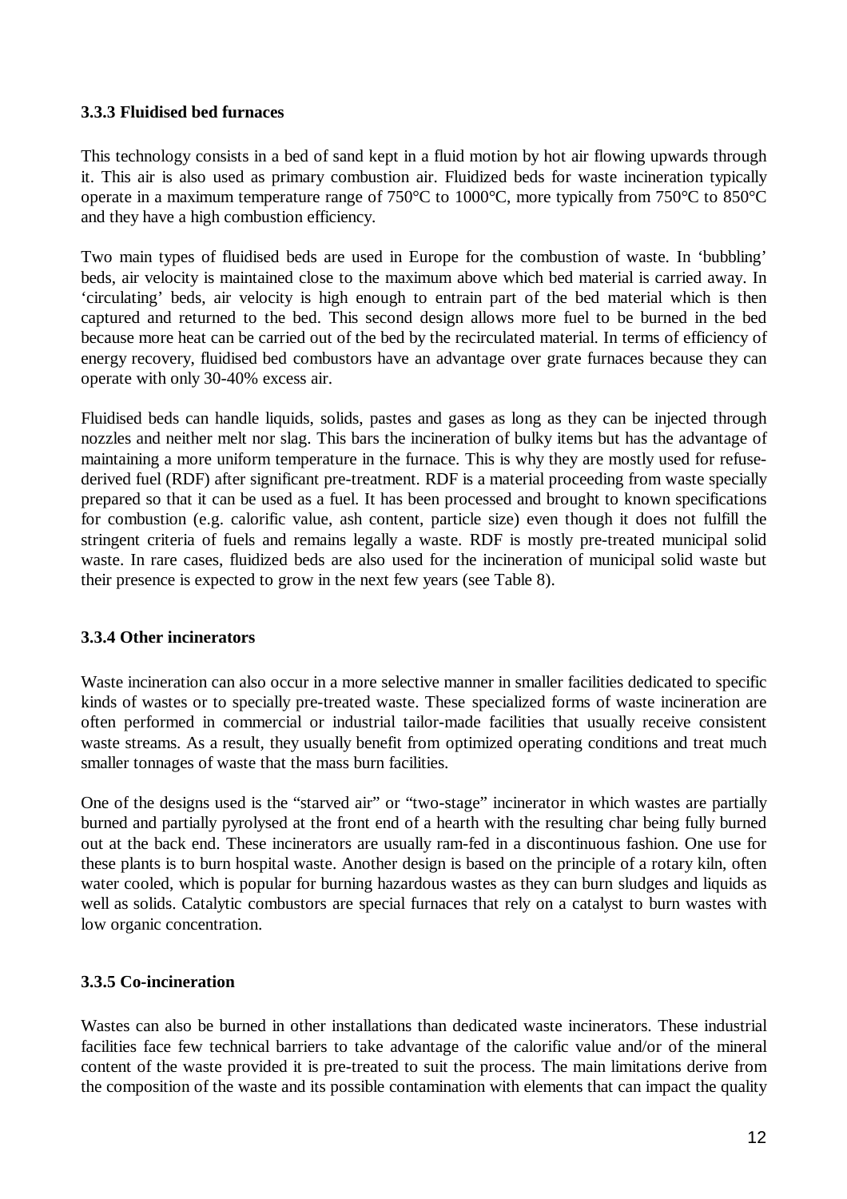### 3.3.3 Fluidised bed furnaces

This technology consists in a bed of sand kept in a fluid motion by hot air flowing upwards through it. This air is also used as primary combustion air. Fluidized beds for waste incineration typically operate in a maximum temperature range of 750°C to 1000°C, more typically from 750°C to 850°C and they have a high combustion efficiency.

Two main types of fluidised beds are used in Europe for the combustion of waste. In 'bubbling' beds, air velocity is maintained close to the maximum above which bed material is carried away. In 'circulating' beds, air velocity is high enough to entrain part of the bed material which is then captured and returned to the bed. This second design allows more fuel to be burned in the bed because more heat can be carried out of the bed by the recirculated material. In terms of efficiency of energy recovery, fluidised bed combustors have an advantage over grate furnaces because they can operate with only 30-40% excess air.

Fluidised beds can handle liquids, solids, pastes and gases as long as they can be injected through nozzles and neither melt nor slag. This bars the incineration of bulky items but has the advantage of maintaining a more uniform temperature in the furnace. This is why they are mostly used for refuse-derived fuel (RDF) after significant pre-treatment. RDF is a material proceeding from waste specially prepared so that it can be used as a fuel. It has been processed and brought to known specifications for combustion (e.g. calorific value, ash content, particle size) even though it does not fulfill the stringent criteria of fuels and remains legally a waste. RDF is mostly pre-treated municipal solid waste. In rare cases, fluidized beds are also used for the incineration of municipal solid waste but their presence is expected to grow in the next few years (see Table 8).

### 3.3.4 Other incinerators

Waste incineration can also occur in a more selective manner in smaller facilities dedicated to specific kinds of wastes or to specially pre-treated waste. These specialized forms of waste incineration are often performed in commercial or industrial tailor-made facilities that usually receive consistent waste streams. As a result, they usually benefit from optimized operating conditions and treat much smaller tonnages of waste that the mass burn facilities.

One of the designs used is the "starved air" or "two-stage" incinerator in which wastes are partially burned and partially pyrolysed at the front end of a hearth with the resulting char being fully burned out at the back end. These incinerators are usually ram-fed in a discontinuous fashion. One use for these plants is to burn hospital waste. Another design is based on the principle of a rotary kiln, often water cooled, which is popular for burning hazardous wastes as they can burn sludges and liquids as well as solids. Catalytic combustors are special furnaces that rely on a catalyst to burn wastes with low organic concentration.

### 3.3.5 Co-incineration

Wastes can also be burned in other installations than dedicated waste incinerators. These industrial facilities face few technical barriers to take advantage of the calorific value and/or of the mineral content of the waste provided it is pre-treated to suit the process. The main limitations derive from the composition of the waste and its possible contamination with elements that can impact the quality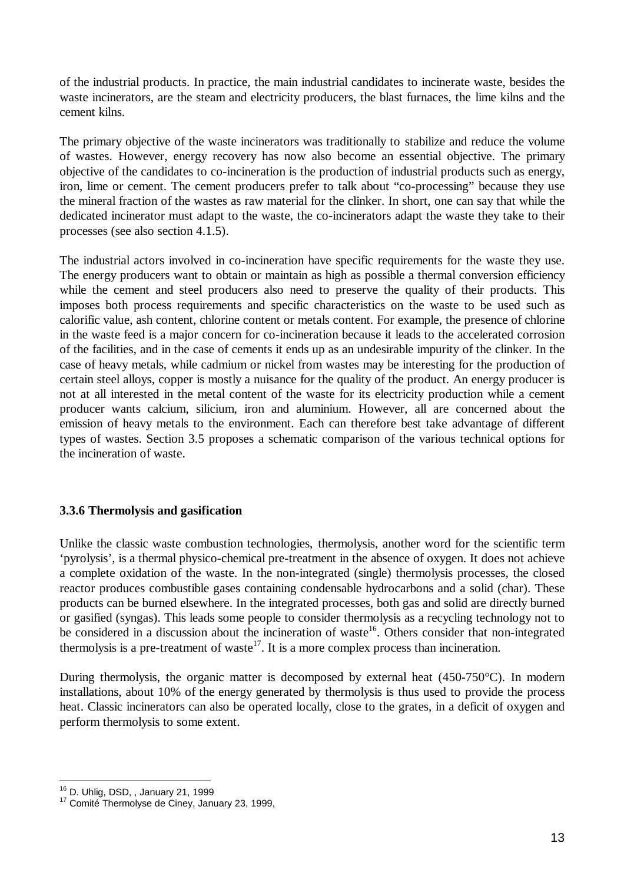of the industrial products. In practice, the main industrial candidates to incinerate waste, besides the waste incinerators, are the steam and electricity producers, the blast furnaces, the lime kilns and the cement kilns.

The primary objective of the waste incinerators was traditionally to stabilize and reduce the volume of wastes. However, energy recovery has now also become an essential objective. The primary objective of the candidates to co-incineration is the production of industrial products such as energy, iron, lime or cement. The cement producers prefer to talk about "co-processing" because they use the mineral fraction of the wastes as raw material for the clinker. In short, one can say that while the dedicated incinerator must adapt to the waste, the co-incinerators adapt the waste they take to their processes (see also section 4.1.5).

The industrial actors involved in co-incineration have specific requirements for the waste they use. The energy producers want to obtain or maintain as high as possible a thermal conversion efficiency while the cement and steel producers also need to preserve the quality of their products. This imposes both process requirements and specific characteristics on the waste to be used such as calorific value, ash content, chlorine content or metals content. For example, the presence of chlorine in the waste feed is a major concern for co-incineration because it leads to the accelerated corrosion of the facilities, and in the case of cements it ends up as an undesirable impurity of the clinker. In the case of heavy metals, while cadmium or nickel from wastes may be interesting for the production of certain steel alloys, copper is mostly a nuisance for the quality of the product. An energy producer is not at all interested in the metal content of the waste for its electricity production while a cement producer wants calcium, silicium, iron and aluminium. However, all are concerned about the emission of heavy metals to the environment. Each can therefore best take advantage of different types of wastes. Section 3.5 proposes a schematic comparison of the various technical options for the incineration of waste.

### 3.3.6 Thermolysis and gasification

Unlike the classic waste combustion technologies, thermolysis, another word for the scientific term 'pyrolysis', is a thermal physico-chemical pre-treatment in the absence of oxygen. It does not achieve a complete oxidation of the waste. In the non-integrated (single) thermolysis processes, the closed reactor produces combustible gases containing condensable hydrocarbons and a solid (char). These products can be burned elsewhere. In the integrated processes, both gas and solid are directly burned or gasified (syngas). This leads some people to consider thermolysis as a recycling technology not to be considered in a discussion about the incineration of waste[16]. Others consider that non-integrated thermolysis is a pre-treatment of waste[17]. It is a more complex process than incineration.

During thermolysis, the organic matter is decomposed by external heat (450-750°C). In modern installations, about 10% of the energy generated by thermolysis is thus used to provide the process heat. Classic incinerators can also be operated locally, close to the grates, in a deficit of oxygen and perform thermolysis to some extent.

---

[16] D. Uhlig, DSD, , January 21, 1999

[17] Comité Thermolyse de Ciney, January 23, 1999,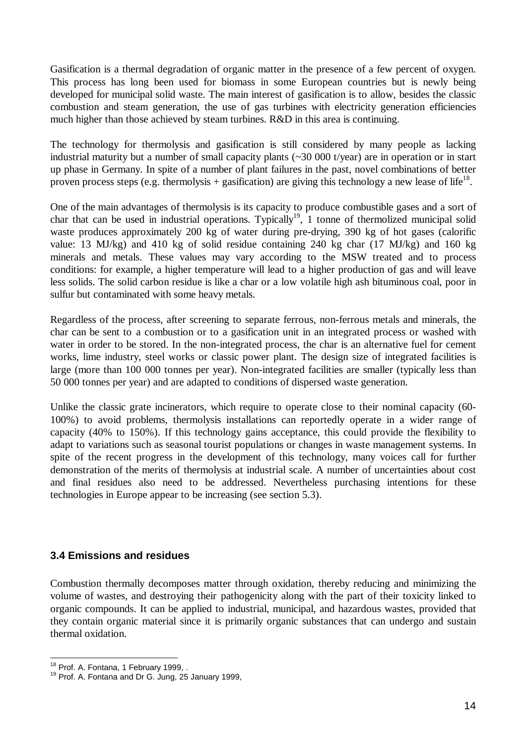Gasification is a thermal degradation of organic matter in the presence of a few percent of oxygen. This process has long been used for biomass in some European countries but is newly being developed for municipal solid waste. The main interest of gasification is to allow, besides the classic combustion and steam generation, the use of gas turbines with electricity generation efficiencies much higher than those achieved by steam turbines. R&D in this area is continuing.

The technology for thermolysis and gasification is still considered by many people as lacking industrial maturity but a number of small capacity plants (~30 000 t/year) are in operation or in start up phase in Germany. In spite of a number of plant failures in the past, novel combinations of better proven process steps (e.g. thermolysis + gasification) are giving this technology a new lease of life[18].

One of the main advantages of thermolysis is its capacity to produce combustible gases and a sort of char that can be used in industrial operations. Typically[19], 1 tonne of thermolized municipal solid waste produces approximately 200 kg of water during pre-drying, 390 kg of hot gases (calorific value: 13 MJ/kg) and 410 kg of solid residue containing 240 kg char (17 MJ/kg) and 160 kg minerals and metals. These values may vary according to the MSW treated and to process conditions: for example, a higher temperature will lead to a higher production of gas and will leave less solids. The solid carbon residue is like a char or a low volatile high ash bituminous coal, poor in sulfur but contaminated with some heavy metals.

Regardless of the process, after screening to separate ferrous, non-ferrous metals and minerals, the char can be sent to a combustion or to a gasification unit in an integrated process or washed with water in order to be stored. In the non-integrated process, the char is an alternative fuel for cement works, lime industry, steel works or classic power plant. The design size of integrated facilities is large (more than 100 000 tonnes per year). Non-integrated facilities are smaller (typically less than 50 000 tonnes per year) and are adapted to conditions of dispersed waste generation.

Unlike the classic grate incinerators, which require to operate close to their nominal capacity (60-100%) to avoid problems, thermolysis installations can reportedly operate in a wider range of capacity (40% to 150%). If this technology gains acceptance, this could provide the flexibility to adapt to variations such as seasonal tourist populations or changes in waste management systems. In spite of the recent progress in the development of this technology, many voices call for further demonstration of the merits of thermolysis at industrial scale. A number of uncertainties about cost and final residues also need to be addressed. Nevertheless purchasing intentions for these technologies in Europe appear to be increasing (see section 5.3).

### 3.4 Emissions and residues

Combustion thermally decomposes matter through oxidation, thereby reducing and minimizing the volume of wastes, and destroying their pathogenicity along with the part of their toxicity linked to organic compounds. It can be applied to industrial, municipal, and hazardous wastes, provided that they contain organic material since it is primarily organic substances that can undergo and sustain thermal oxidation.

---

[18] Prof. A. Fontana, 1 February 1999, .

[19] Prof. A. Fontana and Dr G. Jung, 25 January 1999,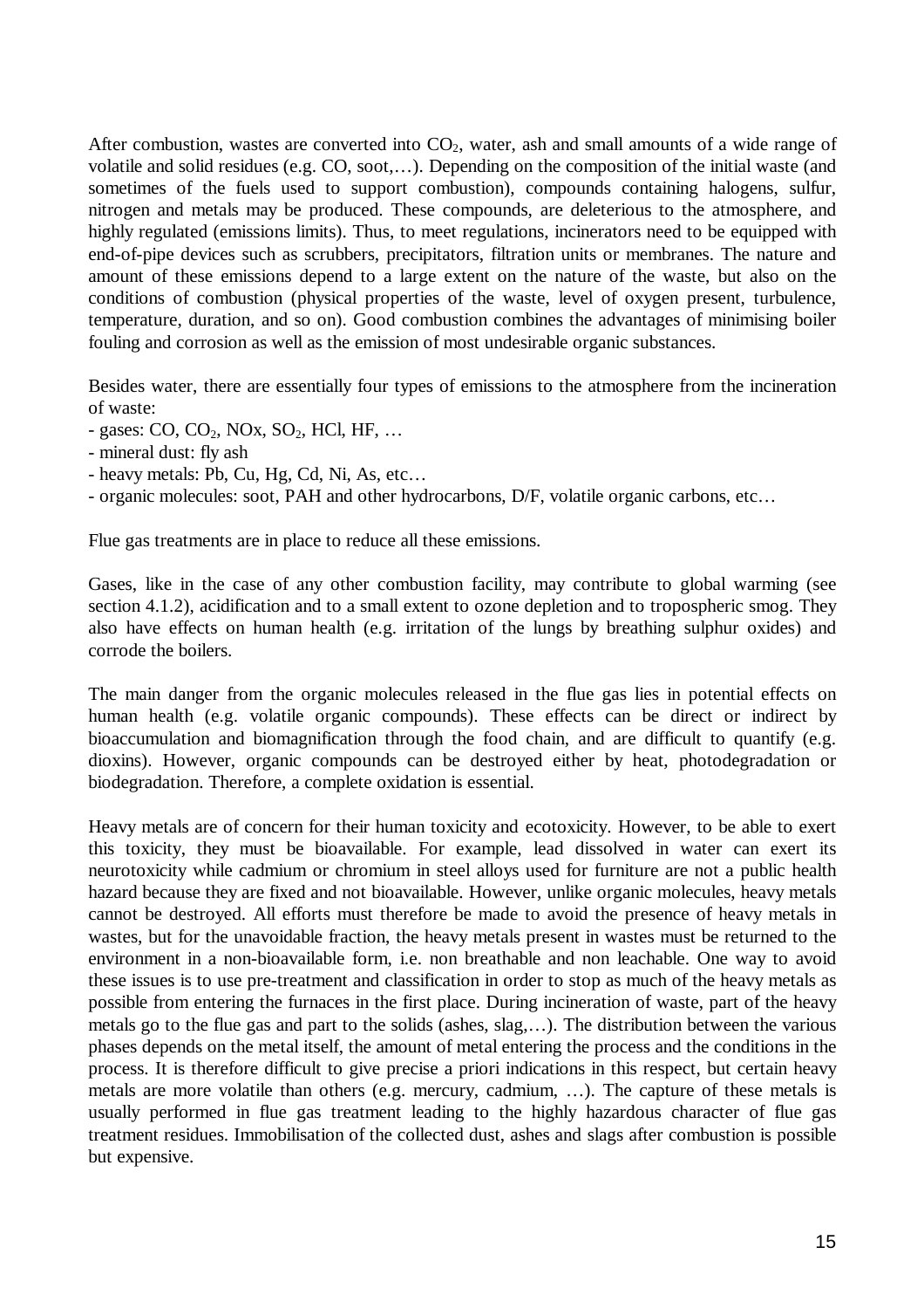After combustion, wastes are converted into $CO_2$, water, ash and small amounts of a wide range of volatile and solid residues (e.g. CO, soot,…). Depending on the composition of the initial waste (and sometimes of the fuels used to support combustion), compounds containing halogens, sulfur, nitrogen and metals may be produced. These compounds, are deleterious to the atmosphere, and highly regulated (emissions limits). Thus, to meet regulations, incinerators need to be equipped with end-of-pipe devices such as scrubbers, precipitators, filtration units or membranes. The nature and amount of these emissions depend to a large extent on the nature of the waste, but also on the conditions of combustion (physical properties of the waste, level of oxygen present, turbulence, temperature, duration, and so on). Good combustion combines the advantages of minimising boiler fouling and corrosion as well as the emission of most undesirable organic substances.

Besides water, there are essentially four types of emissions to the atmosphere from the incineration of waste:

- gases: CO, $CO_2$, $NO_x$, $SO_2$, HCl, HF, …
- mineral dust: fly ash
- heavy metals: Pb, Cu, Hg, Cd, Ni, As, etc…
- organic molecules: soot, PAH and other hydrocarbons, D/F, volatile organic carbons, etc…

Flue gas treatments are in place to reduce all these emissions.

Gases, like in the case of any other combustion facility, may contribute to global warming (see section 4.1.2), acidification and to a small extent to ozone depletion and to tropospheric smog. They also have effects on human health (e.g. irritation of the lungs by breathing sulphur oxides) and corrode the boilers.

The main danger from the organic molecules released in the flue gas lies in potential effects on human health (e.g. volatile organic compounds). These effects can be direct or indirect by bioaccumulation and biomagnification through the food chain, and are difficult to quantify (e.g. dioxins). However, organic compounds can be destroyed either by heat, photodegradation or biodegradation. Therefore, a complete oxidation is essential.

Heavy metals are of concern for their human toxicity and ecotoxicity. However, to be able to exert this toxicity, they must be bioavailable. For example, lead dissolved in water can exert its neurotoxicity while cadmium or chromium in steel alloys used for furniture are not a public health hazard because they are fixed and not bioavailable. However, unlike organic molecules, heavy metals cannot be destroyed. All efforts must therefore be made to avoid the presence of heavy metals in wastes, but for the unavoidable fraction, the heavy metals present in wastes must be returned to the environment in a non-bioavailable form, i.e. non breathable and non leachable. One way to avoid these issues is to use pre-treatment and classification in order to stop as much of the heavy metals as possible from entering the furnaces in the first place. During incineration of waste, part of the heavy metals go to the flue gas and part to the solids (ashes, slag,…). The distribution between the various phases depends on the metal itself, the amount of metal entering the process and the conditions in the process. It is therefore difficult to give precise a priori indications in this respect, but certain heavy metals are more volatile than others (e.g. mercury, cadmium, …). The capture of these metals is usually performed in flue gas treatment leading to the highly hazardous character of flue gas treatment residues. Immobilisation of the collected dust, ashes and slags after combustion is possible but expensive.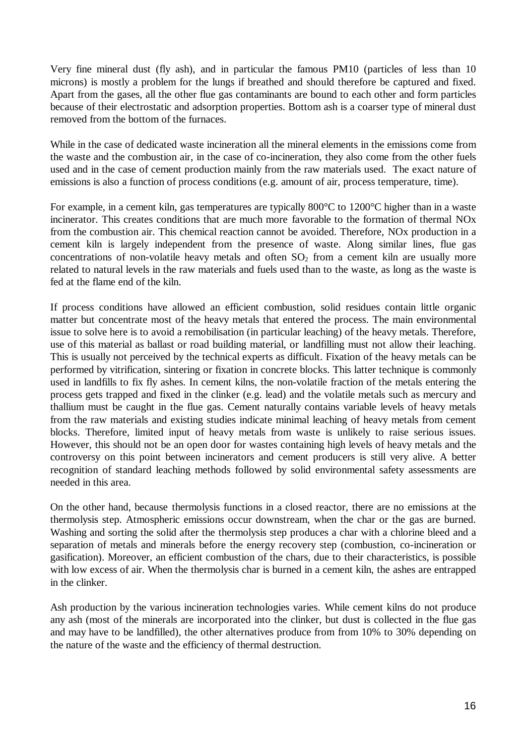Very fine mineral dust (fly ash), and in particular the famous PM10 (particles of less than 10 microns) is mostly a problem for the lungs if breathed and should therefore be captured and fixed. Apart from the gases, all the other flue gas contaminants are bound to each other and form particles because of their electrostatic and adsorption properties. Bottom ash is a coarser type of mineral dust removed from the bottom of the furnaces.

While in the case of dedicated waste incineration all the mineral elements in the emissions come from the waste and the combustion air, in the case of co-incineration, they also come from the other fuels used and in the case of cement production mainly from the raw materials used. The exact nature of emissions is also a function of process conditions (e.g. amount of air, process temperature, time).

For example, in a cement kiln, gas temperatures are typically 800°C to 1200°C higher than in a waste incinerator. This creates conditions that are much more favorable to the formation of thermal NOx from the combustion air. This chemical reaction cannot be avoided. Therefore, NOx production in a cement kiln is largely independent from the presence of waste. Along similar lines, flue gas concentrations of non-volatile heavy metals and often $SO_2$ from a cement kiln are usually more related to natural levels in the raw materials and fuels used than to the waste, as long as the waste is fed at the flame end of the kiln.

If process conditions have allowed an efficient combustion, solid residues contain little organic matter but concentrate most of the heavy metals that entered the process. The main environmental issue to solve here is to avoid a remobilisation (in particular leaching) of the heavy metals. Therefore, use of this material as ballast or road building material, or landfilling must not allow their leaching. This is usually not perceived by the technical experts as difficult. Fixation of the heavy metals can be performed by vitrification, sintering or fixation in concrete blocks. This latter technique is commonly used in landfills to fix fly ashes. In cement kilns, the non-volatile fraction of the metals entering the process gets trapped and fixed in the clinker (e.g. lead) and the volatile metals such as mercury and thallium must be caught in the flue gas. Cement naturally contains variable levels of heavy metals from the raw materials and existing studies indicate minimal leaching of heavy metals from cement blocks. Therefore, limited input of heavy metals from waste is unlikely to raise serious issues. However, this should not be an open door for wastes containing high levels of heavy metals and the controversy on this point between incinerators and cement producers is still very alive. A better recognition of standard leaching methods followed by solid environmental safety assessments are needed in this area.

On the other hand, because thermolysis functions in a closed reactor, there are no emissions at the thermolysis step. Atmospheric emissions occur downstream, when the char or the gas are burned. Washing and sorting the solid after the thermolysis step produces a char with a chlorine bleed and a separation of metals and minerals before the energy recovery step (combustion, co-incineration or gasification). Moreover, an efficient combustion of the chars, due to their characteristics, is possible with low excess of air. When the thermolysis char is burned in a cement kiln, the ashes are entrapped in the clinker.

Ash production by the various incineration technologies varies. While cement kilns do not produce any ash (most of the minerals are incorporated into the clinker, but dust is collected in the flue gas and may have to be landfilled), the other alternatives produce from from 10% to 30% depending on the nature of the waste and the efficiency of thermal destruction.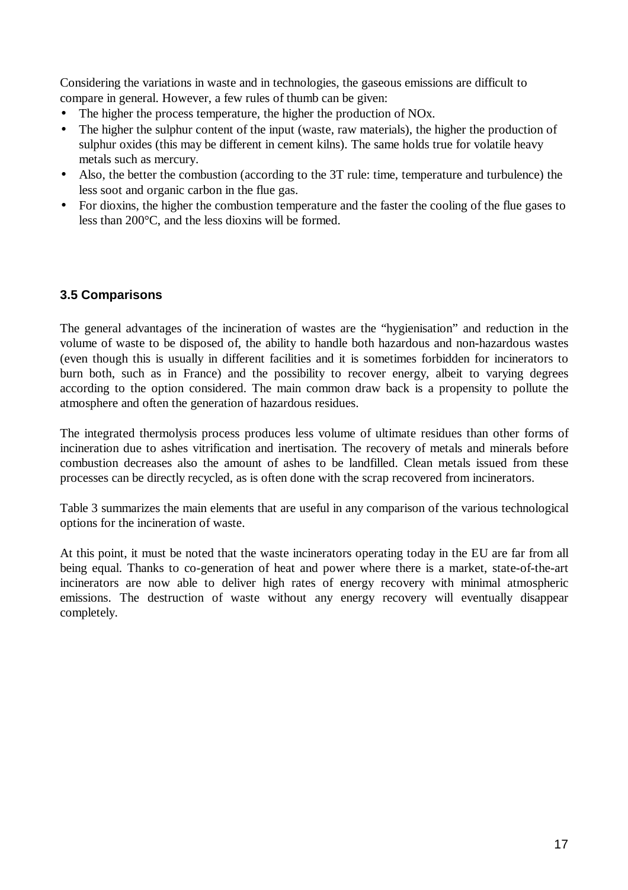Considering the variations in waste and in technologies, the gaseous emissions are difficult to compare in general. However, a few rules of thumb can be given:

- The higher the process temperature, the higher the production of NOx.
- The higher the sulphur content of the input (waste, raw materials), the higher the production of sulphur oxides (this may be different in cement kilns). The same holds true for volatile heavy metals such as mercury.
- Also, the better the combustion (according to the 3T rule: time, temperature and turbulence) the less soot and organic carbon in the flue gas.
- For dioxins, the higher the combustion temperature and the faster the cooling of the flue gases to less than 200°C, and the less dioxins will be formed.

### 3.5 Comparisons

The general advantages of the incineration of wastes are the "hygienisation" and reduction in the volume of waste to be disposed of, the ability to handle both hazardous and non-hazardous wastes (even though this is usually in different facilities and it is sometimes forbidden for incinerators to burn both, such as in France) and the possibility to recover energy, albeit to varying degrees according to the option considered. The main common draw back is a propensity to pollute the atmosphere and often the generation of hazardous residues.

The integrated thermolysis process produces less volume of ultimate residues than other forms of incineration due to ashes vitrification and inertisation. The recovery of metals and minerals before combustion decreases also the amount of ashes to be landfilled. Clean metals issued from these processes can be directly recycled, as is often done with the scrap recovered from incinerators.

Table 3 summarizes the main elements that are useful in any comparison of the various technological options for the incineration of waste.

At this point, it must be noted that the waste incinerators operating today in the EU are far from all being equal. Thanks to co-generation of heat and power where there is a market, state-of-the-art incinerators are now able to deliver high rates of energy recovery with minimal atmospheric emissions. The destruction of waste without any energy recovery will eventually disappear completely.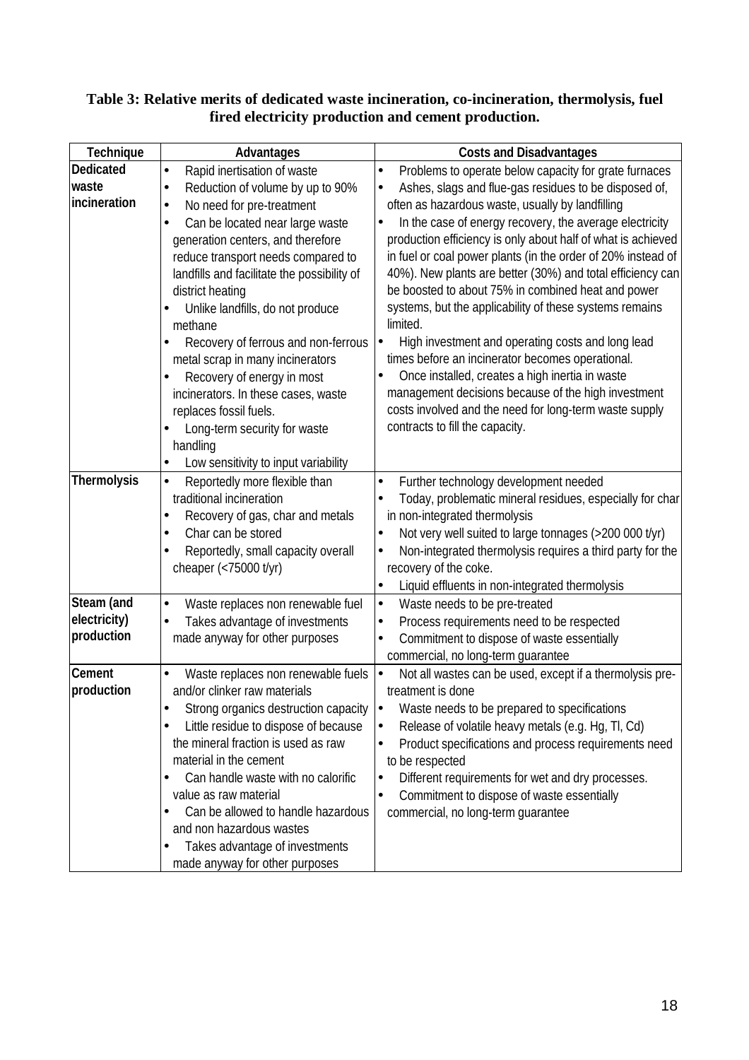**Table 3: Relative merits of dedicated waste incineration, co-incineration, thermolysis, fuel fired electricity production and cement production.**

| Technique | Advantages | Costs and Disadvantages |
|---|---|---|
| Dedicated waste incineration | • Rapid inertisation of waste<br>• Reduction of volume by up to 90%<br>• No need for pre-treatment<br>• Can be located near large waste generation centers, and therefore reduce transport needs compared to landfills and facilitate the possibility of district heating<br>• Unlike landfills, do not produce methane<br>• Recovery of ferrous and non-ferrous metal scrap in many incinerators<br>• Recovery of energy in most incinerators. In these cases, waste replaces fossil fuels.<br>• Long-term security for waste handling<br>• Low sensitivity to input variability | • Problems to operate below capacity for grate furnaces<br>• Ashes, slags and flue-gas residues to be disposed of, often as hazardous waste, usually by landfilling<br>• In the case of energy recovery, the average electricity production efficiency is only about half of what is achieved in fuel or coal power plants (in the order of 20% instead of 40%). New plants are better (30%) and total efficiency can be boosted to about 75% in combined heat and power systems, but the applicability of these systems remains limited.<br>• High investment and operating costs and long lead times before an incinerator becomes operational.<br>• Once installed, creates a high inertia in waste management decisions because of the high investment costs involved and the need for long-term waste supply contracts to fill the capacity. |
| Thermolysis | • Reportedly more flexible than traditional incineration<br>• Recovery of gas, char and metals<br>• Char can be stored<br>• Reportedly, small capacity overall cheaper (<75000 t/yr) | • Further technology development needed<br>• Today, problematic mineral residues, especially for char in non-integrated thermolysis<br>• Not very well suited to large tonnages (>200 000 t/yr)<br>• Non-integrated thermolysis requires a third party for the recovery of the coke.<br>• Liquid effluents in non-integrated thermolysis |
| Steam (and electricity) production | • Waste replaces non renewable fuel<br>• Takes advantage of investments made anyway for other purposes | • Waste needs to be pre-treated<br>• Process requirements need to be respected<br>• Commitment to dispose of waste essentially commercial, no long-term guarantee |
| Cement production | • Waste replaces non renewable fuels and/or clinker raw materials<br>• Strong organics destruction capacity<br>• Little residue to dispose of because the mineral fraction is used as raw material in the cement<br>• Can handle waste with no calorific value as raw material<br>• Can be allowed to handle hazardous and non hazardous wastes<br>• Takes advantage of investments made anyway for other purposes | • Not all wastes can be used, except if a thermolysis pre-treatment is done<br>• Waste needs to be prepared to specifications<br>• Release of volatile heavy metals (e.g. Hg, Tl, Cd)<br>• Product specifications and process requirements need to be respected<br>• Different requirements for wet and dry processes.<br>• Commitment to dispose of waste essentially commercial, no long-term guarantee |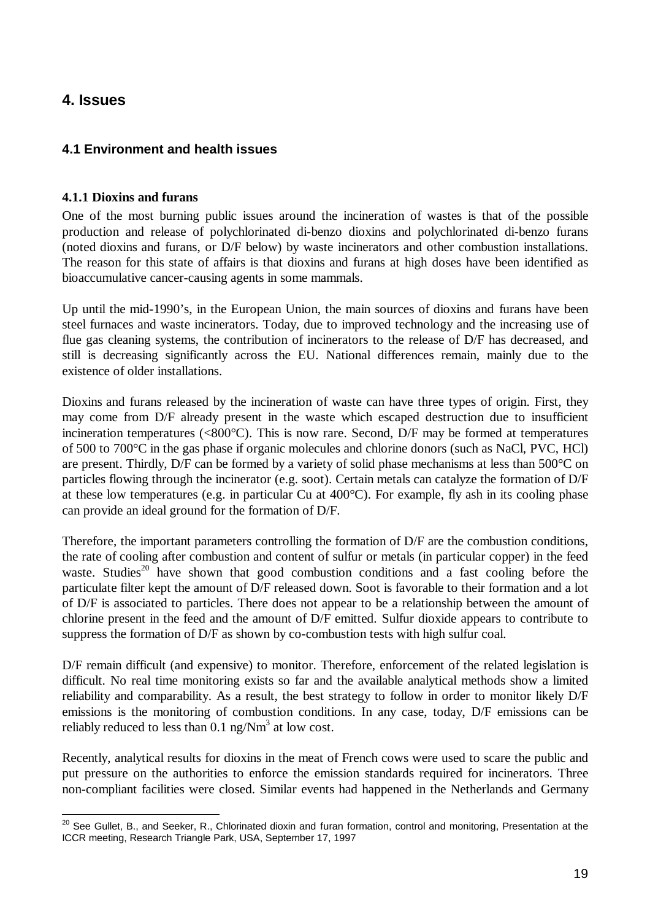# 4. Issues

## 4.1 Environment and health issues

### 4.1.1 Dioxins and furans

One of the most burning public issues around the incineration of wastes is that of the possible production and release of polychlorinated di-benzo dioxins and polychlorinated di-benzo furans (noted dioxins and furans, or D/F below) by waste incinerators and other combustion installations. The reason for this state of affairs is that dioxins and furans at high doses have been identified as bioaccumulative cancer-causing agents in some mammals.

Up until the mid-1990's, in the European Union, the main sources of dioxins and furans have been steel furnaces and waste incinerators. Today, due to improved technology and the increasing use of flue gas cleaning systems, the contribution of incinerators to the release of D/F has decreased, and still is decreasing significantly across the EU. National differences remain, mainly due to the existence of older installations.

Dioxins and furans released by the incineration of waste can have three types of origin. First, they may come from D/F already present in the waste which escaped destruction due to insufficient incineration temperatures (<800°C). This is now rare. Second, D/F may be formed at temperatures of 500 to 700°C in the gas phase if organic molecules and chlorine donors (such as NaCl, PVC, HCl) are present. Thirdly, D/F can be formed by a variety of solid phase mechanisms at less than 500°C on particles flowing through the incinerator (e.g. soot). Certain metals can catalyze the formation of D/F at these low temperatures (e.g. in particular Cu at 400°C). For example, fly ash in its cooling phase can provide an ideal ground for the formation of D/F.

Therefore, the important parameters controlling the formation of D/F are the combustion conditions, the rate of cooling after combustion and content of sulfur or metals (in particular copper) in the feed waste. Studies[20] have shown that good combustion conditions and a fast cooling before the particulate filter kept the amount of D/F released down. Soot is favorable to their formation and a lot of D/F is associated to particles. There does not appear to be a relationship between the amount of chlorine present in the feed and the amount of D/F emitted. Sulfur dioxide appears to contribute to suppress the formation of D/F as shown by co-combustion tests with high sulfur coal.

D/F remain difficult (and expensive) to monitor. Therefore, enforcement of the related legislation is difficult. No real time monitoring exists so far and the available analytical methods show a limited reliability and comparability. As a result, the best strategy to follow in order to monitor likely D/F emissions is the monitoring of combustion conditions. In any case, today, D/F emissions can be reliably reduced to less than 0.1 ng/Nm$^3$ at low cost.

Recently, analytical results for dioxins in the meat of French cows were used to scare the public and put pressure on the authorities to enforce the emission standards required for incinerators. Three non-compliant facilities were closed. Similar events had happened in the Netherlands and Germany

[20] See Gullet, B., and Seeker, R., Chlorinated dioxin and furan formation, control and monitoring, Presentation at the ICCR meeting, Research Triangle Park, USA, September 17, 1997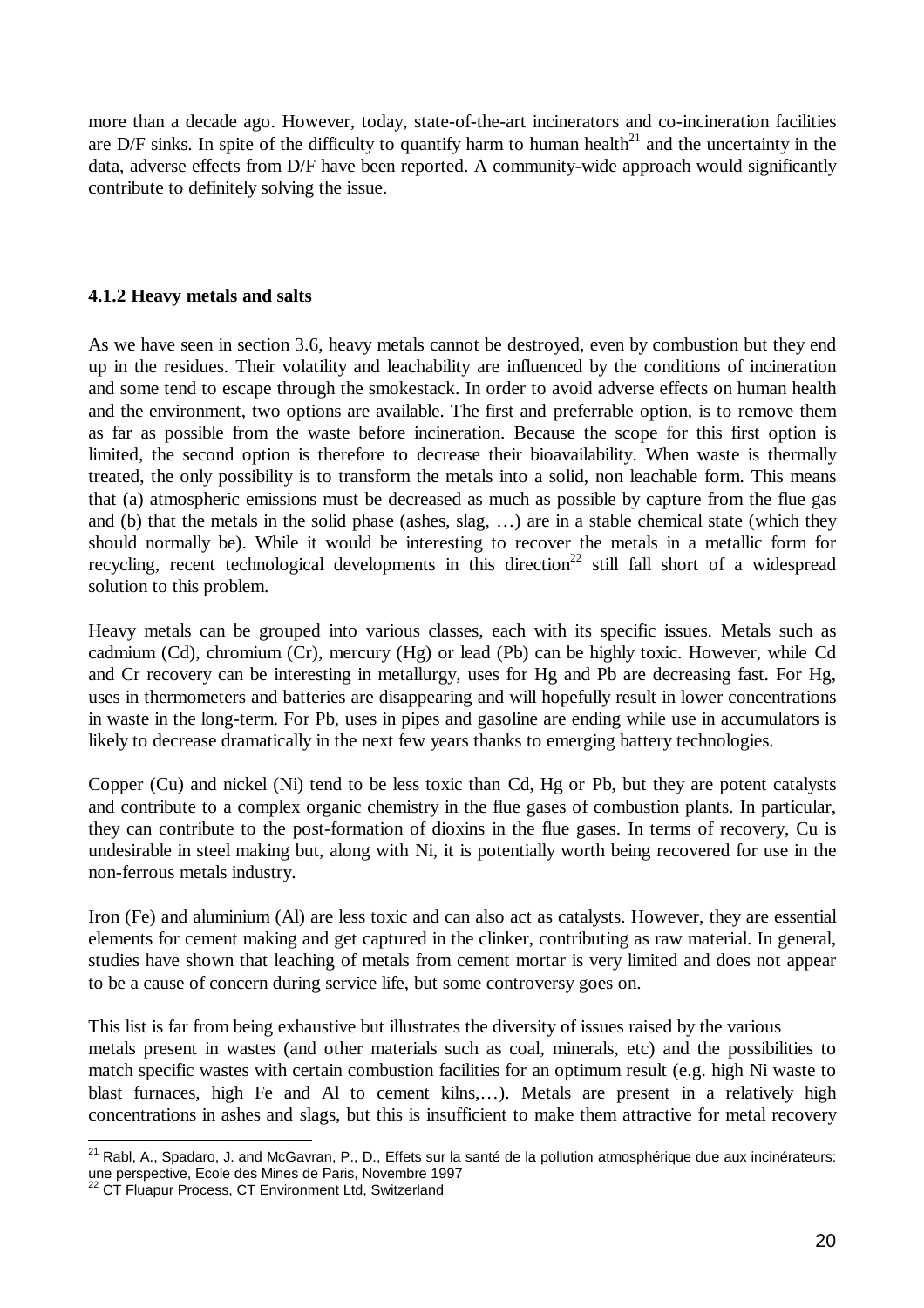more than a decade ago. However, today, state-of-the-art incinerators and co-incineration facilities are D/F sinks. In spite of the difficulty to quantify harm to human health[21] and the uncertainty in the data, adverse effects from D/F have been reported. A community-wide approach would significantly contribute to definitely solving the issue.

#### 4.1.2 Heavy metals and salts

As we have seen in section 3.6, heavy metals cannot be destroyed, even by combustion but they end up in the residues. Their volatility and leachability are influenced by the conditions of incineration and some tend to escape through the smokestack. In order to avoid adverse effects on human health and the environment, two options are available. The first and preferrable option, is to remove them as far as possible from the waste before incineration. Because the scope for this first option is limited, the second option is therefore to decrease their bioavailability. When waste is thermally treated, the only possibility is to transform the metals into a solid, non leachable form. This means that (a) atmospheric emissions must be decreased as much as possible by capture from the flue gas and (b) that the metals in the solid phase (ashes, slag, …) are in a stable chemical state (which they should normally be). While it would be interesting to recover the metals in a metallic form for recycling, recent technological developments in this direction[22] still fall short of a widespread solution to this problem.

Heavy metals can be grouped into various classes, each with its specific issues. Metals such as cadmium (Cd), chromium (Cr), mercury (Hg) or lead (Pb) can be highly toxic. However, while Cd and Cr recovery can be interesting in metallurgy, uses for Hg and Pb are decreasing fast. For Hg, uses in thermometers and batteries are disappearing and will hopefully result in lower concentrations in waste in the long-term. For Pb, uses in pipes and gasoline are ending while use in accumulators is likely to decrease dramatically in the next few years thanks to emerging battery technologies.

Copper (Cu) and nickel (Ni) tend to be less toxic than Cd, Hg or Pb, but they are potent catalysts and contribute to a complex organic chemistry in the flue gases of combustion plants. In particular, they can contribute to the post-formation of dioxins in the flue gases. In terms of recovery, Cu is undesirable in steel making but, along with Ni, it is potentially worth being recovered for use in the non-ferrous metals industry.

Iron (Fe) and aluminium (Al) are less toxic and can also act as catalysts. However, they are essential elements for cement making and get captured in the clinker, contributing as raw material. In general, studies have shown that leaching of metals from cement mortar is very limited and does not appear to be a cause of concern during service life, but some controversy goes on.

This list is far from being exhaustive but illustrates the diversity of issues raised by the various metals present in wastes (and other materials such as coal, minerals, etc) and the possibilities to match specific wastes with certain combustion facilities for an optimum result (e.g. high Ni waste to blast furnaces, high Fe and Al to cement kilns,…). Metals are present in a relatively high concentrations in ashes and slags, but this is insufficient to make them attractive for metal recovery

---

[21] Rabl, A., Spadaro, J. and McGavran, P., D., Effets sur la santé de la pollution atmosphérique due aux incinérateurs: une perspective, Ecole des Mines de Paris, Novembre 1997

[22] CT Fluapur Process, CT Environment Ltd, Switzerland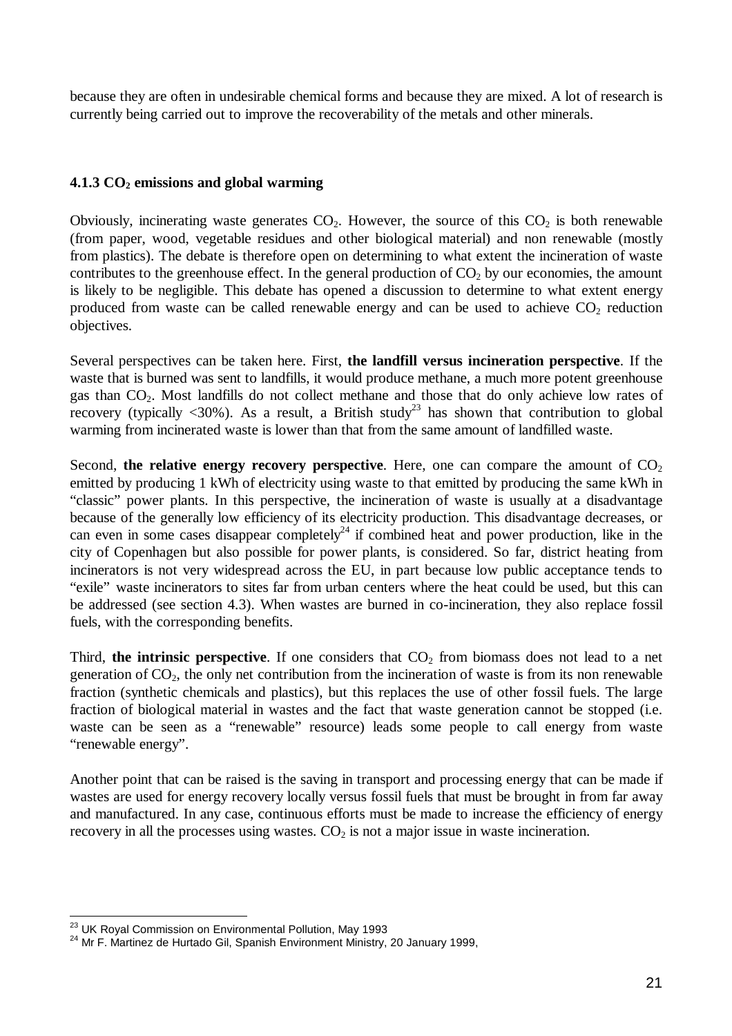because they are often in undesirable chemical forms and because they are mixed. A lot of research is currently being carried out to improve the recoverability of the metals and other minerals.

### 4.1.3 $CO_2$ emissions and global warming

Obviously, incinerating waste generates $CO_2$. However, the source of this $CO_2$ is both renewable (from paper, wood, vegetable residues and other biological material) and non renewable (mostly from plastics). The debate is therefore open on determining to what extent the incineration of waste contributes to the greenhouse effect. In the general production of $CO_2$ by our economies, the amount is likely to be negligible. This debate has opened a discussion to determine to what extent energy produced from waste can be called renewable energy and can be used to achieve $CO_2$ reduction objectives.

Several perspectives can be taken here. First, **the landfill versus incineration perspective**. If the waste that is burned was sent to landfills, it would produce methane, a much more potent greenhouse gas than $CO_2$. Most landfills do not collect methane and those that do only achieve low rates of recovery (typically <30%). As a result, a British study[23] has shown that contribution to global warming from incinerated waste is lower than that from the same amount of landfilled waste.

Second, **the relative energy recovery perspective**. Here, one can compare the amount of $CO_2$ emitted by producing 1 kWh of electricity using waste to that emitted by producing the same kWh in "classic" power plants. In this perspective, the incineration of waste is usually at a disadvantage because of the generally low efficiency of its electricity production. This disadvantage decreases, or can even in some cases disappear completely[24] if combined heat and power production, like in the city of Copenhagen but also possible for power plants, is considered. So far, district heating from incinerators is not very widespread across the EU, in part because low public acceptance tends to "exile" waste incinerators to sites far from urban centers where the heat could be used, but this can be addressed (see section 4.3). When wastes are burned in co-incineration, they also replace fossil fuels, with the corresponding benefits.

Third, **the intrinsic perspective**. If one considers that $CO_2$ from biomass does not lead to a net generation of $CO_2$, the only net contribution from the incineration of waste is from its non renewable fraction (synthetic chemicals and plastics), but this replaces the use of other fossil fuels. The large fraction of biological material in wastes and the fact that waste generation cannot be stopped (i.e. waste can be seen as a "renewable" resource) leads some people to call energy from waste "renewable energy".

Another point that can be raised is the saving in transport and processing energy that can be made if wastes are used for energy recovery locally versus fossil fuels that must be brought in from far away and manufactured. In any case, continuous efforts must be made to increase the efficiency of energy recovery in all the processes using wastes. $CO_2$ is not a major issue in waste incineration.

---

[23] UK Royal Commission on Environmental Pollution, May 1993

[24] Mr F. Martinez de Hurtado Gil, Spanish Environment Ministry, 20 January 1999,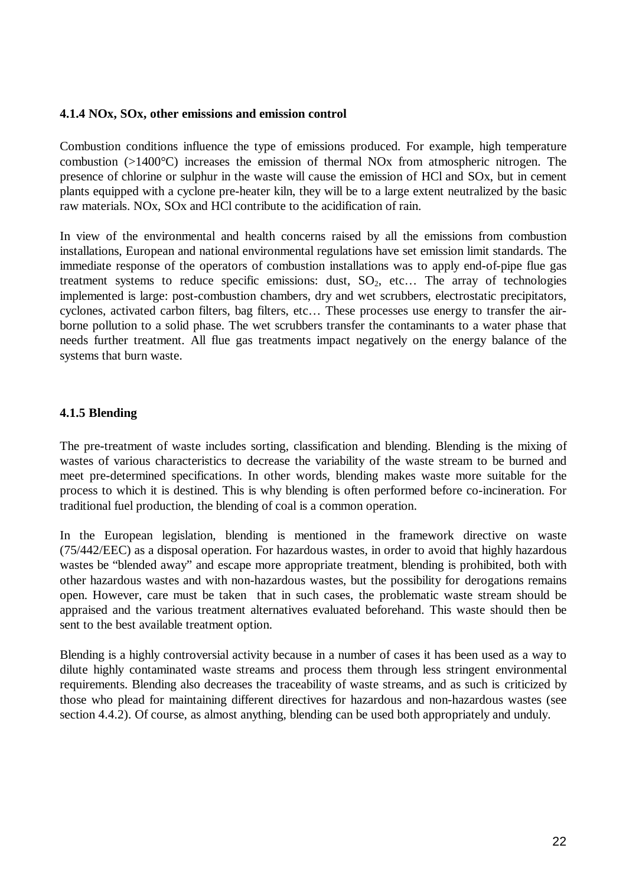### 4.1.4 NOx, SOx, other emissions and emission control

Combustion conditions influence the type of emissions produced. For example, high temperature combustion (>1400°C) increases the emission of thermal NOx from atmospheric nitrogen. The presence of chlorine or sulphur in the waste will cause the emission of HCl and SOx, but in cement plants equipped with a cyclone pre-heater kiln, they will be to a large extent neutralized by the basic raw materials. NOx, SOx and HCl contribute to the acidification of rain.

In view of the environmental and health concerns raised by all the emissions from combustion installations, European and national environmental regulations have set emission limit standards. The immediate response of the operators of combustion installations was to apply end-of-pipe flue gas treatment systems to reduce specific emissions: dust, $SO_2$, etc… The array of technologies implemented is large: post-combustion chambers, dry and wet scrubbers, electrostatic precipitators, cyclones, activated carbon filters, bag filters, etc… These processes use energy to transfer the air-borne pollution to a solid phase. The wet scrubbers transfer the contaminants to a water phase that needs further treatment. All flue gas treatments impact negatively on the energy balance of the systems that burn waste.

### 4.1.5 Blending

The pre-treatment of waste includes sorting, classification and blending. Blending is the mixing of wastes of various characteristics to decrease the variability of the waste stream to be burned and meet pre-determined specifications. In other words, blending makes waste more suitable for the process to which it is destined. This is why blending is often performed before co-incineration. For traditional fuel production, the blending of coal is a common operation.

In the European legislation, blending is mentioned in the framework directive on waste (75/442/EEC) as a disposal operation. For hazardous wastes, in order to avoid that highly hazardous wastes be "blended away" and escape more appropriate treatment, blending is prohibited, both with other hazardous wastes and with non-hazardous wastes, but the possibility for derogations remains open. However, care must be taken that in such cases, the problematic waste stream should be appraised and the various treatment alternatives evaluated beforehand. This waste should then be sent to the best available treatment option.

Blending is a highly controversial activity because in a number of cases it has been used as a way to dilute highly contaminated waste streams and process them through less stringent environmental requirements. Blending also decreases the traceability of waste streams, and as such is criticized by those who plead for maintaining different directives for hazardous and non-hazardous wastes (see section 4.4.2). Of course, as almost anything, blending can be used both appropriately and unduly.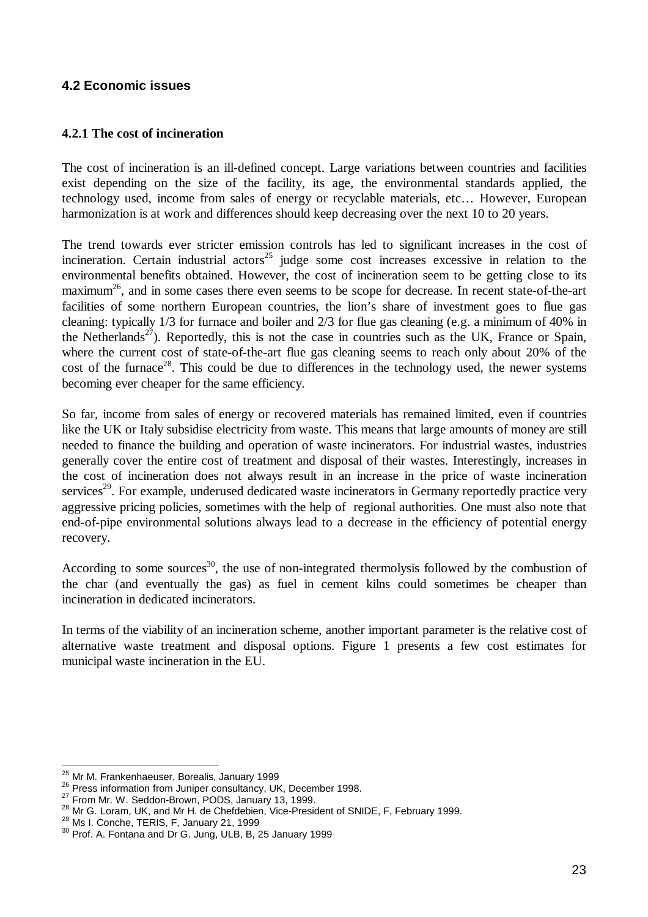## 4.2 Economic issues

### 4.2.1 The cost of incineration

The cost of incineration is an ill-defined concept. Large variations between countries and facilities exist depending on the size of the facility, its age, the environmental standards applied, the technology used, income from sales of energy or recyclable materials, etc… However, European harmonization is at work and differences should keep decreasing over the next 10 to 20 years.

The trend towards ever stricter emission controls has led to significant increases in the cost of incineration. Certain industrial actors[25] judge some cost increases excessive in relation to the environmental benefits obtained. However, the cost of incineration seem to be getting close to its maximum[26], and in some cases there even seems to be scope for decrease. In recent state-of-the-art facilities of some northern European countries, the lion's share of investment goes to flue gas cleaning: typically 1/3 for furnace and boiler and 2/3 for flue gas cleaning (e.g. a minimum of 40% in the Netherlands[27]). Reportedly, this is not the case in countries such as the UK, France or Spain, where the current cost of state-of-the-art flue gas cleaning seems to reach only about 20% of the cost of the furnace[28]. This could be due to differences in the technology used, the newer systems becoming ever cheaper for the same efficiency.

So far, income from sales of energy or recovered materials has remained limited, even if countries like the UK or Italy subsidise electricity from waste. This means that large amounts of money are still needed to finance the building and operation of waste incinerators. For industrial wastes, industries generally cover the entire cost of treatment and disposal of their wastes. Interestingly, increases in the cost of incineration does not always result in an increase in the price of waste incineration services[29]. For example, underused dedicated waste incinerators in Germany reportedly practice very aggressive pricing policies, sometimes with the help of regional authorities. One must also note that end-of-pipe environmental solutions always lead to a decrease in the efficiency of potential energy recovery.

According to some sources[30], the use of non-integrated thermolysis followed by the combustion of the char (and eventually the gas) as fuel in cement kilns could sometimes be cheaper than incineration in dedicated incinerators.

In terms of the viability of an incineration scheme, another important parameter is the relative cost of alternative waste treatment and disposal options. Figure 1 presents a few cost estimates for municipal waste incineration in the EU.

---

[25] Mr M. Frankenhaeuser, Borealis, January 1999

[26] Press information from Juniper consultancy, UK, December 1998.

[27] From Mr. W. Seddon-Brown, PODS, January 13, 1999.

[28] Mr G. Loram, UK, and Mr H. de Chefdebien, Vice-President of SNIDE, F, February 1999.

[29] Ms I. Conche, TERIS, F, January 21, 1999

[30] Prof. A. Fontana and Dr G. Jung, ULB, B, 25 January 1999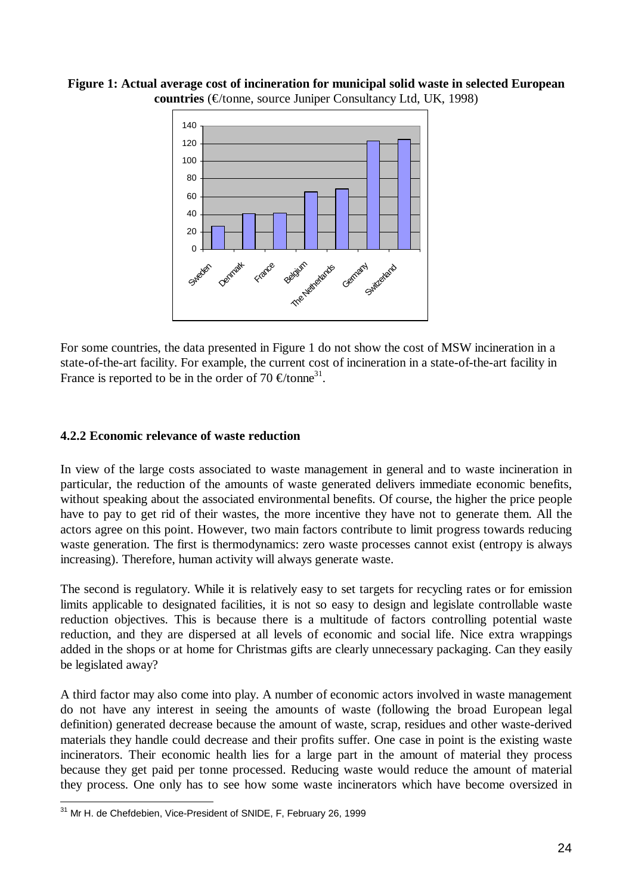**Figure 1: Actual average cost of incineration for municipal solid waste in selected European countries** (€/tonne, source Juniper Consultancy Ltd, UK, 1998)

For some countries, the data presented in Figure 1 do not show the cost of MSW incineration in a state-of-the-art facility. For example, the current cost of incineration in a state-of-the-art facility in France is reported to be in the order of 70 €/tonne[31].

### 4.2.2 Economic relevance of waste reduction

In view of the large costs associated to waste management in general and to waste incineration in particular, the reduction of the amounts of waste generated delivers immediate economic benefits, without speaking about the associated environmental benefits. Of course, the higher the price people have to pay to get rid of their wastes, the more incentive they have not to generate them. All the actors agree on this point. However, two main factors contribute to limit progress towards reducing waste generation. The first is thermodynamics: zero waste processes cannot exist (entropy is always increasing). Therefore, human activity will always generate waste.

The second is regulatory. While it is relatively easy to set targets for recycling rates or for emission limits applicable to designated facilities, it is not so easy to design and legislate controllable waste reduction objectives. This is because there is a multitude of factors controlling potential waste reduction, and they are dispersed at all levels of economic and social life. Nice extra wrappings added in the shops or at home for Christmas gifts are clearly unnecessary packaging. Can they easily be legislated away?

A third factor may also come into play. A number of economic actors involved in waste management do not have any interest in seeing the amounts of waste (following the broad European legal definition) generated decrease because the amount of waste, scrap, residues and other waste-derived materials they handle could decrease and their profits suffer. One case in point is the existing waste incinerators. Their economic health lies for a large part in the amount of material they process because they get paid per tonne processed. Reducing waste would reduce the amount of material they process. One only has to see how some waste incinerators which have become oversized in

---

[31] Mr H. de Chefdebien, Vice-President of SNIDE, F, February 26, 1999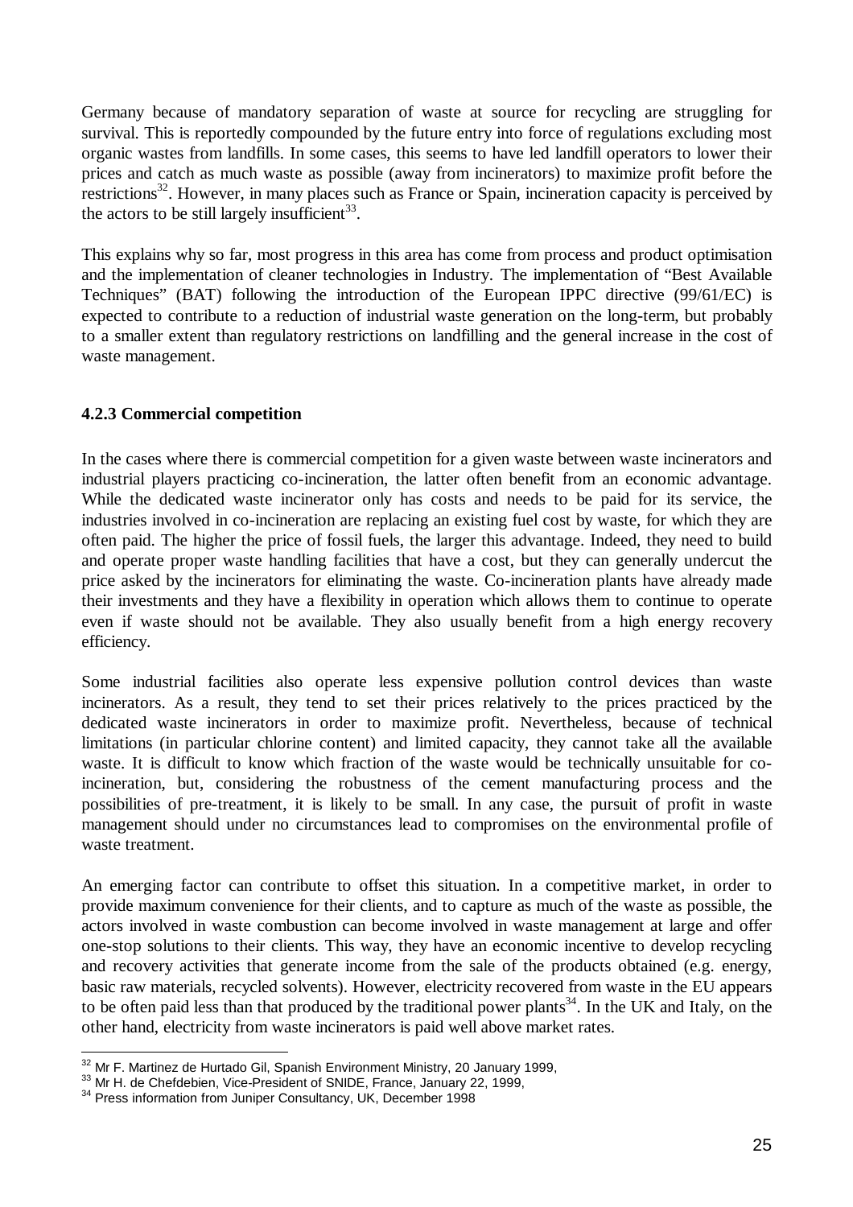Germany because of mandatory separation of waste at source for recycling are struggling for survival. This is reportedly compounded by the future entry into force of regulations excluding most organic wastes from landfills. In some cases, this seems to have led landfill operators to lower their prices and catch as much waste as possible (away from incinerators) to maximize profit before the restrictions[32]. However, in many places such as France or Spain, incineration capacity is perceived by the actors to be still largely insufficient[33].

This explains why so far, most progress in this area has come from process and product optimisation and the implementation of cleaner technologies in Industry. The implementation of "Best Available Techniques" (BAT) following the introduction of the European IPPC directive (99/61/EC) is expected to contribute to a reduction of industrial waste generation on the long-term, but probably to a smaller extent than regulatory restrictions on landfilling and the general increase in the cost of waste management.

### 4.2.3 Commercial competition

In the cases where there is commercial competition for a given waste between waste incinerators and industrial players practicing co-incineration, the latter often benefit from an economic advantage. While the dedicated waste incinerator only has costs and needs to be paid for its service, the industries involved in co-incineration are replacing an existing fuel cost by waste, for which they are often paid. The higher the price of fossil fuels, the larger this advantage. Indeed, they need to build and operate proper waste handling facilities that have a cost, but they can generally undercut the price asked by the incinerators for eliminating the waste. Co-incineration plants have already made their investments and they have a flexibility in operation which allows them to continue to operate even if waste should not be available. They also usually benefit from a high energy recovery efficiency.

Some industrial facilities also operate less expensive pollution control devices than waste incinerators. As a result, they tend to set their prices relatively to the prices practiced by the dedicated waste incinerators in order to maximize profit. Nevertheless, because of technical limitations (in particular chlorine content) and limited capacity, they cannot take all the available waste. It is difficult to know which fraction of the waste would be technically unsuitable for co-incineration, but, considering the robustness of the cement manufacturing process and the possibilities of pre-treatment, it is likely to be small. In any case, the pursuit of profit in waste management should under no circumstances lead to compromises on the environmental profile of waste treatment.

An emerging factor can contribute to offset this situation. In a competitive market, in order to provide maximum convenience for their clients, and to capture as much of the waste as possible, the actors involved in waste combustion can become involved in waste management at large and offer one-stop solutions to their clients. This way, they have an economic incentive to develop recycling and recovery activities that generate income from the sale of the products obtained (e.g. energy, basic raw materials, recycled solvents). However, electricity recovered from waste in the EU appears to be often paid less than that produced by the traditional power plants[34]. In the UK and Italy, on the other hand, electricity from waste incinerators is paid well above market rates.

---

[32] Mr F. Martinez de Hurtado Gil, Spanish Environment Ministry, 20 January 1999,

[33] Mr H. de Chefdebien, Vice-President of SNIDE, France, January 22, 1999,

[34] Press information from Juniper Consultancy, UK, December 1998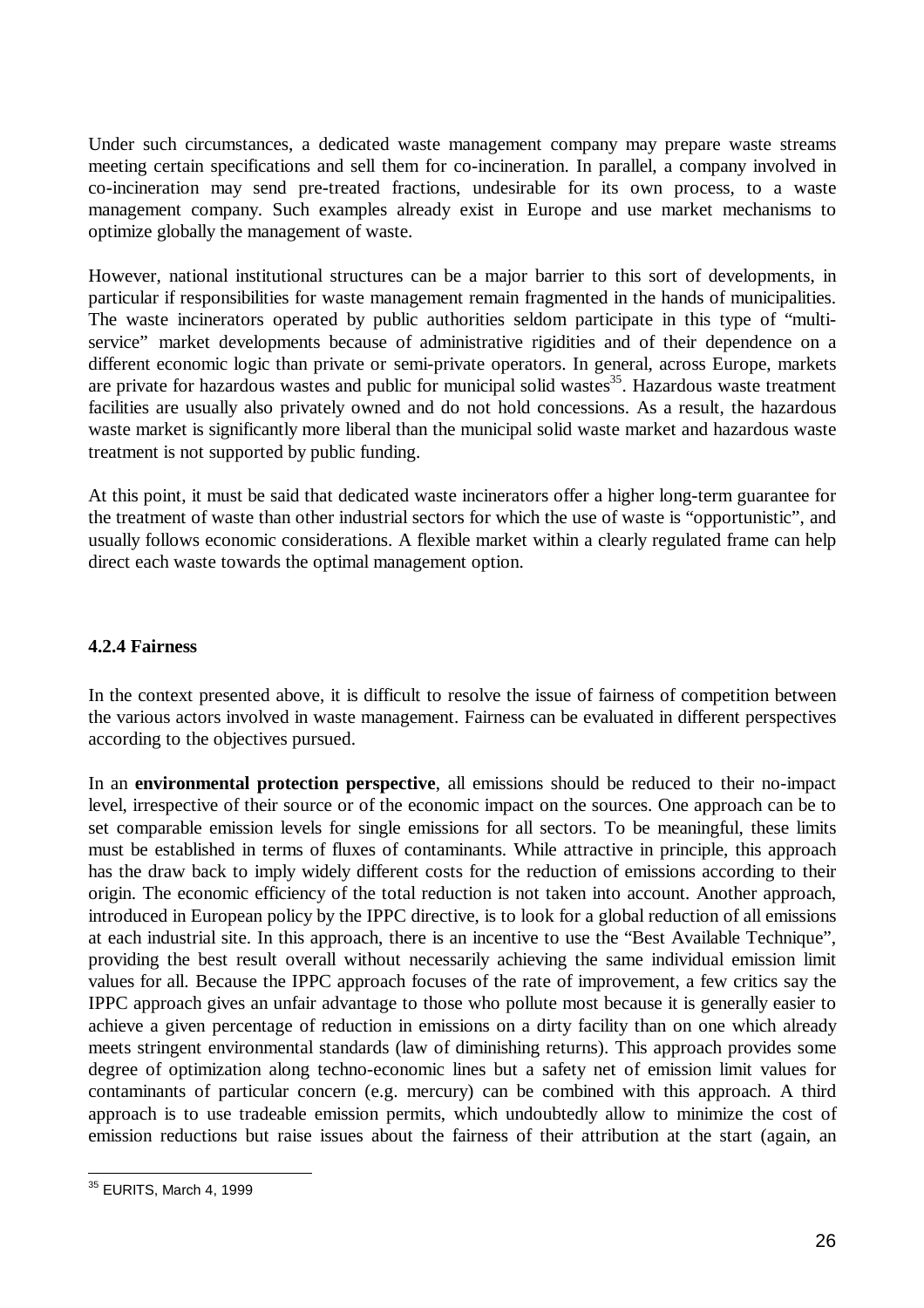Under such circumstances, a dedicated waste management company may prepare waste streams meeting certain specifications and sell them for co-incineration. In parallel, a company involved in co-incineration may send pre-treated fractions, undesirable for its own process, to a waste management company. Such examples already exist in Europe and use market mechanisms to optimize globally the management of waste.

However, national institutional structures can be a major barrier to this sort of developments, in particular if responsibilities for waste management remain fragmented in the hands of municipalities. The waste incinerators operated by public authorities seldom participate in this type of "multi-service" market developments because of administrative rigidities and of their dependence on a different economic logic than private or semi-private operators. In general, across Europe, markets are private for hazardous wastes and public for municipal solid wastes[35]. Hazardous waste treatment facilities are usually also privately owned and do not hold concessions. As a result, the hazardous waste market is significantly more liberal than the municipal solid waste market and hazardous waste treatment is not supported by public funding.

At this point, it must be said that dedicated waste incinerators offer a higher long-term guarantee for the treatment of waste than other industrial sectors for which the use of waste is "opportunistic", and usually follows economic considerations. A flexible market within a clearly regulated frame can help direct each waste towards the optimal management option.

### 4.2.4 Fairness

In the context presented above, it is difficult to resolve the issue of fairness of competition between the various actors involved in waste management. Fairness can be evaluated in different perspectives according to the objectives pursued.

In an **environmental protection perspective**, all emissions should be reduced to their no-impact level, irrespective of their source or of the economic impact on the sources. One approach can be to set comparable emission levels for single emissions for all sectors. To be meaningful, these limits must be established in terms of fluxes of contaminants. While attractive in principle, this approach has the draw back to imply widely different costs for the reduction of emissions according to their origin. The economic efficiency of the total reduction is not taken into account. Another approach, introduced in European policy by the IPPC directive, is to look for a global reduction of all emissions at each industrial site. In this approach, there is an incentive to use the "Best Available Technique", providing the best result overall without necessarily achieving the same individual emission limit values for all. Because the IPPC approach focuses of the rate of improvement, a few critics say the IPPC approach gives an unfair advantage to those who pollute most because it is generally easier to achieve a given percentage of reduction in emissions on a dirty facility than on one which already meets stringent environmental standards (law of diminishing returns). This approach provides some degree of optimization along techno-economic lines but a safety net of emission limit values for contaminants of particular concern (e.g. mercury) can be combined with this approach. A third approach is to use tradeable emission permits, which undoubtedly allow to minimize the cost of emission reductions but raise issues about the fairness of their attribution at the start (again, an

[35] EURITS, March 4, 1999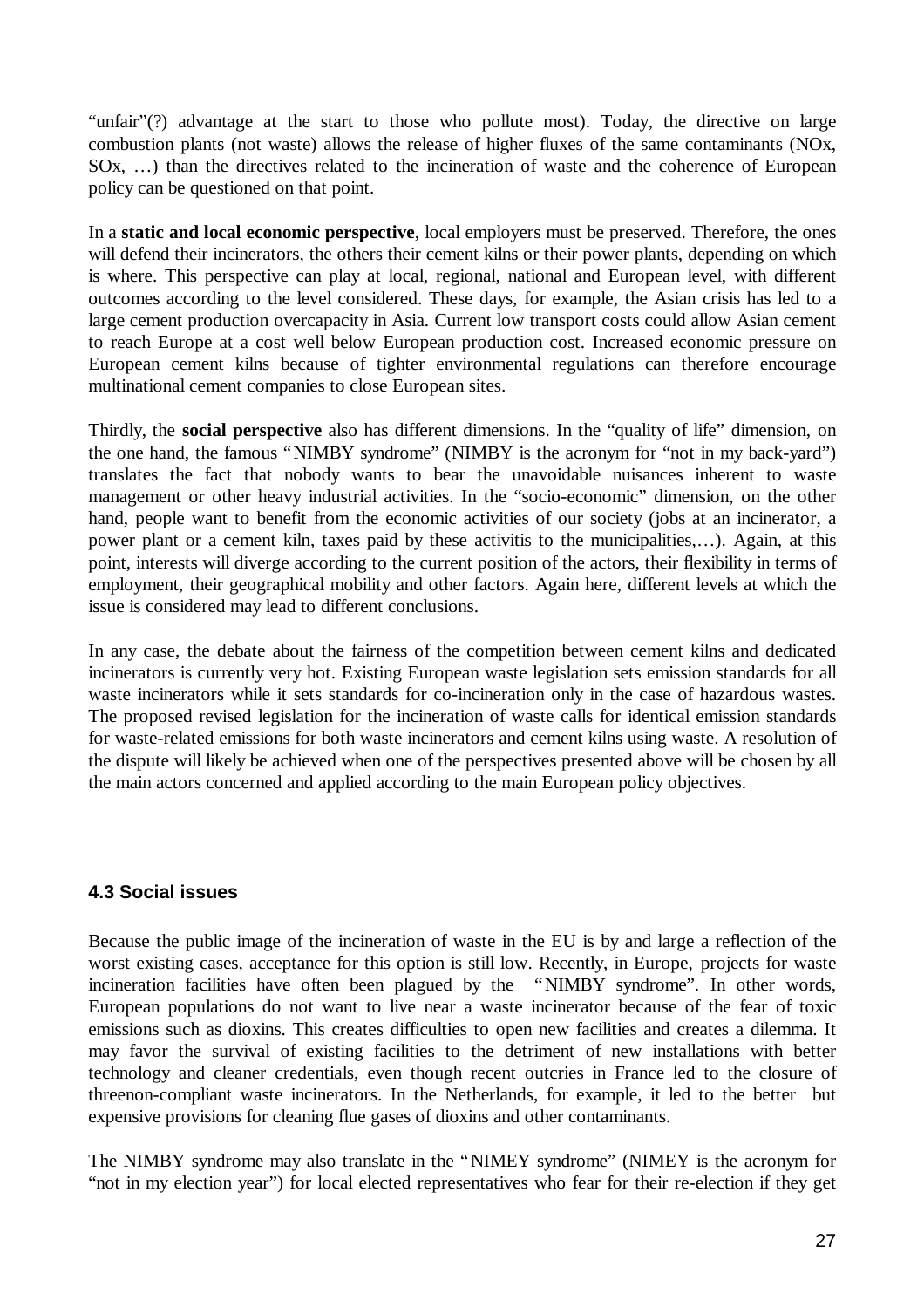"unfair"(?) advantage at the start to those who pollute most). Today, the directive on large combustion plants (not waste) allows the release of higher fluxes of the same contaminants (NOx, SOx, …) than the directives related to the incineration of waste and the coherence of European policy can be questioned on that point.

In a **static and local economic perspective**, local employers must be preserved. Therefore, the ones will defend their incinerators, the others their cement kilns or their power plants, depending on which is where. This perspective can play at local, regional, national and European level, with different outcomes according to the level considered. These days, for example, the Asian crisis has led to a large cement production overcapacity in Asia. Current low transport costs could allow Asian cement to reach Europe at a cost well below European production cost. Increased economic pressure on European cement kilns because of tighter environmental regulations can therefore encourage multinational cement companies to close European sites.

Thirdly, the **social perspective** also has different dimensions. In the "quality of life" dimension, on the one hand, the famous "NIMBY syndrome" (NIMBY is the acronym for "not in my back-yard") translates the fact that nobody wants to bear the unavoidable nuisances inherent to waste management or other heavy industrial activities. In the "socio-economic" dimension, on the other hand, people want to benefit from the economic activities of our society (jobs at an incinerator, a power plant or a cement kiln, taxes paid by these activitis to the municipalities,…). Again, at this point, interests will diverge according to the current position of the actors, their flexibility in terms of employment, their geographical mobility and other factors. Again here, different levels at which the issue is considered may lead to different conclusions.

In any case, the debate about the fairness of the competition between cement kilns and dedicated incinerators is currently very hot. Existing European waste legislation sets emission standards for all waste incinerators while it sets standards for co-incineration only in the case of hazardous wastes. The proposed revised legislation for the incineration of waste calls for identical emission standards for waste-related emissions for both waste incinerators and cement kilns using waste. A resolution of the dispute will likely be achieved when one of the perspectives presented above will be chosen by all the main actors concerned and applied according to the main European policy objectives.

### 4.3 Social issues

Because the public image of the incineration of waste in the EU is by and large a reflection of the worst existing cases, acceptance for this option is still low. Recently, in Europe, projects for waste incineration facilities have often been plagued by the "NIMBY syndrome". In other words, European populations do not want to live near a waste incinerator because of the fear of toxic emissions such as dioxins. This creates difficulties to open new facilities and creates a dilemma. It may favor the survival of existing facilities to the detriment of new installations with better technology and cleaner credentials, even though recent outcries in France led to the closure of threenon-compliant waste incinerators. In the Netherlands, for example, it led to the better but expensive provisions for cleaning flue gases of dioxins and other contaminants.

The NIMBY syndrome may also translate in the "NIMEY syndrome" (NIMEY is the acronym for "not in my election year") for local elected representatives who fear for their re-election if they get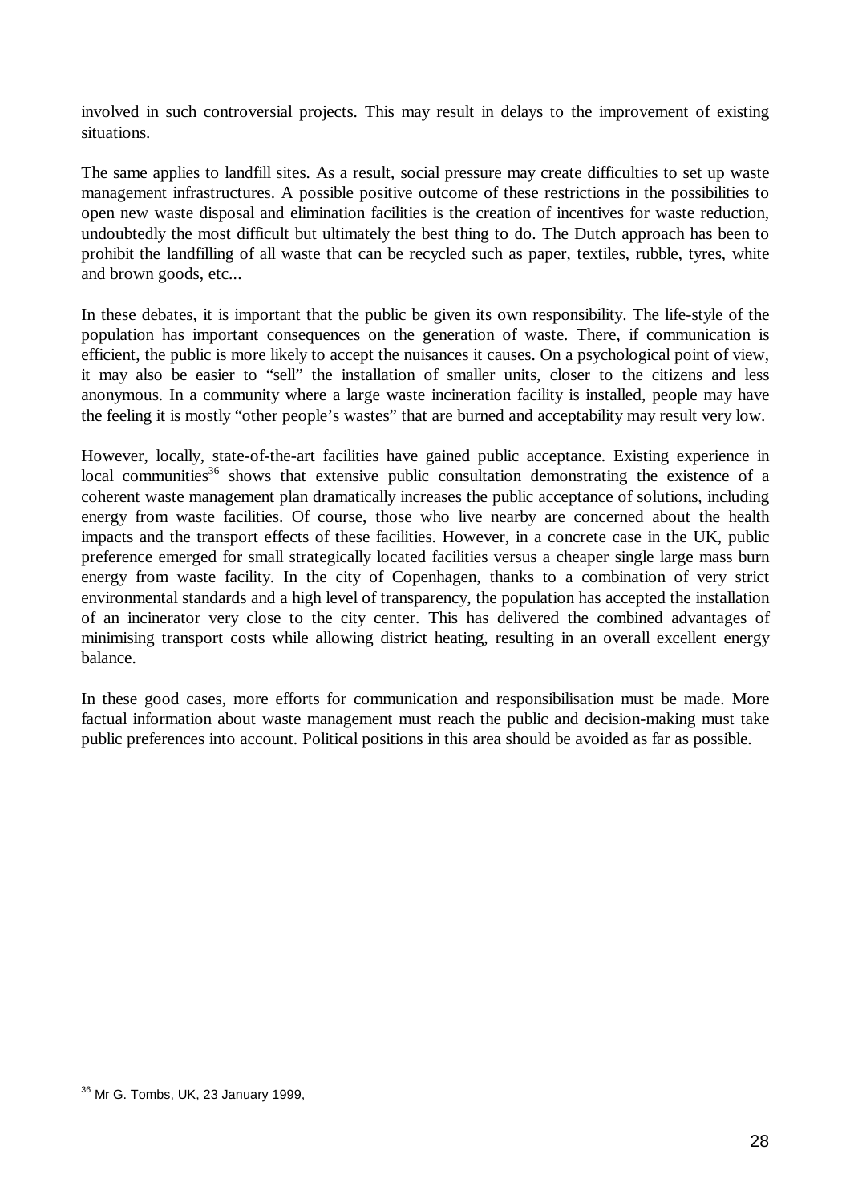involved in such controversial projects. This may result in delays to the improvement of existing situations.

The same applies to landfill sites. As a result, social pressure may create difficulties to set up waste management infrastructures. A possible positive outcome of these restrictions in the possibilities to open new waste disposal and elimination facilities is the creation of incentives for waste reduction, undoubtedly the most difficult but ultimately the best thing to do. The Dutch approach has been to prohibit the landfilling of all waste that can be recycled such as paper, textiles, rubble, tyres, white and brown goods, etc...

In these debates, it is important that the public be given its own responsibility. The life-style of the population has important consequences on the generation of waste. There, if communication is efficient, the public is more likely to accept the nuisances it causes. On a psychological point of view, it may also be easier to "sell" the installation of smaller units, closer to the citizens and less anonymous. In a community where a large waste incineration facility is installed, people may have the feeling it is mostly "other people's wastes" that are burned and acceptability may result very low.

However, locally, state-of-the-art facilities have gained public acceptance. Existing experience in local communities[36] shows that extensive public consultation demonstrating the existence of a coherent waste management plan dramatically increases the public acceptance of solutions, including energy from waste facilities. Of course, those who live nearby are concerned about the health impacts and the transport effects of these facilities. However, in a concrete case in the UK, public preference emerged for small strategically located facilities versus a cheaper single large mass burn energy from waste facility. In the city of Copenhagen, thanks to a combination of very strict environmental standards and a high level of transparency, the population has accepted the installation of an incinerator very close to the city center. This has delivered the combined advantages of minimising transport costs while allowing district heating, resulting in an overall excellent energy balance.

In these good cases, more efforts for communication and responsibilisation must be made. More factual information about waste management must reach the public and decision-making must take public preferences into account. Political positions in this area should be avoided as far as possible.

[36] Mr G. Tombs, UK, 23 January 1999,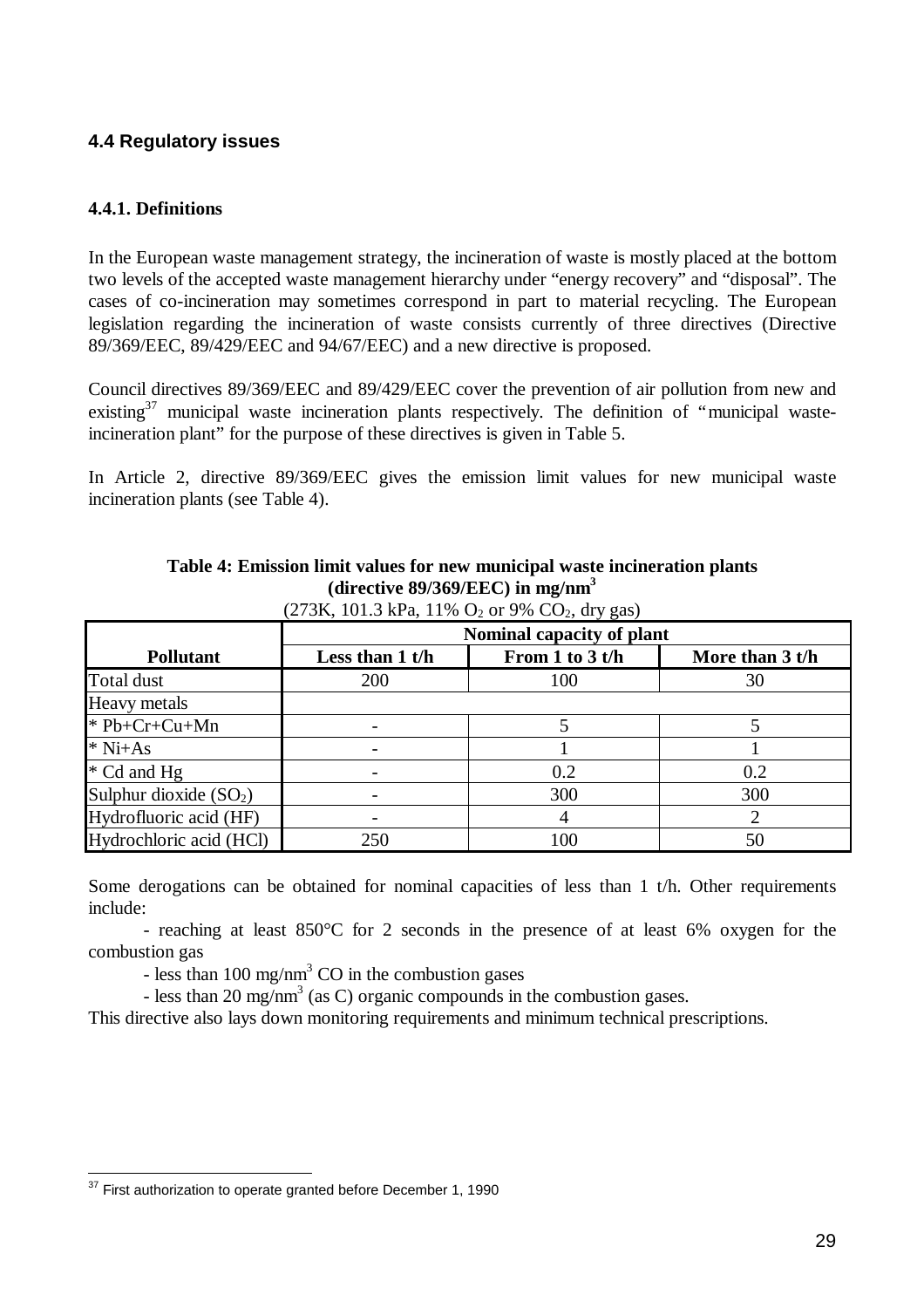## 4.4 Regulatory issues

### 4.4.1. Definitions

In the European waste management strategy, the incineration of waste is mostly placed at the bottom two levels of the accepted waste management hierarchy under "energy recovery" and "disposal". The cases of co-incineration may sometimes correspond in part to material recycling. The European legislation regarding the incineration of waste consists currently of three directives (Directive 89/369/EEC, 89/429/EEC and 94/67/EEC) and a new directive is proposed.

Council directives 89/369/EEC and 89/429/EEC cover the prevention of air pollution from new and existing[37] municipal waste incineration plants respectively. The definition of "municipal waste-incineration plant" for the purpose of these directives is given in Table 5.

In Article 2, directive 89/369/EEC gives the emission limit values for new municipal waste incineration plants (see Table 4).

**Table 4: Emission limit values for new municipal waste incineration plants (directive 89/369/EEC) in mg/nm$^3$**

(273K, 101.3 kPa, 11% $O_2$ or 9% $CO_2$, dry gas)

| | Nominal capacity of plant | | |
|---|---|---|---|
| **Pollutant** | **Less than 1 t/h** | **From 1 to 3 t/h** | **More than 3 t/h** |
| Total dust | 200 | 100 | 30 |
| Heavy metals | | | |
| * Pb+Cr+Cu+Mn | - | 5 | 5 |
| * Ni+As | - | 1 | 1 |
| * Cd and Hg | - | 0.2 | 0.2 |
| Sulphur dioxide ($SO_2$) | - | 300 | 300 |
| Hydrofluoric acid (HF) | - | 4 | 2 |
| Hydrochloric acid (HCl) | 250 | 100 | 50 |

Some derogations can be obtained for nominal capacities of less than 1 t/h. Other requirements include:

- reaching at least 850°C for 2 seconds in the presence of at least 6% oxygen for the combustion gas
- less than 100 mg/nm$^3$ CO in the combustion gases
- less than 20 mg/nm$^3$ (as C) organic compounds in the combustion gases.

This directive also lays down monitoring requirements and minimum technical prescriptions.

[37] First authorization to operate granted before December 1, 1990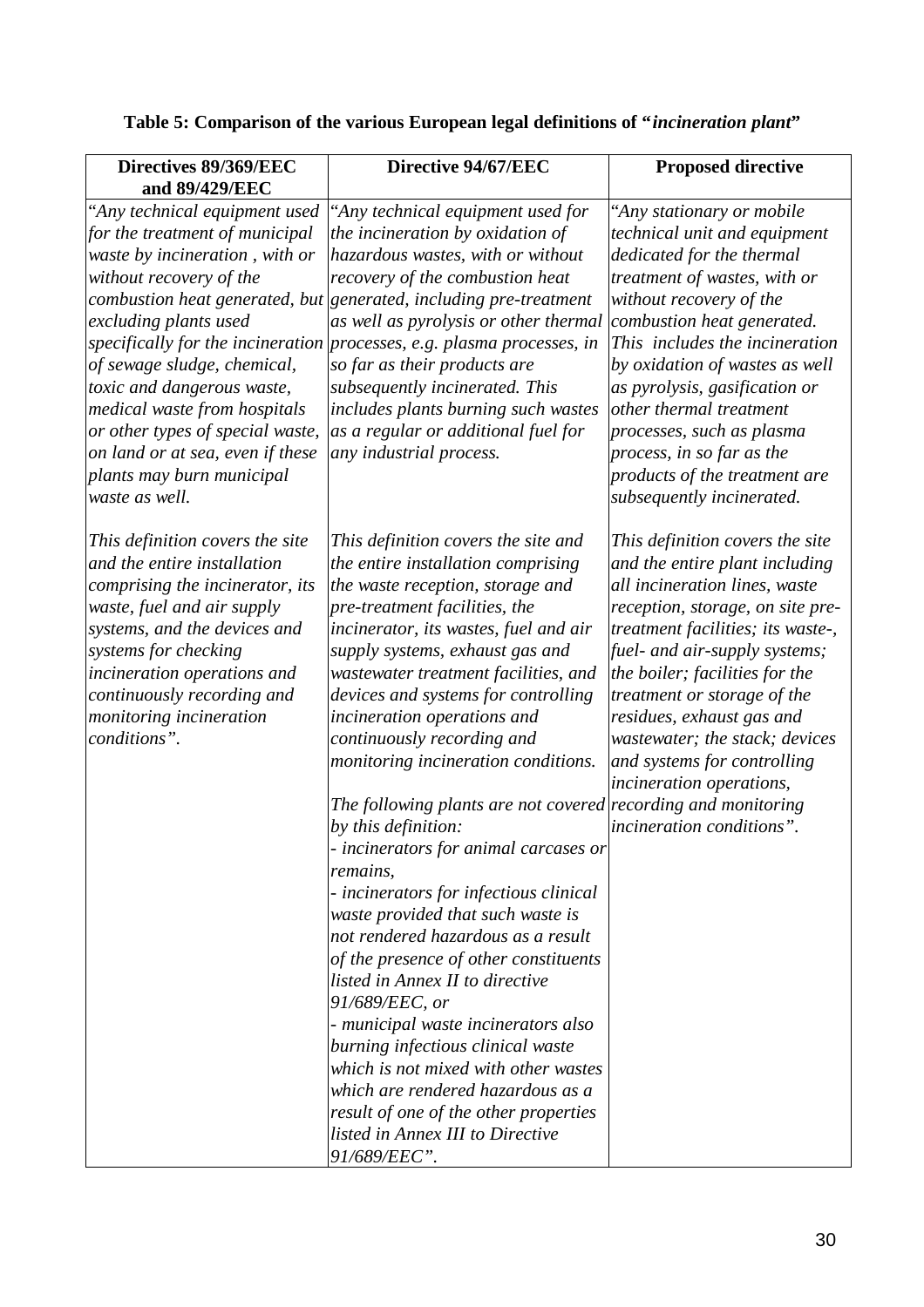**Table 5: Comparison of the various European legal definitions of "*incineration plant*"**

| Directives 89/369/EEC and 89/429/EEC | Directive 94/67/EEC | Proposed directive |
|---|---|---|
| *"Any technical equipment used for the treatment of municipal waste by incineration , with or without recovery of the combustion heat generated, but excluding plants used specifically for the incineration of sewage sludge, chemical, toxic and dangerous waste, medical waste from hospitals or other types of special waste, on land or at sea, even if these plants may burn municipal waste as well.*<br><br>*This definition covers the site and the entire installation comprising the incinerator, its waste, fuel and air supply systems, and the devices and systems for checking incineration operations and continuously recording and monitoring incineration conditions".* | *"Any technical equipment used for the incineration by oxidation of hazardous wastes, with or without recovery of the combustion heat generated, including pre-treatment as well as pyrolysis or other thermal processes, e.g. plasma processes, in so far as their products are subsequently incinerated. This includes plants burning such wastes as a regular or additional fuel for any industrial process.*<br><br>*This definition covers the site and the entire installation comprising the waste reception, storage and pre-treatment facilities, the incinerator, its wastes, fuel and air supply systems, exhaust gas and wastewater treatment facilities, and devices and systems for controlling incineration operations and continuously recording and monitoring incineration conditions.*<br><br>*The following plants are not covered by this definition:*<br>*- incinerators for animal carcases or remains,*<br>*- incinerators for infectious clinical waste provided that such waste is not rendered hazardous as a result of the presence of other constituents listed in Annex II to directive 91/689/EEC, or*<br>*- municipal waste incinerators also burning infectious clinical waste which is not mixed with other wastes which are rendered hazardous as a result of one of the other properties listed in Annex III to Directive 91/689/EEC".* | *"Any stationary or mobile technical unit and equipment dedicated for the thermal treatment of wastes, with or without recovery of the combustion heat generated. This includes the incineration by oxidation of wastes as well as pyrolysis, gasification or other thermal treatment processes, such as plasma process, in so far as the products of the treatment are subsequently incinerated.*<br><br>*This definition covers the site and the entire plant including all incineration lines, waste reception, storage, on site pre-treatment facilities; its waste-, fuel- and air-supply systems; the boiler; facilities for the treatment or storage of the residues, exhaust gas and wastewater; the stack; devices and systems for controlling incineration operations, recording and monitoring incineration conditions".* |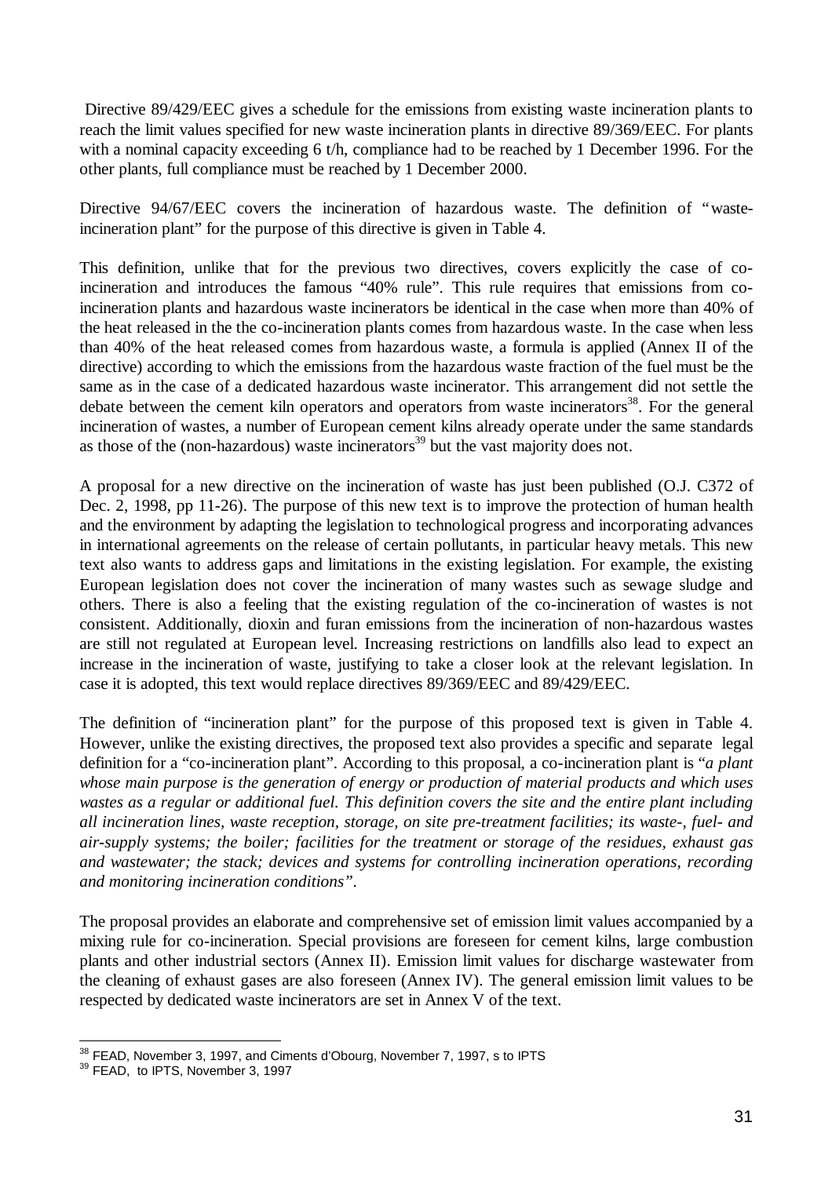Directive 89/429/EEC gives a schedule for the emissions from existing waste incineration plants to reach the limit values specified for new waste incineration plants in directive 89/369/EEC. For plants with a nominal capacity exceeding 6 t/h, compliance had to be reached by 1 December 1996. For the other plants, full compliance must be reached by 1 December 2000.

Directive 94/67/EEC covers the incineration of hazardous waste. The definition of "waste-incineration plant" for the purpose of this directive is given in Table 4.

This definition, unlike that for the previous two directives, covers explicitly the case of co-incineration and introduces the famous "40% rule". This rule requires that emissions from co-incineration plants and hazardous waste incinerators be identical in the case when more than 40% of the heat released in the the co-incineration plants comes from hazardous waste. In the case when less than 40% of the heat released comes from hazardous waste, a formula is applied (Annex II of the directive) according to which the emissions from the hazardous waste fraction of the fuel must be the same as in the case of a dedicated hazardous waste incinerator. This arrangement did not settle the debate between the cement kiln operators and operators from waste incinerators[38]. For the general incineration of wastes, a number of European cement kilns already operate under the same standards as those of the (non-hazardous) waste incinerators[39] but the vast majority does not.

A proposal for a new directive on the incineration of waste has just been published (O.J. C372 of Dec. 2, 1998, pp 11-26). The purpose of this new text is to improve the protection of human health and the environment by adapting the legislation to technological progress and incorporating advances in international agreements on the release of certain pollutants, in particular heavy metals. This new text also wants to address gaps and limitations in the existing legislation. For example, the existing European legislation does not cover the incineration of many wastes such as sewage sludge and others. There is also a feeling that the existing regulation of the co-incineration of wastes is not consistent. Additionally, dioxin and furan emissions from the incineration of non-hazardous wastes are still not regulated at European level. Increasing restrictions on landfills also lead to expect an increase in the incineration of waste, justifying to take a closer look at the relevant legislation. In case it is adopted, this text would replace directives 89/369/EEC and 89/429/EEC.

The definition of "incineration plant" for the purpose of this proposed text is given in Table 4. However, unlike the existing directives, the proposed text also provides a specific and separate legal definition for a "co-incineration plant". According to this proposal, a co-incineration plant is "*a plant whose main purpose is the generation of energy or production of material products and which uses wastes as a regular or additional fuel. This definition covers the site and the entire plant including all incineration lines, waste reception, storage, on site pre-treatment facilities; its waste-, fuel- and air-supply systems; the boiler; facilities for the treatment or storage of the residues, exhaust gas and wastewater; the stack; devices and systems for controlling incineration operations, recording and monitoring incineration conditions*".

The proposal provides an elaborate and comprehensive set of emission limit values accompanied by a mixing rule for co-incineration. Special provisions are foreseen for cement kilns, large combustion plants and other industrial sectors (Annex II). Emission limit values for discharge wastewater from the cleaning of exhaust gases are also foreseen (Annex IV). The general emission limit values to be respected by dedicated waste incinerators are set in Annex V of the text.

---

[38] FEAD, November 3, 1997, and Ciments d'Obourg, November 7, 1997, s to IPTS

[39] FEAD, to IPTS, November 3, 1997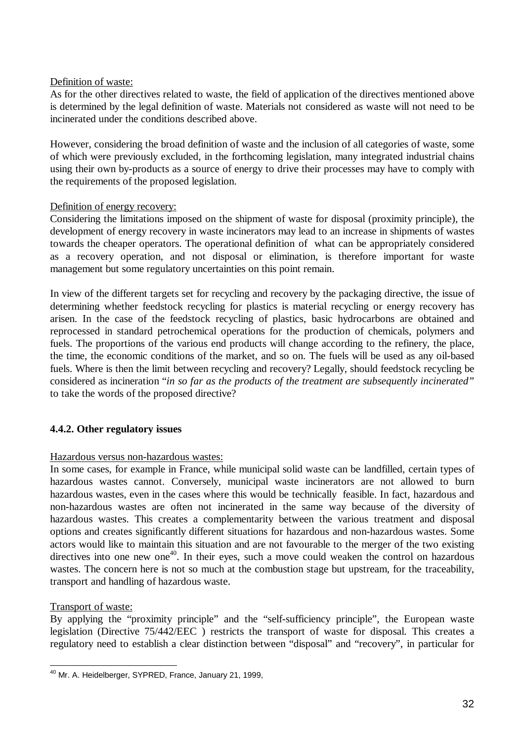Definition of waste:

As for the other directives related to waste, the field of application of the directives mentioned above is determined by the legal definition of waste. Materials not considered as waste will not need to be incinerated under the conditions described above.

However, considering the broad definition of waste and the inclusion of all categories of waste, some of which were previously excluded, in the forthcoming legislation, many integrated industrial chains using their own by-products as a source of energy to drive their processes may have to comply with the requirements of the proposed legislation.

Definition of energy recovery:

Considering the limitations imposed on the shipment of waste for disposal (proximity principle), the development of energy recovery in waste incinerators may lead to an increase in shipments of wastes towards the cheaper operators. The operational definition of what can be appropriately considered as a recovery operation, and not disposal or elimination, is therefore important for waste management but some regulatory uncertainties on this point remain.

In view of the different targets set for recycling and recovery by the packaging directive, the issue of determining whether feedstock recycling for plastics is material recycling or energy recovery has arisen. In the case of the feedstock recycling of plastics, basic hydrocarbons are obtained and reprocessed in standard petrochemical operations for the production of chemicals, polymers and fuels. The proportions of the various end products will change according to the refinery, the place, the time, the economic conditions of the market, and so on. The fuels will be used as any oil-based fuels. Where is then the limit between recycling and recovery? Legally, should feedstock recycling be considered as incineration "*in so far as the products of the treatment are subsequently incinerated"* to take the words of the proposed directive?

### 4.4.2. Other regulatory issues

Hazardous versus non-hazardous wastes:

In some cases, for example in France, while municipal solid waste can be landfilled, certain types of hazardous wastes cannot. Conversely, municipal waste incinerators are not allowed to burn hazardous wastes, even in the cases where this would be technically feasible. In fact, hazardous and non-hazardous wastes are often not incinerated in the same way because of the diversity of hazardous wastes. This creates a complementarity between the various treatment and disposal options and creates significantly different situations for hazardous and non-hazardous wastes. Some actors would like to maintain this situation and are not favourable to the merger of the two existing directives into one new one[40]. In their eyes, such a move could weaken the control on hazardous wastes. The concern here is not so much at the combustion stage but upstream, for the traceability, transport and handling of hazardous waste.

Transport of waste:

By applying the "proximity principle" and the "self-sufficiency principle", the European waste legislation (Directive 75/442/EEC ) restricts the transport of waste for disposal. This creates a regulatory need to establish a clear distinction between "disposal" and "recovery", in particular for

---

[40] Mr. A. Heidelberger, SYPRED, France, January 21, 1999,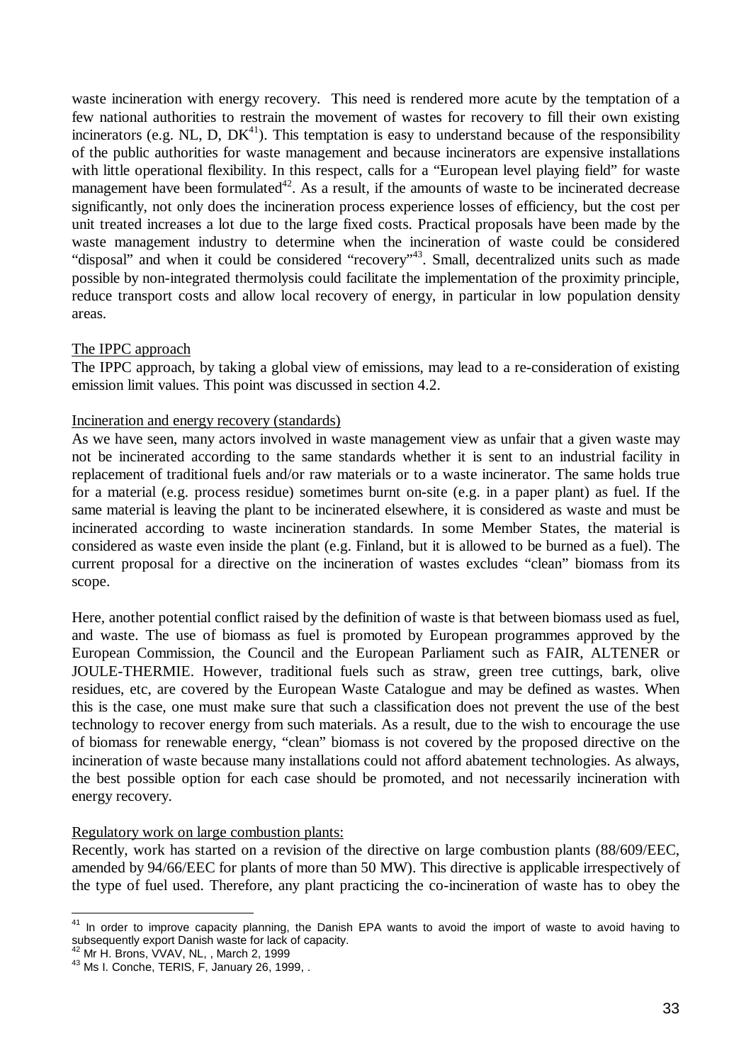waste incineration with energy recovery. This need is rendered more acute by the temptation of a few national authorities to restrain the movement of wastes for recovery to fill their own existing incinerators (e.g. NL, D, DK[41]). This temptation is easy to understand because of the responsibility of the public authorities for waste management and because incinerators are expensive installations with little operational flexibility. In this respect, calls for a "European level playing field" for waste management have been formulated[42]. As a result, if the amounts of waste to be incinerated decrease significantly, not only does the incineration process experience losses of efficiency, but the cost per unit treated increases a lot due to the large fixed costs. Practical proposals have been made by the waste management industry to determine when the incineration of waste could be considered "disposal" and when it could be considered "recovery"[43]. Small, decentralized units such as made possible by non-integrated thermolysis could facilitate the implementation of the proximity principle, reduce transport costs and allow local recovery of energy, in particular in low population density areas.

The IPPC approach

The IPPC approach, by taking a global view of emissions, may lead to a re-consideration of existing emission limit values. This point was discussed in section 4.2.

Incineration and energy recovery (standards)

As we have seen, many actors involved in waste management view as unfair that a given waste may not be incinerated according to the same standards whether it is sent to an industrial facility in replacement of traditional fuels and/or raw materials or to a waste incinerator. The same holds true for a material (e.g. process residue) sometimes burnt on-site (e.g. in a paper plant) as fuel. If the same material is leaving the plant to be incinerated elsewhere, it is considered as waste and must be incinerated according to waste incineration standards. In some Member States, the material is considered as waste even inside the plant (e.g. Finland, but it is allowed to be burned as a fuel). The current proposal for a directive on the incineration of wastes excludes "clean" biomass from its scope.

Here, another potential conflict raised by the definition of waste is that between biomass used as fuel, and waste. The use of biomass as fuel is promoted by European programmes approved by the European Commission, the Council and the European Parliament such as FAIR, ALTENER or JOULE-THERMIE. However, traditional fuels such as straw, green tree cuttings, bark, olive residues, etc, are covered by the European Waste Catalogue and may be defined as wastes. When this is the case, one must make sure that such a classification does not prevent the use of the best technology to recover energy from such materials. As a result, due to the wish to encourage the use of biomass for renewable energy, "clean" biomass is not covered by the proposed directive on the incineration of waste because many installations could not afford abatement technologies. As always, the best possible option for each case should be promoted, and not necessarily incineration with energy recovery.

Regulatory work on large combustion plants:

Recently, work has started on a revision of the directive on large combustion plants (88/609/EEC, amended by 94/66/EEC for plants of more than 50 MW). This directive is applicable irrespectively of the type of fuel used. Therefore, any plant practicing the co-incineration of waste has to obey the

---

[41] In order to improve capacity planning, the Danish EPA wants to avoid the import of waste to avoid having to subsequently export Danish waste for lack of capacity.

[42] Mr H. Brons, VVAV, NL, , March 2, 1999

[43] Ms I. Conche, TERIS, F, January 26, 1999, .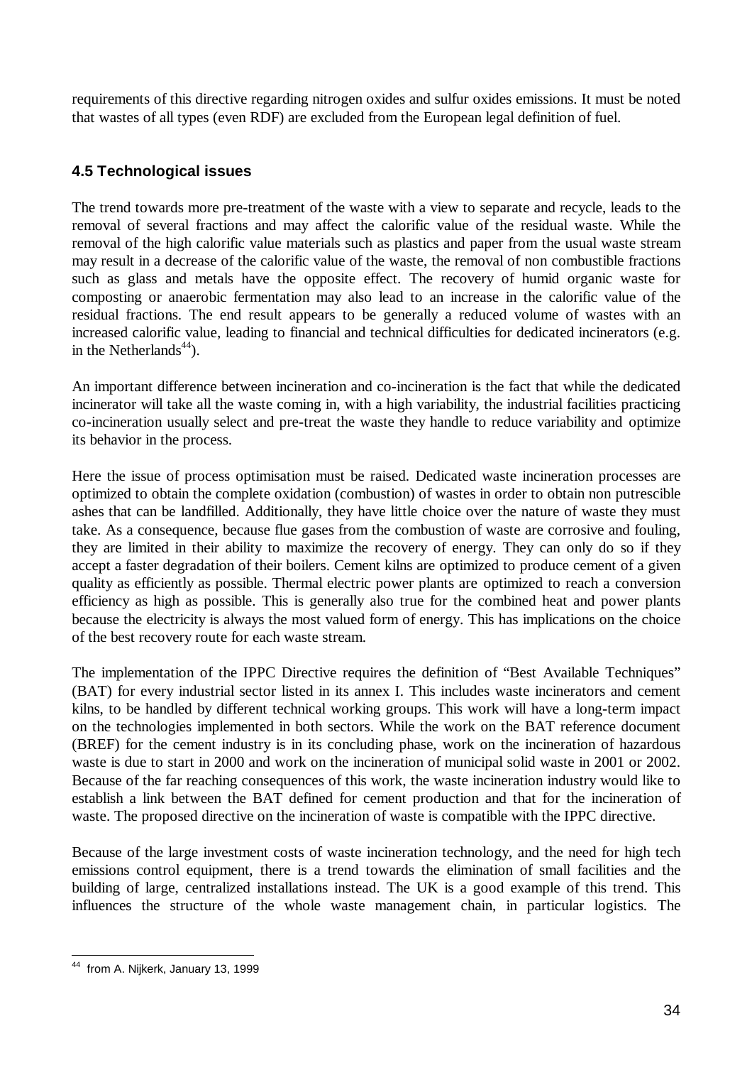requirements of this directive regarding nitrogen oxides and sulfur oxides emissions. It must be noted that wastes of all types (even RDF) are excluded from the European legal definition of fuel.

### 4.5 Technological issues

The trend towards more pre-treatment of the waste with a view to separate and recycle, leads to the removal of several fractions and may affect the calorific value of the residual waste. While the removal of the high calorific value materials such as plastics and paper from the usual waste stream may result in a decrease of the calorific value of the waste, the removal of non combustible fractions such as glass and metals have the opposite effect. The recovery of humid organic waste for composting or anaerobic fermentation may also lead to an increase in the calorific value of the residual fractions. The end result appears to be generally a reduced volume of wastes with an increased calorific value, leading to financial and technical difficulties for dedicated incinerators (e.g. in the Netherlands[44]).

An important difference between incineration and co-incineration is the fact that while the dedicated incinerator will take all the waste coming in, with a high variability, the industrial facilities practicing co-incineration usually select and pre-treat the waste they handle to reduce variability and optimize its behavior in the process.

Here the issue of process optimisation must be raised. Dedicated waste incineration processes are optimized to obtain the complete oxidation (combustion) of wastes in order to obtain non putrescible ashes that can be landfilled. Additionally, they have little choice over the nature of waste they must take. As a consequence, because flue gases from the combustion of waste are corrosive and fouling, they are limited in their ability to maximize the recovery of energy. They can only do so if they accept a faster degradation of their boilers. Cement kilns are optimized to produce cement of a given quality as efficiently as possible. Thermal electric power plants are optimized to reach a conversion efficiency as high as possible. This is generally also true for the combined heat and power plants because the electricity is always the most valued form of energy. This has implications on the choice of the best recovery route for each waste stream.

The implementation of the IPPC Directive requires the definition of "Best Available Techniques" (BAT) for every industrial sector listed in its annex I. This includes waste incinerators and cement kilns, to be handled by different technical working groups. This work will have a long-term impact on the technologies implemented in both sectors. While the work on the BAT reference document (BREF) for the cement industry is in its concluding phase, work on the incineration of hazardous waste is due to start in 2000 and work on the incineration of municipal solid waste in 2001 or 2002. Because of the far reaching consequences of this work, the waste incineration industry would like to establish a link between the BAT defined for cement production and that for the incineration of waste. The proposed directive on the incineration of waste is compatible with the IPPC directive.

Because of the large investment costs of waste incineration technology, and the need for high tech emissions control equipment, there is a trend towards the elimination of small facilities and the building of large, centralized installations instead. The UK is a good example of this trend. This influences the structure of the whole waste management chain, in particular logistics. The

[44] from A. Nijkerk, January 13, 1999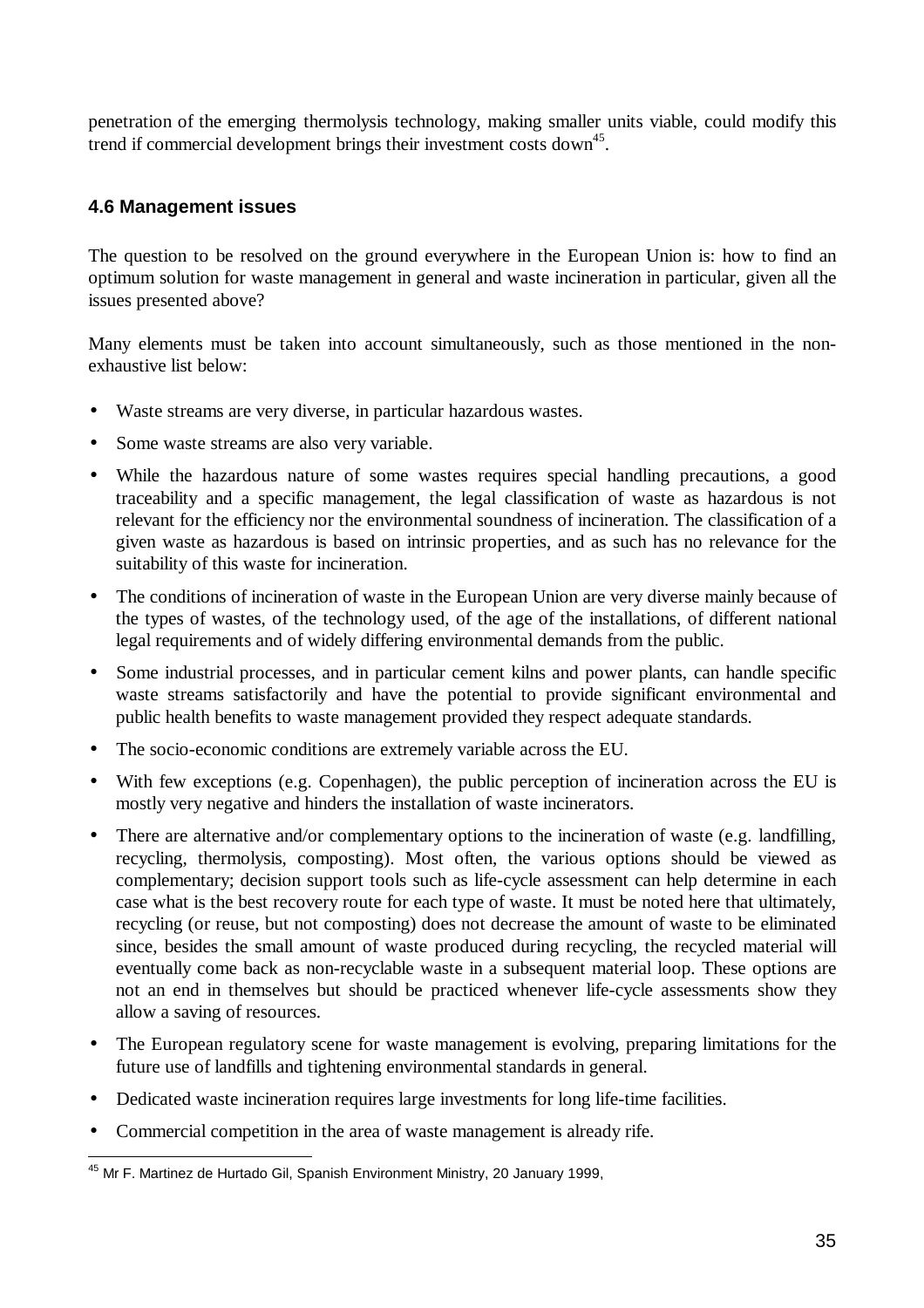penetration of the emerging thermolysis technology, making smaller units viable, could modify this trend if commercial development brings their investment costs down[45].

### 4.6 Management issues

The question to be resolved on the ground everywhere in the European Union is: how to find an optimum solution for waste management in general and waste incineration in particular, given all the issues presented above?

Many elements must be taken into account simultaneously, such as those mentioned in the non-exhaustive list below:

- Waste streams are very diverse, in particular hazardous wastes.
- Some waste streams are also very variable.
- While the hazardous nature of some wastes requires special handling precautions, a good traceability and a specific management, the legal classification of waste as hazardous is not relevant for the efficiency nor the environmental soundness of incineration. The classification of a given waste as hazardous is based on intrinsic properties, and as such has no relevance for the suitability of this waste for incineration.
- The conditions of incineration of waste in the European Union are very diverse mainly because of the types of wastes, of the technology used, of the age of the installations, of different national legal requirements and of widely differing environmental demands from the public.
- Some industrial processes, and in particular cement kilns and power plants, can handle specific waste streams satisfactorily and have the potential to provide significant environmental and public health benefits to waste management provided they respect adequate standards.
- The socio-economic conditions are extremely variable across the EU.
- With few exceptions (e.g. Copenhagen), the public perception of incineration across the EU is mostly very negative and hinders the installation of waste incinerators.
- There are alternative and/or complementary options to the incineration of waste (e.g. landfilling, recycling, thermolysis, composting). Most often, the various options should be viewed as complementary; decision support tools such as life-cycle assessment can help determine in each case what is the best recovery route for each type of waste. It must be noted here that ultimately, recycling (or reuse, but not composting) does not decrease the amount of waste to be eliminated since, besides the small amount of waste produced during recycling, the recycled material will eventually come back as non-recyclable waste in a subsequent material loop. These options are not an end in themselves but should be practiced whenever life-cycle assessments show they allow a saving of resources.
- The European regulatory scene for waste management is evolving, preparing limitations for the future use of landfills and tightening environmental standards in general.
- Dedicated waste incineration requires large investments for long life-time facilities.
- Commercial competition in the area of waste management is already rife.

---

[45] Mr F. Martinez de Hurtado Gil, Spanish Environment Ministry, 20 January 1999,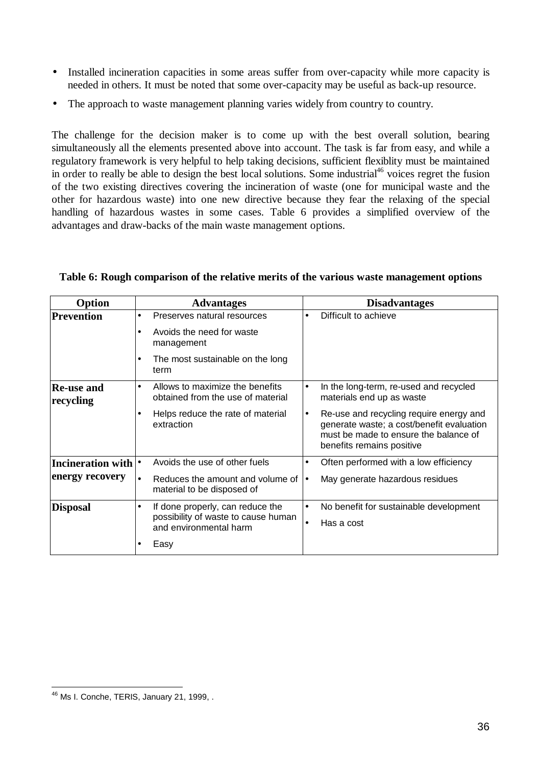- Installed incineration capacities in some areas suffer from over-capacity while more capacity is needed in others. It must be noted that some over-capacity may be useful as back-up resource.
- The approach to waste management planning varies widely from country to country.

The challenge for the decision maker is to come up with the best overall solution, bearing simultaneously all the elements presented above into account. The task is far from easy, and while a regulatory framework is very helpful to help taking decisions, sufficient flexiblity must be maintained in order to really be able to design the best local solutions. Some industrial[46] voices regret the fusion of the two existing directives covering the incineration of waste (one for municipal waste and the other for hazardous waste) into one new directive because they fear the relaxing of the special handling of hazardous wastes in some cases. Table 6 provides a simplified overview of the advantages and draw-backs of the main waste management options.

**Table 6: Rough comparison of the relative merits of the various waste management options**

| Option | Advantages | Disadvantages |
|---|---|---|
| **Prevention** | • Preserves natural resources<br>• Avoids the need for waste management<br>• The most sustainable on the long term | • Difficult to achieve |
| **Re-use and recycling** | • Allows to maximize the benefits obtained from the use of material<br>• Helps reduce the rate of material extraction | • In the long-term, re-used and recycled materials end up as waste<br>• Re-use and recycling require energy and generate waste; a cost/benefit evaluation must be made to ensure the balance of benefits remains positive |
| **Incineration with energy recovery** | • Avoids the use of other fuels<br>• Reduces the amount and volume of material to be disposed of | • Often performed with a low efficiency<br>• May generate hazardous residues |
| **Disposal** | • If done properly, can reduce the possibility of waste to cause human and environmental harm<br>• Easy | • No benefit for sustainable development<br>• Has a cost |

[46] Ms I. Conche, TERIS, January 21, 1999, .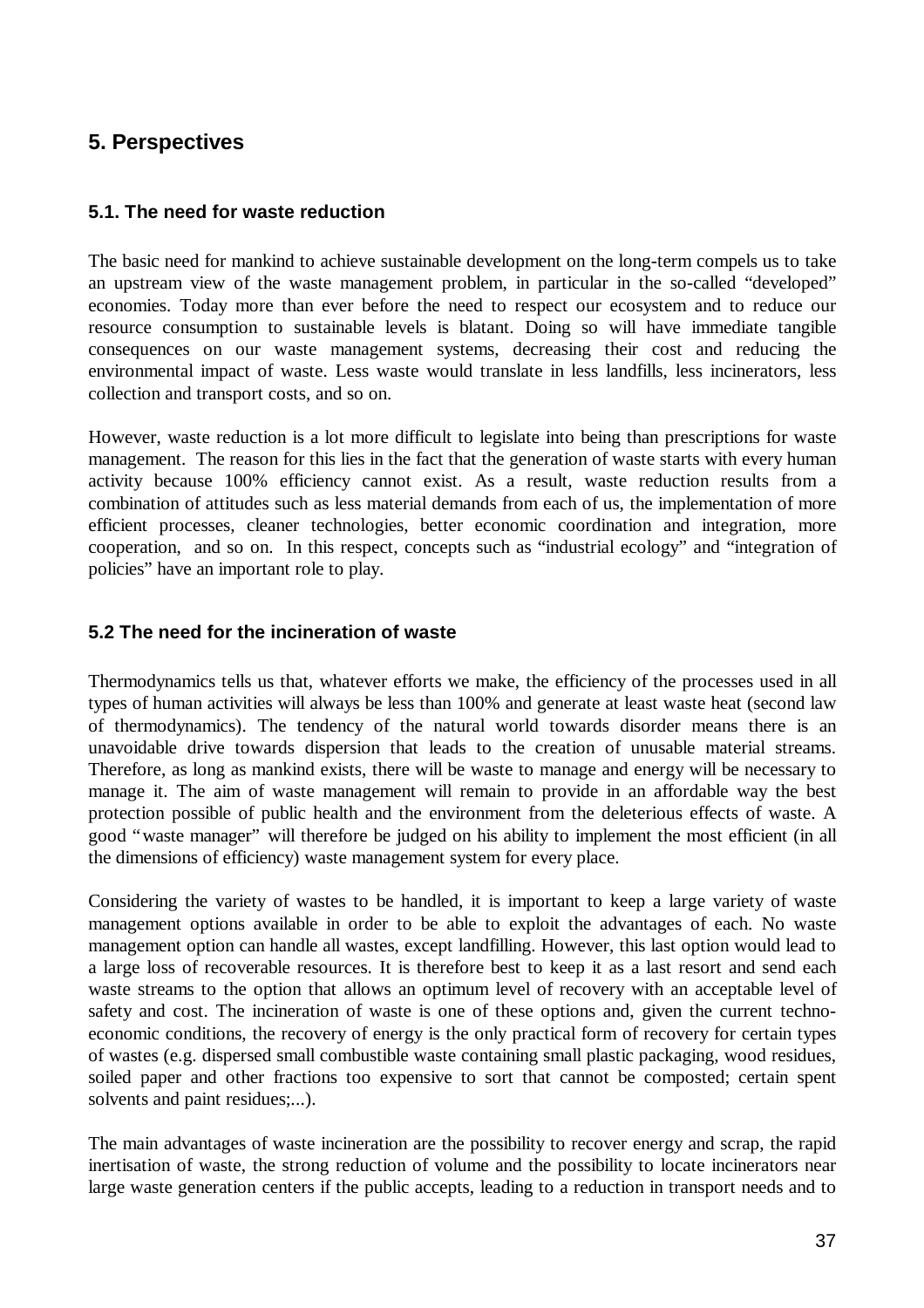## 5. Perspectives

### 5.1. The need for waste reduction

The basic need for mankind to achieve sustainable development on the long-term compels us to take an upstream view of the waste management problem, in particular in the so-called "developed" economies. Today more than ever before the need to respect our ecosystem and to reduce our resource consumption to sustainable levels is blatant. Doing so will have immediate tangible consequences on our waste management systems, decreasing their cost and reducing the environmental impact of waste. Less waste would translate in less landfills, less incinerators, less collection and transport costs, and so on.

However, waste reduction is a lot more difficult to legislate into being than prescriptions for waste management. The reason for this lies in the fact that the generation of waste starts with every human activity because 100% efficiency cannot exist. As a result, waste reduction results from a combination of attitudes such as less material demands from each of us, the implementation of more efficient processes, cleaner technologies, better economic coordination and integration, more cooperation, and so on. In this respect, concepts such as "industrial ecology" and "integration of policies" have an important role to play.

### 5.2 The need for the incineration of waste

Thermodynamics tells us that, whatever efforts we make, the efficiency of the processes used in all types of human activities will always be less than 100% and generate at least waste heat (second law of thermodynamics). The tendency of the natural world towards disorder means there is an unavoidable drive towards dispersion that leads to the creation of unusable material streams. Therefore, as long as mankind exists, there will be waste to manage and energy will be necessary to manage it. The aim of waste management will remain to provide in an affordable way the best protection possible of public health and the environment from the deleterious effects of waste. A good "waste manager" will therefore be judged on his ability to implement the most efficient (in all the dimensions of efficiency) waste management system for every place.

Considering the variety of wastes to be handled, it is important to keep a large variety of waste management options available in order to be able to exploit the advantages of each. No waste management option can handle all wastes, except landfilling. However, this last option would lead to a large loss of recoverable resources. It is therefore best to keep it as a last resort and send each waste streams to the option that allows an optimum level of recovery with an acceptable level of safety and cost. The incineration of waste is one of these options and, given the current techno-economic conditions, the recovery of energy is the only practical form of recovery for certain types of wastes (e.g. dispersed small combustible waste containing small plastic packaging, wood residues, soiled paper and other fractions too expensive to sort that cannot be composted; certain spent solvents and paint residues;...).

The main advantages of waste incineration are the possibility to recover energy and scrap, the rapid inertisation of waste, the strong reduction of volume and the possibility to locate incinerators near large waste generation centers if the public accepts, leading to a reduction in transport needs and to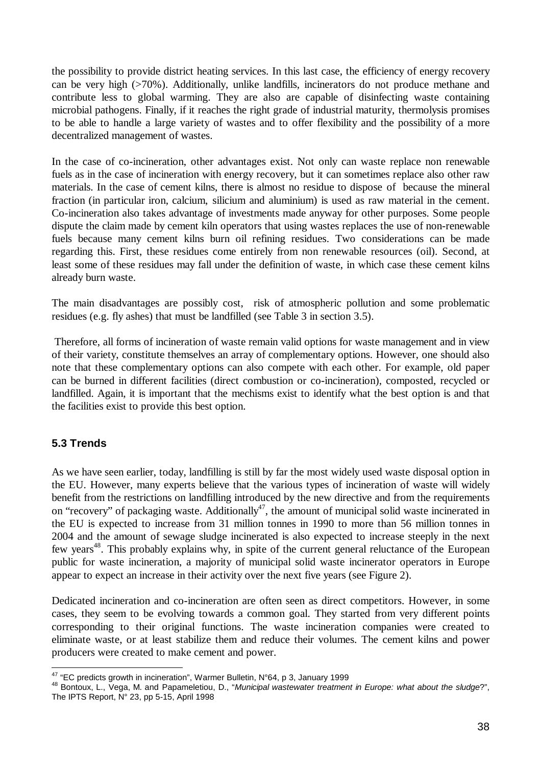the possibility to provide district heating services. In this last case, the efficiency of energy recovery can be very high (>70%). Additionally, unlike landfills, incinerators do not produce methane and contribute less to global warming. They are also are capable of disinfecting waste containing microbial pathogens. Finally, if it reaches the right grade of industrial maturity, thermolysis promises to be able to handle a large variety of wastes and to offer flexibility and the possibility of a more decentralized management of wastes.

In the case of co-incineration, other advantages exist. Not only can waste replace non renewable fuels as in the case of incineration with energy recovery, but it can sometimes replace also other raw materials. In the case of cement kilns, there is almost no residue to dispose of because the mineral fraction (in particular iron, calcium, silicium and aluminium) is used as raw material in the cement. Co-incineration also takes advantage of investments made anyway for other purposes. Some people dispute the claim made by cement kiln operators that using wastes replaces the use of non-renewable fuels because many cement kilns burn oil refining residues. Two considerations can be made regarding this. First, these residues come entirely from non renewable resources (oil). Second, at least some of these residues may fall under the definition of waste, in which case these cement kilns already burn waste.

The main disadvantages are possibly cost, risk of atmospheric pollution and some problematic residues (e.g. fly ashes) that must be landfilled (see Table 3 in section 3.5).

Therefore, all forms of incineration of waste remain valid options for waste management and in view of their variety, constitute themselves an array of complementary options. However, one should also note that these complementary options can also compete with each other. For example, old paper can be burned in different facilities (direct combustion or co-incineration), composted, recycled or landfilled. Again, it is important that the mechisms exist to identify what the best option is and that the facilities exist to provide this best option.

### 5.3 Trends

As we have seen earlier, today, landfilling is still by far the most widely used waste disposal option in the EU. However, many experts believe that the various types of incineration of waste will widely benefit from the restrictions on landfilling introduced by the new directive and from the requirements on "recovery" of packaging waste. Additionally[47], the amount of municipal solid waste incinerated in the EU is expected to increase from 31 million tonnes in 1990 to more than 56 million tonnes in 2004 and the amount of sewage sludge incinerated is also expected to increase steeply in the next few years[48]. This probably explains why, in spite of the current general reluctance of the European public for waste incineration, a majority of municipal solid waste incinerator operators in Europe appear to expect an increase in their activity over the next five years (see Figure 2).

Dedicated incineration and co-incineration are often seen as direct competitors. However, in some cases, they seem to be evolving towards a common goal. They started from very different points corresponding to their original functions. The waste incineration companies were created to eliminate waste, or at least stabilize them and reduce their volumes. The cement kilns and power producers were created to make cement and power.

[47] "EC predicts growth in incineration", Warmer Bulletin, N°64, p 3, January 1999

[48] Bontoux, L., Vega, M. and Papameletiou, D., "*Municipal wastewater treatment in Europe: what about the sludge*?", The IPTS Report, N° 23, pp 5-15, April 1998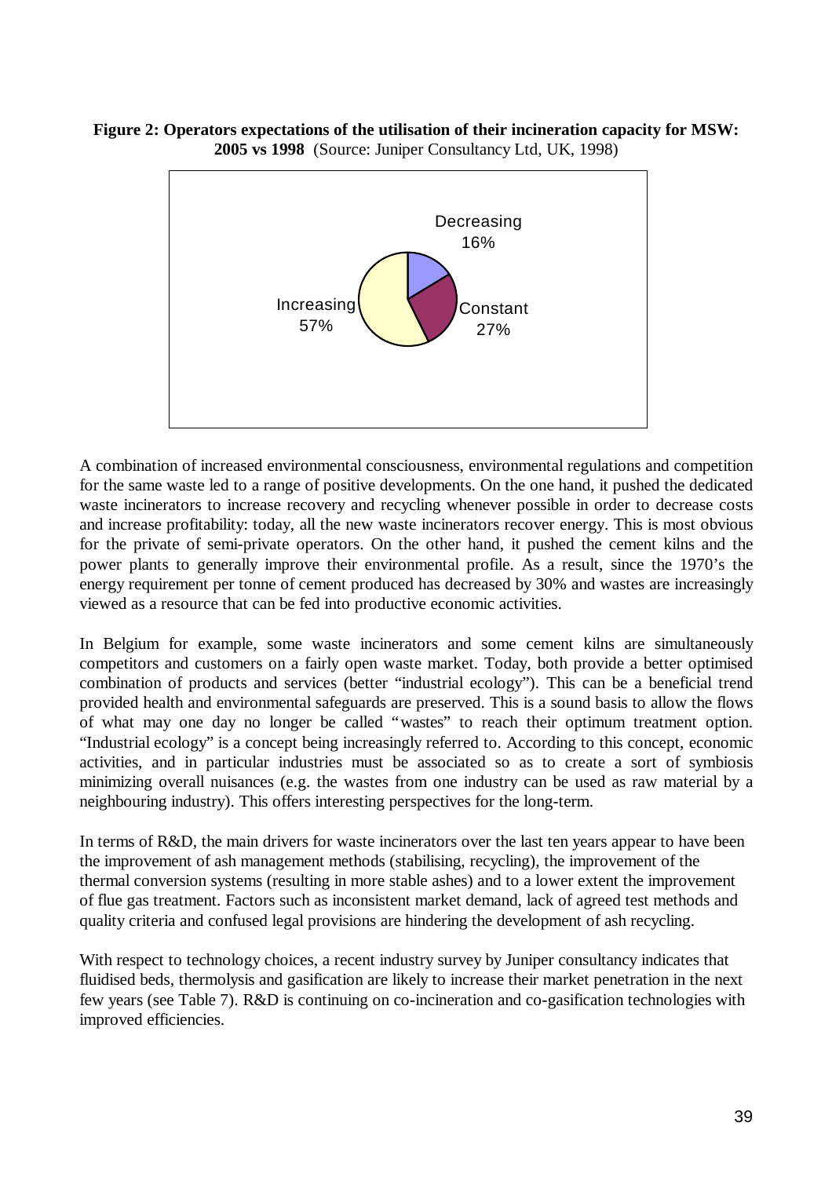**Figure 2: Operators expectations of the utilisation of their incineration capacity for MSW: 2005 vs 1998** (Source: Juniper Consultancy Ltd, UK, 1998)

Decreasing 16%

Constant 27%

Increasing 57%

A combination of increased environmental consciousness, environmental regulations and competition for the same waste led to a range of positive developments. On the one hand, it pushed the dedicated waste incinerators to increase recovery and recycling whenever possible in order to decrease costs and increase profitability: today, all the new waste incinerators recover energy. This is most obvious for the private of semi-private operators. On the other hand, it pushed the cement kilns and the power plants to generally improve their environmental profile. As a result, since the 1970's the energy requirement per tonne of cement produced has decreased by 30% and wastes are increasingly viewed as a resource that can be fed into productive economic activities.

In Belgium for example, some waste incinerators and some cement kilns are simultaneously competitors and customers on a fairly open waste market. Today, both provide a better optimised combination of products and services (better "industrial ecology"). This can be a beneficial trend provided health and environmental safeguards are preserved. This is a sound basis to allow the flows of what may one day no longer be called "wastes" to reach their optimum treatment option. "Industrial ecology" is a concept being increasingly referred to. According to this concept, economic activities, and in particular industries must be associated so as to create a sort of symbiosis minimizing overall nuisances (e.g. the wastes from one industry can be used as raw material by a neighbouring industry). This offers interesting perspectives for the long-term.

In terms of R&D, the main drivers for waste incinerators over the last ten years appear to have been the improvement of ash management methods (stabilising, recycling), the improvement of the thermal conversion systems (resulting in more stable ashes) and to a lower extent the improvement of flue gas treatment. Factors such as inconsistent market demand, lack of agreed test methods and quality criteria and confused legal provisions are hindering the development of ash recycling.

With respect to technology choices, a recent industry survey by Juniper consultancy indicates that fluidised beds, thermolysis and gasification are likely to increase their market penetration in the next few years (see Table 7). R&D is continuing on co-incineration and co-gasification technologies with improved efficiencies.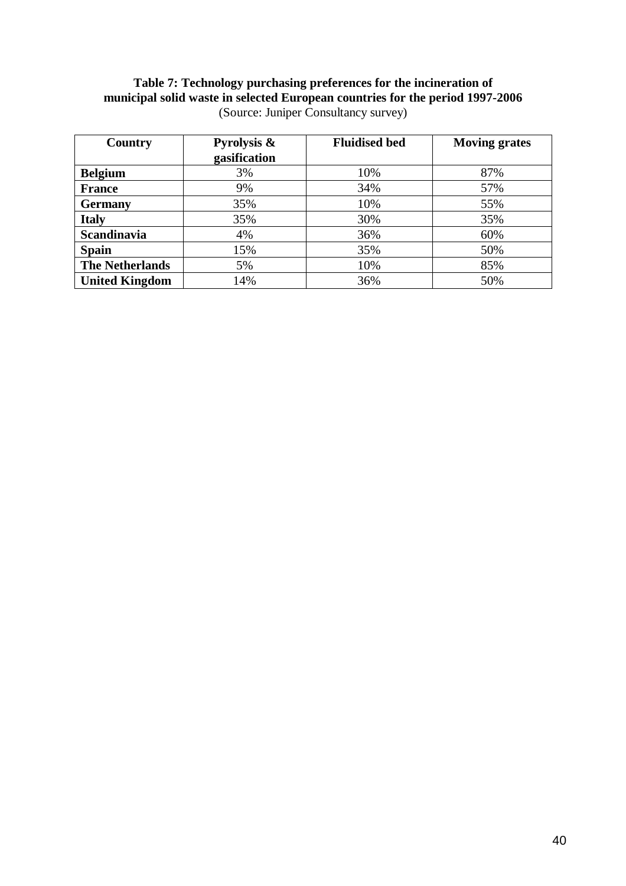**Table 7: Technology purchasing preferences for the incineration of municipal solid waste in selected European countries for the period 1997-2006**
(Source: Juniper Consultancy survey)

| Country | Pyrolysis & gasification | Fluidised bed | Moving grates |
|---|---|---|---|
| **Belgium** | 3% | 10% | 87% |
| **France** | 9% | 34% | 57% |
| **Germany** | 35% | 10% | 55% |
| **Italy** | 35% | 30% | 35% |
| **Scandinavia** | 4% | 36% | 60% |
| **Spain** | 15% | 35% | 50% |
| **The Netherlands** | 5% | 10% | 85% |
| **United Kingdom** | 14% | 36% | 50% |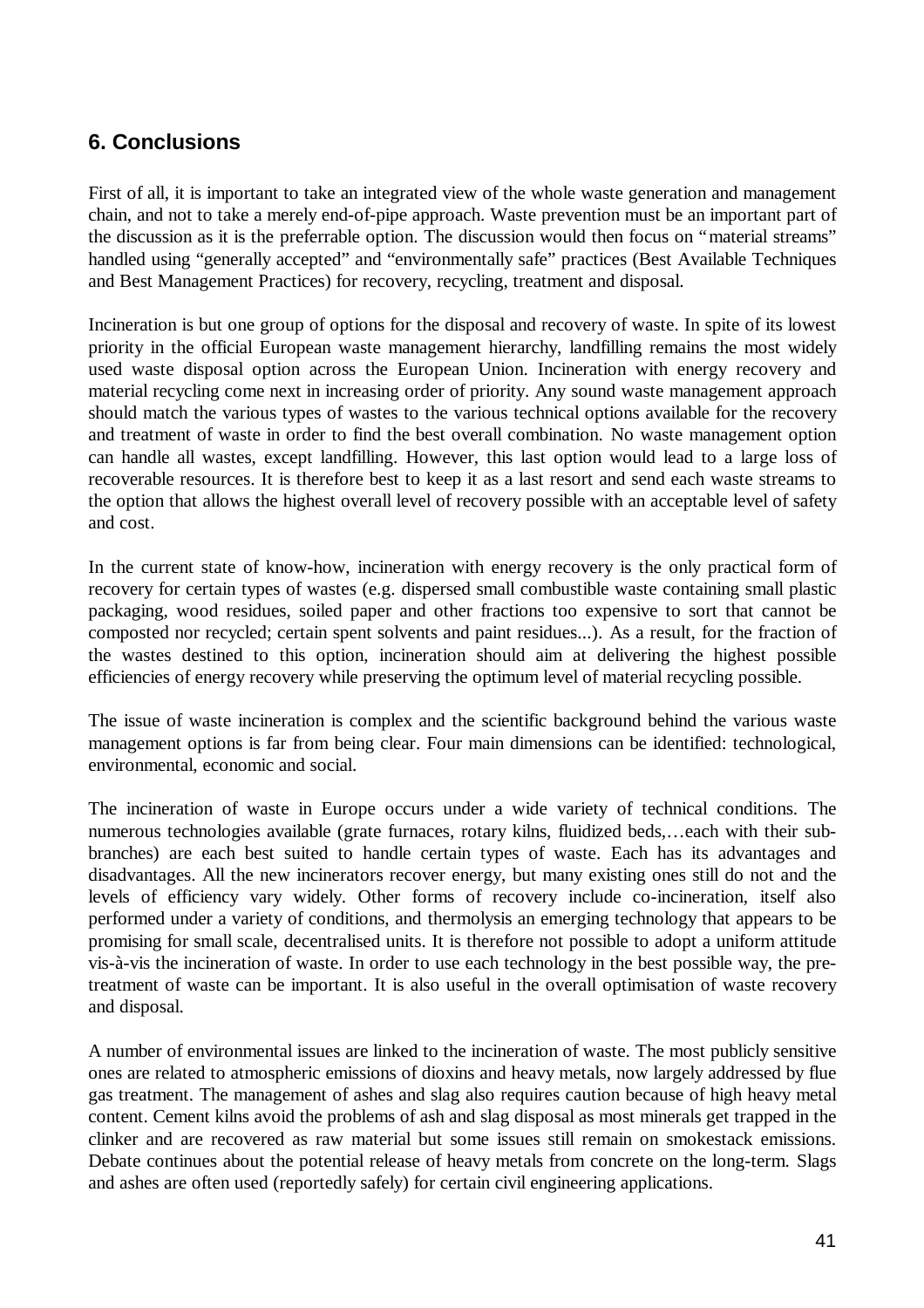## 6. Conclusions

First of all, it is important to take an integrated view of the whole waste generation and management chain, and not to take a merely end-of-pipe approach. Waste prevention must be an important part of the discussion as it is the preferrable option. The discussion would then focus on "material streams" handled using "generally accepted" and "environmentally safe" practices (Best Available Techniques and Best Management Practices) for recovery, recycling, treatment and disposal.

Incineration is but one group of options for the disposal and recovery of waste. In spite of its lowest priority in the official European waste management hierarchy, landfilling remains the most widely used waste disposal option across the European Union. Incineration with energy recovery and material recycling come next in increasing order of priority. Any sound waste management approach should match the various types of wastes to the various technical options available for the recovery and treatment of waste in order to find the best overall combination. No waste management option can handle all wastes, except landfilling. However, this last option would lead to a large loss of recoverable resources. It is therefore best to keep it as a last resort and send each waste streams to the option that allows the highest overall level of recovery possible with an acceptable level of safety and cost.

In the current state of know-how, incineration with energy recovery is the only practical form of recovery for certain types of wastes (e.g. dispersed small combustible waste containing small plastic packaging, wood residues, soiled paper and other fractions too expensive to sort that cannot be composted nor recycled; certain spent solvents and paint residues...). As a result, for the fraction of the wastes destined to this option, incineration should aim at delivering the highest possible efficiencies of energy recovery while preserving the optimum level of material recycling possible.

The issue of waste incineration is complex and the scientific background behind the various waste management options is far from being clear. Four main dimensions can be identified: technological, environmental, economic and social.

The incineration of waste in Europe occurs under a wide variety of technical conditions. The numerous technologies available (grate furnaces, rotary kilns, fluidized beds,…each with their sub-branches) are each best suited to handle certain types of waste. Each has its advantages and disadvantages. All the new incinerators recover energy, but many existing ones still do not and the levels of efficiency vary widely. Other forms of recovery include co-incineration, itself also performed under a variety of conditions, and thermolysis an emerging technology that appears to be promising for small scale, decentralised units. It is therefore not possible to adopt a uniform attitude vis-à-vis the incineration of waste. In order to use each technology in the best possible way, the pre-treatment of waste can be important. It is also useful in the overall optimisation of waste recovery and disposal.

A number of environmental issues are linked to the incineration of waste. The most publicly sensitive ones are related to atmospheric emissions of dioxins and heavy metals, now largely addressed by flue gas treatment. The management of ashes and slag also requires caution because of high heavy metal content. Cement kilns avoid the problems of ash and slag disposal as most minerals get trapped in the clinker and are recovered as raw material but some issues still remain on smokestack emissions. Debate continues about the potential release of heavy metals from concrete on the long-term. Slags and ashes are often used (reportedly safely) for certain civil engineering applications.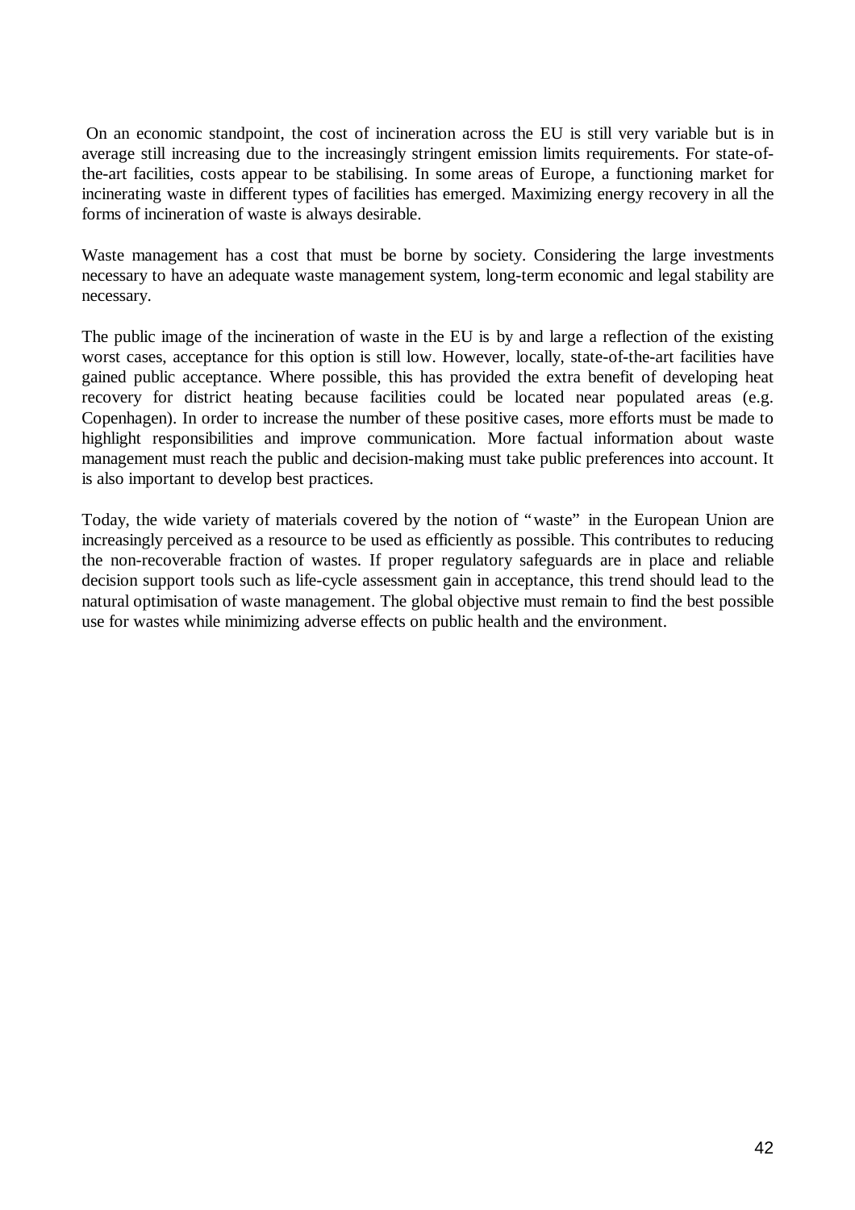On an economic standpoint, the cost of incineration across the EU is still very variable but is in average still increasing due to the increasingly stringent emission limits requirements. For state-of-the-art facilities, costs appear to be stabilising. In some areas of Europe, a functioning market for incinerating waste in different types of facilities has emerged. Maximizing energy recovery in all the forms of incineration of waste is always desirable.

Waste management has a cost that must be borne by society. Considering the large investments necessary to have an adequate waste management system, long-term economic and legal stability are necessary.

The public image of the incineration of waste in the EU is by and large a reflection of the existing worst cases, acceptance for this option is still low. However, locally, state-of-the-art facilities have gained public acceptance. Where possible, this has provided the extra benefit of developing heat recovery for district heating because facilities could be located near populated areas (e.g. Copenhagen). In order to increase the number of these positive cases, more efforts must be made to highlight responsibilities and improve communication. More factual information about waste management must reach the public and decision-making must take public preferences into account. It is also important to develop best practices.

Today, the wide variety of materials covered by the notion of "waste" in the European Union are increasingly perceived as a resource to be used as efficiently as possible. This contributes to reducing the non-recoverable fraction of wastes. If proper regulatory safeguards are in place and reliable decision support tools such as life-cycle assessment gain in acceptance, this trend should lead to the natural optimisation of waste management. The global objective must remain to find the best possible use for wastes while minimizing adverse effects on public health and the environment.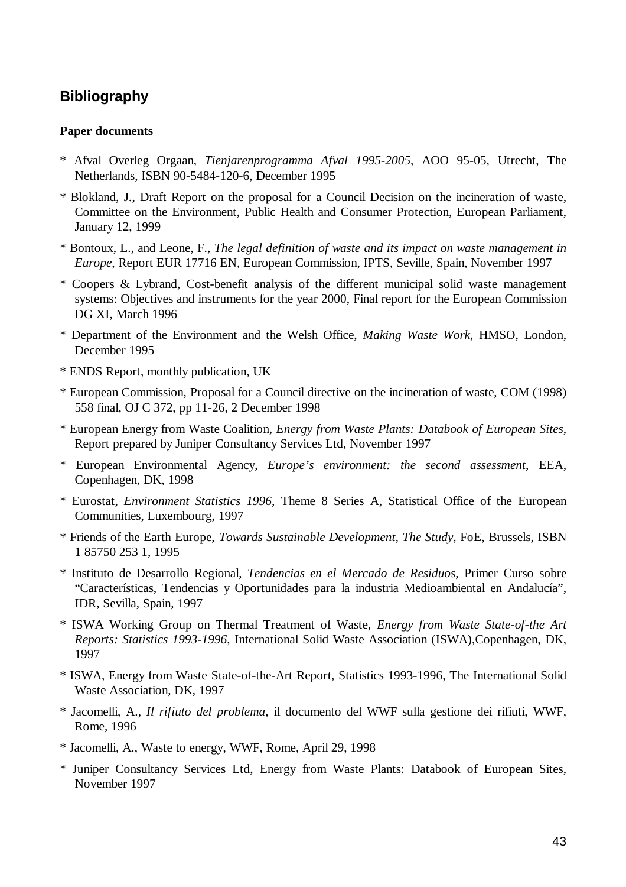## Bibliography

**Paper documents**

* Afval Overleg Orgaan, *Tienjarenprogramma Afval 1995-2005*, AOO 95-05, Utrecht, The Netherlands, ISBN 90-5484-120-6, December 1995

* Blokland, J., Draft Report on the proposal for a Council Decision on the incineration of waste, Committee on the Environment, Public Health and Consumer Protection, European Parliament, January 12, 1999

* Bontoux, L., and Leone, F., *The legal definition of waste and its impact on waste management in Europe*, Report EUR 17716 EN, European Commission, IPTS, Seville, Spain, November 1997

* Coopers & Lybrand, Cost-benefit analysis of the different municipal solid waste management systems: Objectives and instruments for the year 2000, Final report for the European Commission DG XI, March 1996

* Department of the Environment and the Welsh Office, *Making Waste Work*, HMSO, London, December 1995

* ENDS Report, monthly publication, UK

* European Commission, Proposal for a Council directive on the incineration of waste, COM (1998) 558 final, OJ C 372, pp 11-26, 2 December 1998

* European Energy from Waste Coalition, *Energy from Waste Plants: Databook of European Sites*, Report prepared by Juniper Consultancy Services Ltd, November 1997

* European Environmental Agency, *Europe's environment: the second assessment*, EEA, Copenhagen, DK, 1998

* Eurostat, *Environment Statistics 1996*, Theme 8 Series A, Statistical Office of the European Communities, Luxembourg, 1997

* Friends of the Earth Europe, *Towards Sustainable Development, The Study*, FoE, Brussels, ISBN 1 85750 253 1, 1995

* Instituto de Desarrollo Regional, *Tendencias en el Mercado de Residuos*, Primer Curso sobre "Características, Tendencias y Oportunidades para la industria Medioambiental en Andalucía", IDR, Sevilla, Spain, 1997

* ISWA Working Group on Thermal Treatment of Waste, *Energy from Waste State-of-the Art Reports: Statistics 1993-1996*, International Solid Waste Association (ISWA),Copenhagen, DK, 1997

* ISWA, Energy from Waste State-of-the-Art Report, Statistics 1993-1996, The International Solid Waste Association, DK, 1997

* Jacomelli, A., *Il rifiuto del problema*, il documento del WWF sulla gestione dei rifiuti, WWF, Rome, 1996

* Jacomelli, A., Waste to energy, WWF, Rome, April 29, 1998

* Juniper Consultancy Services Ltd, Energy from Waste Plants: Databook of European Sites, November 1997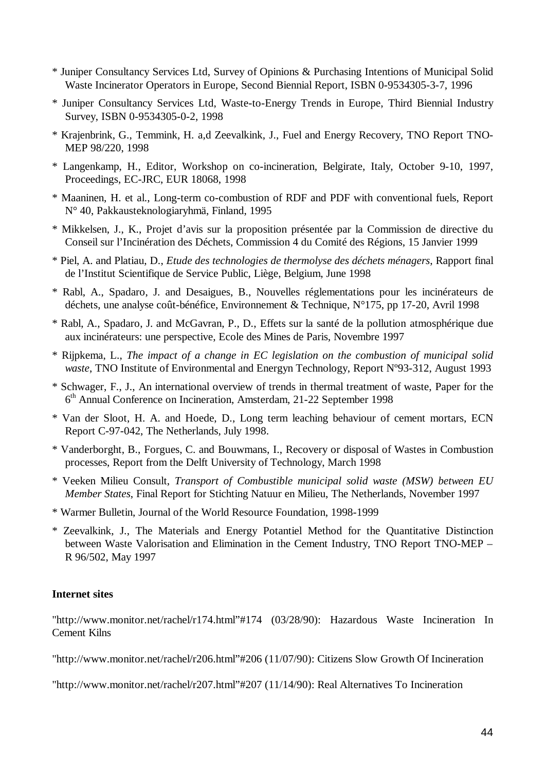* Juniper Consultancy Services Ltd, Survey of Opinions & Purchasing Intentions of Municipal Solid Waste Incinerator Operators in Europe, Second Biennial Report, ISBN 0-9534305-3-7, 1996

* Juniper Consultancy Services Ltd, Waste-to-Energy Trends in Europe, Third Biennial Industry Survey, ISBN 0-9534305-0-2, 1998

* Krajenbrink, G., Temmink, H. a,d Zeevalkink, J., Fuel and Energy Recovery, TNO Report TNO-MEP 98/220, 1998

* Langenkamp, H., Editor, Workshop on co-incineration, Belgirate, Italy, October 9-10, 1997, Proceedings, EC-JRC, EUR 18068, 1998

* Maaninen, H. et al., Long-term co-combustion of RDF and PDF with conventional fuels, Report N° 40, Pakkausteknologiaryhmä, Finland, 1995

* Mikkelsen, J., K., Projet d'avis sur la proposition présentée par la Commission de directive du Conseil sur l'Incinération des Déchets, Commission 4 du Comité des Régions, 15 Janvier 1999

* Piel, A. and Platiau, D., *Etude des technologies de thermolyse des déchets ménagers*, Rapport final de l'Institut Scientifique de Service Public, Liège, Belgium, June 1998

* Rabl, A., Spadaro, J. and Desaigues, B., Nouvelles réglementations pour les incinérateurs de déchets, une analyse coût-bénéfice, Environnement & Technique, N°175, pp 17-20, Avril 1998

* Rabl, A., Spadaro, J. and McGavran, P., D., Effets sur la santé de la pollution atmosphérique due aux incinérateurs: une perspective, Ecole des Mines de Paris, Novembre 1997

* Rijpkema, L., *The impact of a change in EC legislation on the combustion of municipal solid waste*, TNO Institute of Environmental and Energyn Technology, Report Nº93-312, August 1993

* Schwager, F., J., An international overview of trends in thermal treatment of waste, Paper for the 6th Annual Conference on Incineration, Amsterdam, 21-22 September 1998

* Van der Sloot, H. A. and Hoede, D., Long term leaching behaviour of cement mortars, ECN Report C-97-042, The Netherlands, July 1998.

* Vanderborght, B., Forgues, C. and Bouwmans, I., Recovery or disposal of Wastes in Combustion processes, Report from the Delft University of Technology, March 1998

* Veeken Milieu Consult, *Transport of Combustible municipal solid waste (MSW) between EU Member States*, Final Report for Stichting Natuur en Milieu, The Netherlands, November 1997

* Warmer Bulletin, Journal of the World Resource Foundation, 1998-1999

* Zeevalkink, J., The Materials and Energy Potantiel Method for the Quantitative Distinction between Waste Valorisation and Elimination in the Cement Industry, TNO Report TNO-MEP – R 96/502, May 1997

**Internet sites**

"http://www.monitor.net/rachel/r174.html"#174 (03/28/90): Hazardous Waste Incineration In Cement Kilns

"http://www.monitor.net/rachel/r206.html"#206 (11/07/90): Citizens Slow Growth Of Incineration

"http://www.monitor.net/rachel/r207.html"#207 (11/14/90): Real Alternatives To Incineration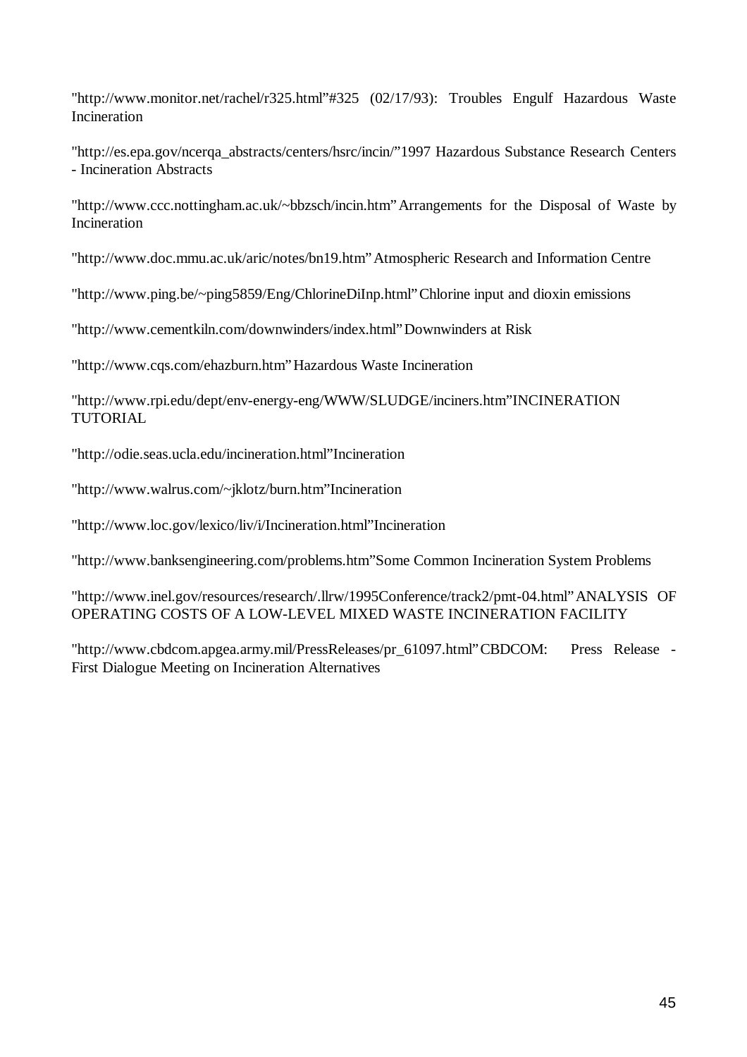"http://www.monitor.net/rachel/r325.html"#325 (02/17/93): Troubles Engulf Hazardous Waste Incineration

"http://es.epa.gov/ncerqa_abstracts/centers/hsrc/incin/"1997 Hazardous Substance Research Centers - Incineration Abstracts

"http://www.ccc.nottingham.ac.uk/~bbzsch/incin.htm" Arrangements for the Disposal of Waste by Incineration

"http://www.doc.mmu.ac.uk/aric/notes/bn19.htm" Atmospheric Research and Information Centre

"http://www.ping.be/~ping5859/Eng/ChlorineDiInp.html" Chlorine input and dioxin emissions

"http://www.cementkiln.com/downwinders/index.html" Downwinders at Risk

"http://www.cqs.com/ehazburn.htm" Hazardous Waste Incineration

"http://www.rpi.edu/dept/env-energy-eng/WWW/SLUDGE/inciners.htm"INCINERATION TUTORIAL

"http://odie.seas.ucla.edu/incineration.html"Incineration

"http://www.walrus.com/~jklotz/burn.htm"Incineration

"http://www.loc.gov/lexico/liv/i/Incineration.html"Incineration

"http://www.banksengineering.com/problems.htm"Some Common Incineration System Problems

"http://www.inel.gov/resources/research/.llrw/1995Conference/track2/pmt-04.html" ANALYSIS OF OPERATING COSTS OF A LOW-LEVEL MIXED WASTE INCINERATION FACILITY

"http://www.cbdcom.apgea.army.mil/PressReleases/pr_61097.html" CBDCOM: Press Release - First Dialogue Meeting on Incineration Alternatives